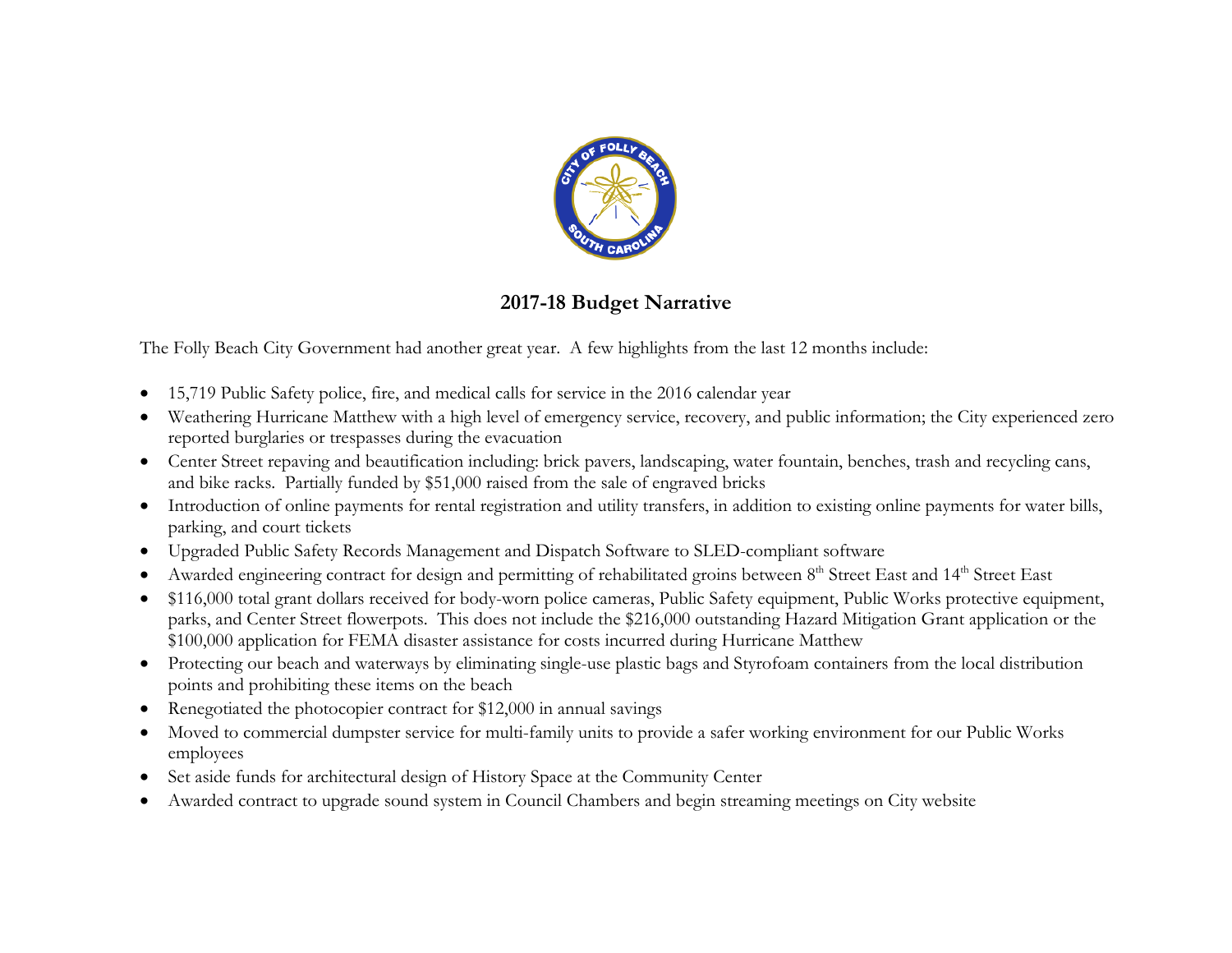# 2017-18 Budget Narrative

The Folly Beach City Government had another great year. A few highlights from the last 12 months include:

- 15,719 Public Safety police, fire, and medical calls for service in the 2016 calendar year
- Weathering Hurricane Matthew with a high level of emergency service, recovery, and public information; the City experienced zero reported burglaries or trespasses during the evacuation
- Center Street repaving and beautification including: brick pavers, landscaping, water fountain, benches, trash and recycling cans, and bike racks. Partially funded by $51,000 raised from the sale of engraved bricks
- Introduction of online payments for rental registration and utility transfers, in addition to existing online payments for water bills, parking, and court tickets
- Upgraded Public Safety Records Management and Dispatch Software to SLED-compliant software
- Awarded engineering contract for design and permitting of rehabilitated groins between 8th Street East and 14th Street East
- $116,000 total grant dollars received for body-worn police cameras, Public Safety equipment, Public Works protective equipment, parks, and Center Street flowerpots. This does not include the $216,000 outstanding Hazard Mitigation Grant application or the $100,000 application for FEMA disaster assistance for costs incurred during Hurricane Matthew
- Protecting our beach and waterways by eliminating single-use plastic bags and Styrofoam containers from the local distribution points and prohibiting these items on the beach
- Renegotiated the photocopier contract for $12,000 in annual savings
- Moved to commercial dumpster service for multi-family units to provide a safer working environment for our Public Works employees
- Set aside funds for architectural design of History Space at the Community Center
- Awarded contract to upgrade sound system in Council Chambers and begin streaming meetings on City website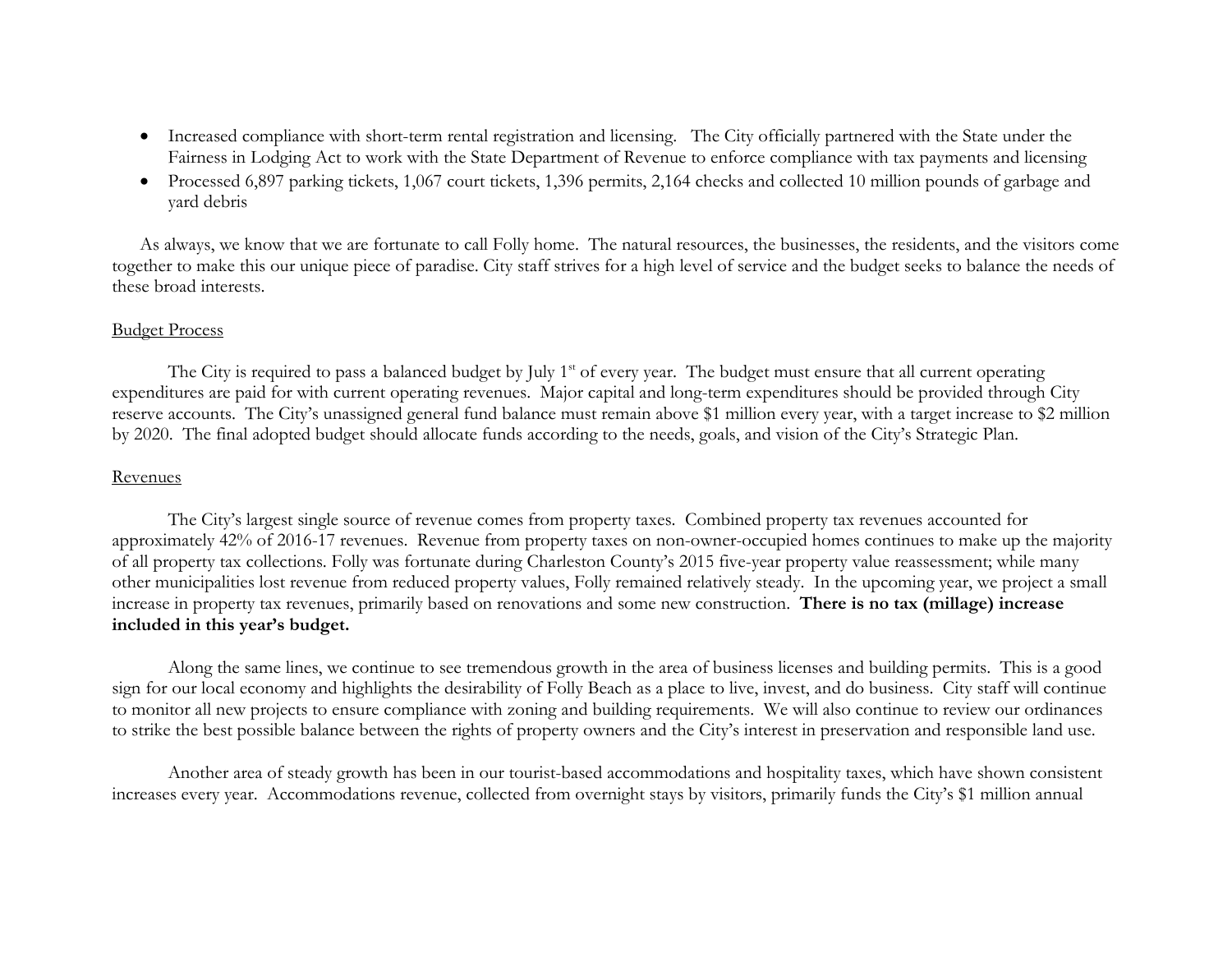- Increased compliance with short-term rental registration and licensing. The City officially partnered with the State under the Fairness in Lodging Act to work with the State Department of Revenue to enforce compliance with tax payments and licensing
- Processed 6,897 parking tickets, 1,067 court tickets, 1,396 permits, 2,164 checks and collected 10 million pounds of garbage and yard debris

As always, we know that we are fortunate to call Folly home. The natural resources, the businesses, the residents, and the visitors come together to make this our unique piece of paradise. City staff strives for a high level of service and the budget seeks to balance the needs of these broad interests.

## Budget Process

The City is required to pass a balanced budget by July 1st of every year. The budget must ensure that all current operating expenditures are paid for with current operating revenues. Major capital and long-term expenditures should be provided through City reserve accounts. The City's unassigned general fund balance must remain above $1 million every year, with a target increase to $2 million by 2020. The final adopted budget should allocate funds according to the needs, goals, and vision of the City's Strategic Plan.

## Revenues

The City's largest single source of revenue comes from property taxes. Combined property tax revenues accounted for approximately 42% of 2016-17 revenues. Revenue from property taxes on non-owner-occupied homes continues to make up the majority of all property tax collections. Folly was fortunate during Charleston County's 2015 five-year property value reassessment; while many other municipalities lost revenue from reduced property values, Folly remained relatively steady. In the upcoming year, we project a small increase in property tax revenues, primarily based on renovations and some new construction. **There is no tax (millage) increase included in this year's budget.**

Along the same lines, we continue to see tremendous growth in the area of business licenses and building permits. This is a good sign for our local economy and highlights the desirability of Folly Beach as a place to live, invest, and do business. City staff will continue to monitor all new projects to ensure compliance with zoning and building requirements. We will also continue to review our ordinances to strike the best possible balance between the rights of property owners and the City's interest in preservation and responsible land use.

Another area of steady growth has been in our tourist-based accommodations and hospitality taxes, which have shown consistent increases every year. Accommodations revenue, collected from overnight stays by visitors, primarily funds the City's $1 million annual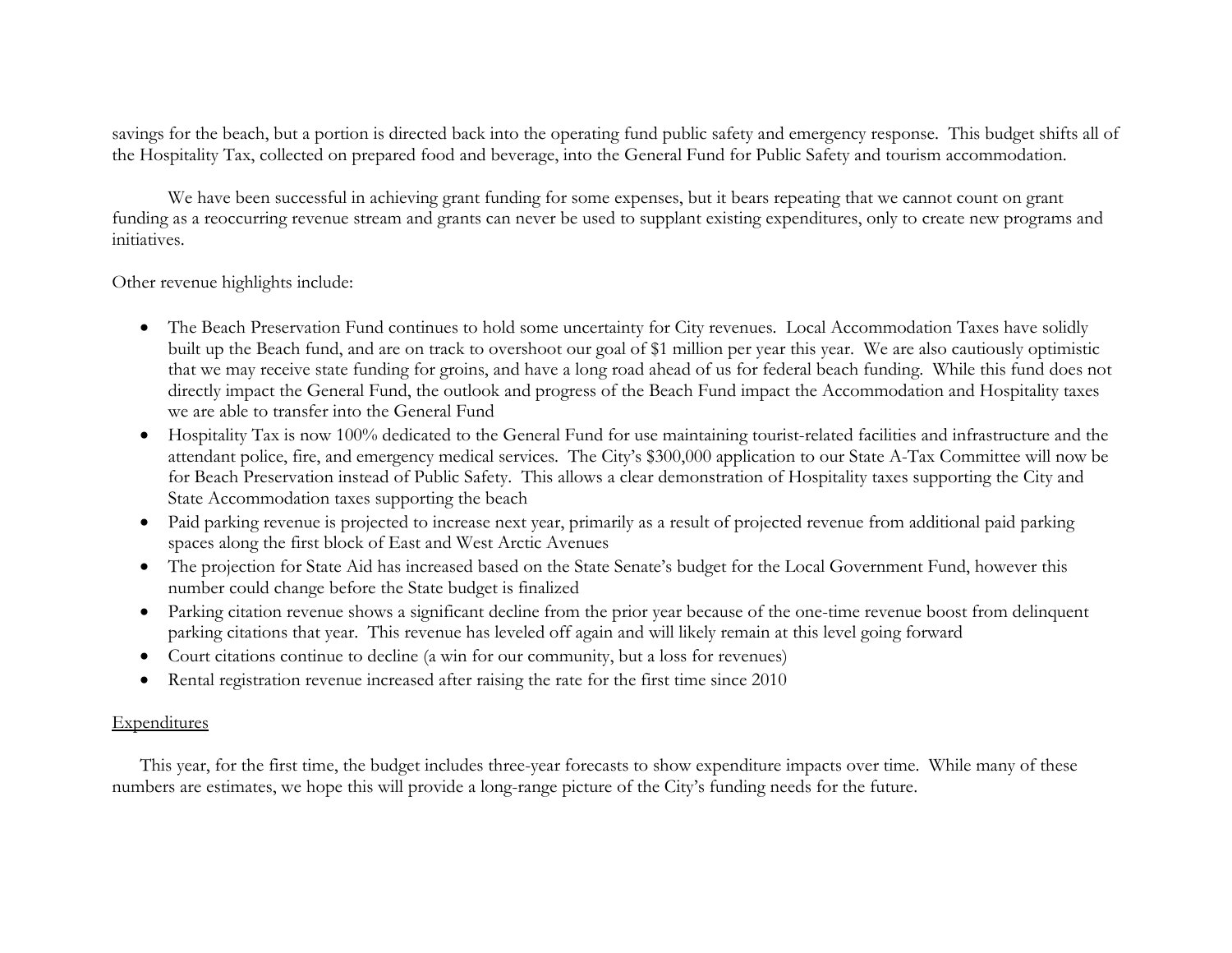savings for the beach, but a portion is directed back into the operating fund public safety and emergency response. This budget shifts all of the Hospitality Tax, collected on prepared food and beverage, into the General Fund for Public Safety and tourism accommodation.

We have been successful in achieving grant funding for some expenses, but it bears repeating that we cannot count on grant funding as a reoccurring revenue stream and grants can never be used to supplant existing expenditures, only to create new programs and initiatives.

Other revenue highlights include:

- The Beach Preservation Fund continues to hold some uncertainty for City revenues. Local Accommodation Taxes have solidly built up the Beach fund, and are on track to overshoot our goal of $1 million per year this year. We are also cautiously optimistic that we may receive state funding for groins, and have a long road ahead of us for federal beach funding. While this fund does not directly impact the General Fund, the outlook and progress of the Beach Fund impact the Accommodation and Hospitality taxes we are able to transfer into the General Fund
- Hospitality Tax is now 100% dedicated to the General Fund for use maintaining tourist-related facilities and infrastructure and the attendant police, fire, and emergency medical services. The City's $300,000 application to our State A-Tax Committee will now be for Beach Preservation instead of Public Safety. This allows a clear demonstration of Hospitality taxes supporting the City and State Accommodation taxes supporting the beach
- Paid parking revenue is projected to increase next year, primarily as a result of projected revenue from additional paid parking spaces along the first block of East and West Arctic Avenues
- The projection for State Aid has increased based on the State Senate's budget for the Local Government Fund, however this number could change before the State budget is finalized
- Parking citation revenue shows a significant decline from the prior year because of the one-time revenue boost from delinquent parking citations that year. This revenue has leveled off again and will likely remain at this level going forward
- Court citations continue to decline (a win for our community, but a loss for revenues)
- Rental registration revenue increased after raising the rate for the first time since 2010

<u>Expenditures</u>

This year, for the first time, the budget includes three-year forecasts to show expenditure impacts over time. While many of these numbers are estimates, we hope this will provide a long-range picture of the City's funding needs for the future.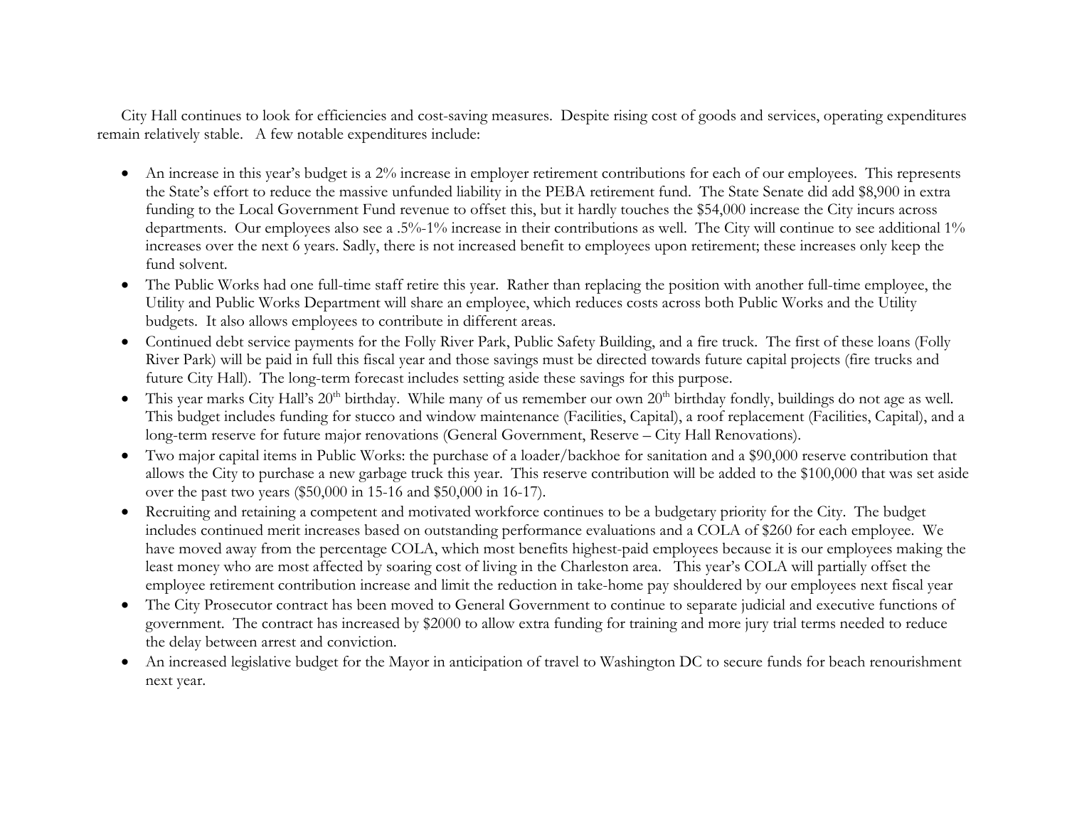City Hall continues to look for efficiencies and cost-saving measures. Despite rising cost of goods and services, operating expenditures remain relatively stable. A few notable expenditures include:

- An increase in this year's budget is a 2% increase in employer retirement contributions for each of our employees. This represents the State's effort to reduce the massive unfunded liability in the PEBA retirement fund. The State Senate did add $8,900 in extra funding to the Local Government Fund revenue to offset this, but it hardly touches the $54,000 increase the City incurs across departments. Our employees also see a .5%-1% increase in their contributions as well. The City will continue to see additional 1% increases over the next 6 years. Sadly, there is not increased benefit to employees upon retirement; these increases only keep the fund solvent.
- The Public Works had one full-time staff retire this year. Rather than replacing the position with another full-time employee, the Utility and Public Works Department will share an employee, which reduces costs across both Public Works and the Utility budgets. It also allows employees to contribute in different areas.
- Continued debt service payments for the Folly River Park, Public Safety Building, and a fire truck. The first of these loans (Folly River Park) will be paid in full this fiscal year and those savings must be directed towards future capital projects (fire trucks and future City Hall). The long-term forecast includes setting aside these savings for this purpose.
- This year marks City Hall's 20th birthday. While many of us remember our own 20th birthday fondly, buildings do not age as well. This budget includes funding for stucco and window maintenance (Facilities, Capital), a roof replacement (Facilities, Capital), and a long-term reserve for future major renovations (General Government, Reserve – City Hall Renovations).
- Two major capital items in Public Works: the purchase of a loader/backhoe for sanitation and a $90,000 reserve contribution that allows the City to purchase a new garbage truck this year. This reserve contribution will be added to the $100,000 that was set aside over the past two years ($50,000 in 15-16 and $50,000 in 16-17).
- Recruiting and retaining a competent and motivated workforce continues to be a budgetary priority for the City. The budget includes continued merit increases based on outstanding performance evaluations and a COLA of $260 for each employee. We have moved away from the percentage COLA, which most benefits highest-paid employees because it is our employees making the least money who are most affected by soaring cost of living in the Charleston area. This year's COLA will partially offset the employee retirement contribution increase and limit the reduction in take-home pay shouldered by our employees next fiscal year
- The City Prosecutor contract has been moved to General Government to continue to separate judicial and executive functions of government. The contract has increased by $2000 to allow extra funding for training and more jury trial terms needed to reduce the delay between arrest and conviction.
- An increased legislative budget for the Mayor in anticipation of travel to Washington DC to secure funds for beach renourishment next year.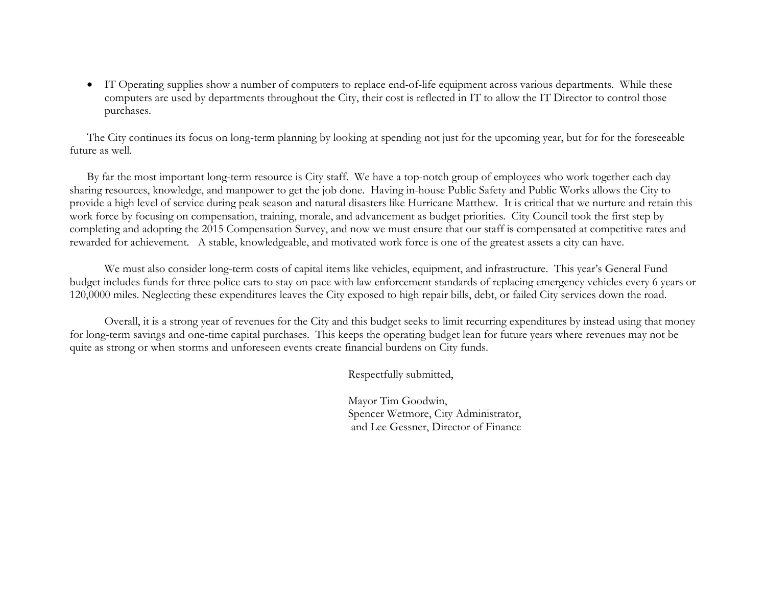- IT Operating supplies show a number of computers to replace end-of-life equipment across various departments. While these computers are used by departments throughout the City, their cost is reflected in IT to allow the IT Director to control those purchases.

The City continues its focus on long-term planning by looking at spending not just for the upcoming year, but for for the foreseeable future as well.

By far the most important long-term resource is City staff. We have a top-notch group of employees who work together each day sharing resources, knowledge, and manpower to get the job done. Having in-house Public Safety and Public Works allows the City to provide a high level of service during peak season and natural disasters like Hurricane Matthew. It is critical that we nurture and retain this work force by focusing on compensation, training, morale, and advancement as budget priorities. City Council took the first step by completing and adopting the 2015 Compensation Survey, and now we must ensure that our staff is compensated at competitive rates and rewarded for achievement. A stable, knowledgeable, and motivated work force is one of the greatest assets a city can have.

We must also consider long-term costs of capital items like vehicles, equipment, and infrastructure. This year's General Fund budget includes funds for three police cars to stay on pace with law enforcement standards of replacing emergency vehicles every 6 years or 120,0000 miles. Neglecting these expenditures leaves the City exposed to high repair bills, debt, or failed City services down the road.

Overall, it is a strong year of revenues for the City and this budget seeks to limit recurring expenditures by instead using that money for long-term savings and one-time capital purchases. This keeps the operating budget lean for future years where revenues may not be quite as strong or when storms and unforeseen events create financial burdens on City funds.

Respectfully submitted,

Mayor Tim Goodwin,
Spencer Wetmore, City Administrator,
and Lee Gessner, Director of Finance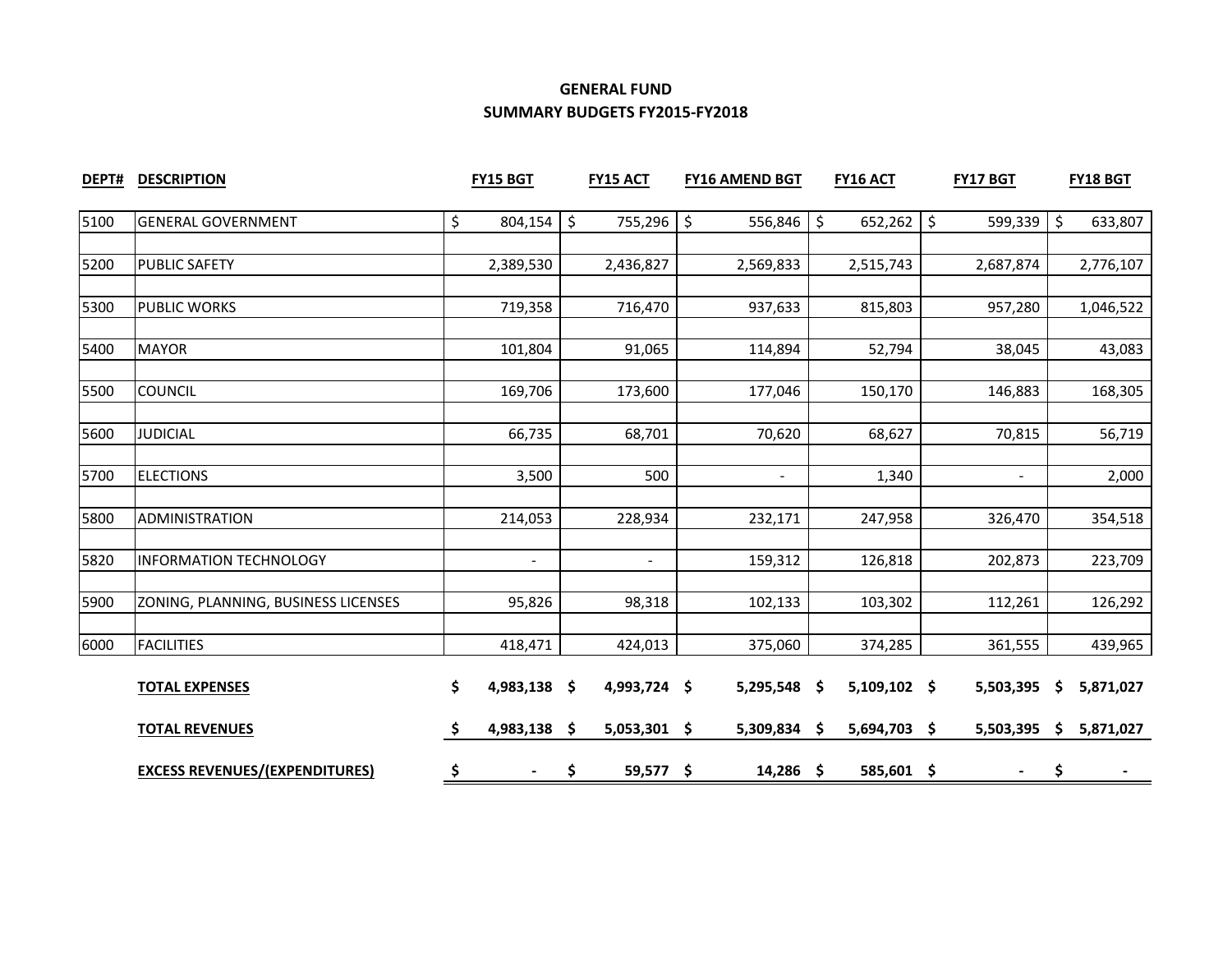# GENERAL FUND
## SUMMARY BUDGETS FY2015-FY2018

| DEPT# | DESCRIPTION | FY15 BGT | FY15 ACT | FY16 AMEND BGT | FY16 ACT | FY17 BGT | FY18 BGT |
|---|---|---|---|---|---|---|---|
| 5100 | GENERAL GOVERNMENT | $ 804,154 | $ 755,296 | $ 556,846 | $ 652,262 | $ 599,339 | $ 633,807 |
| 5200 | PUBLIC SAFETY | 2,389,530 | 2,436,827 | 2,569,833 | 2,515,743 | 2,687,874 | 2,776,107 |
| 5300 | PUBLIC WORKS | 719,358 | 716,470 | 937,633 | 815,803 | 957,280 | 1,046,522 |
| 5400 | MAYOR | 101,804 | 91,065 | 114,894 | 52,794 | 38,045 | 43,083 |
| 5500 | COUNCIL | 169,706 | 173,600 | 177,046 | 150,170 | 146,883 | 168,305 |
| 5600 | JUDICIAL | 66,735 | 68,701 | 70,620 | 68,627 | 70,815 | 56,719 |
| 5700 | ELECTIONS | 3,500 | 500 | - | 1,340 | - | 2,000 |
| 5800 | ADMINISTRATION | 214,053 | 228,934 | 232,171 | 247,958 | 326,470 | 354,518 |
| 5820 | INFORMATION TECHNOLOGY | - | - | 159,312 | 126,818 | 202,873 | 223,709 |
| 5900 | ZONING, PLANNING, BUSINESS LICENSES | 95,826 | 98,318 | 102,133 | 103,302 | 112,261 | 126,292 |
| 6000 | FACILITIES | 418,471 | 424,013 | 375,060 | 374,285 | 361,555 | 439,965 |
| | **TOTAL EXPENSES** | **$ 4,983,138** | **$ 4,993,724** | **$ 5,295,548** | **$ 5,109,102** | **$ 5,503,395** | **$ 5,871,027** |
| | **TOTAL REVENUES** | **$ 4,983,138** | **$ 5,053,301** | **$ 5,309,834** | **$ 5,694,703** | **$ 5,503,395** | **$ 5,871,027** |
| | **EXCESS REVENUES/(EXPENDITURES)** | **$ -** | **$ 59,577** | **$ 14,286** | **$ 585,601** | **$ -** | **$ -** |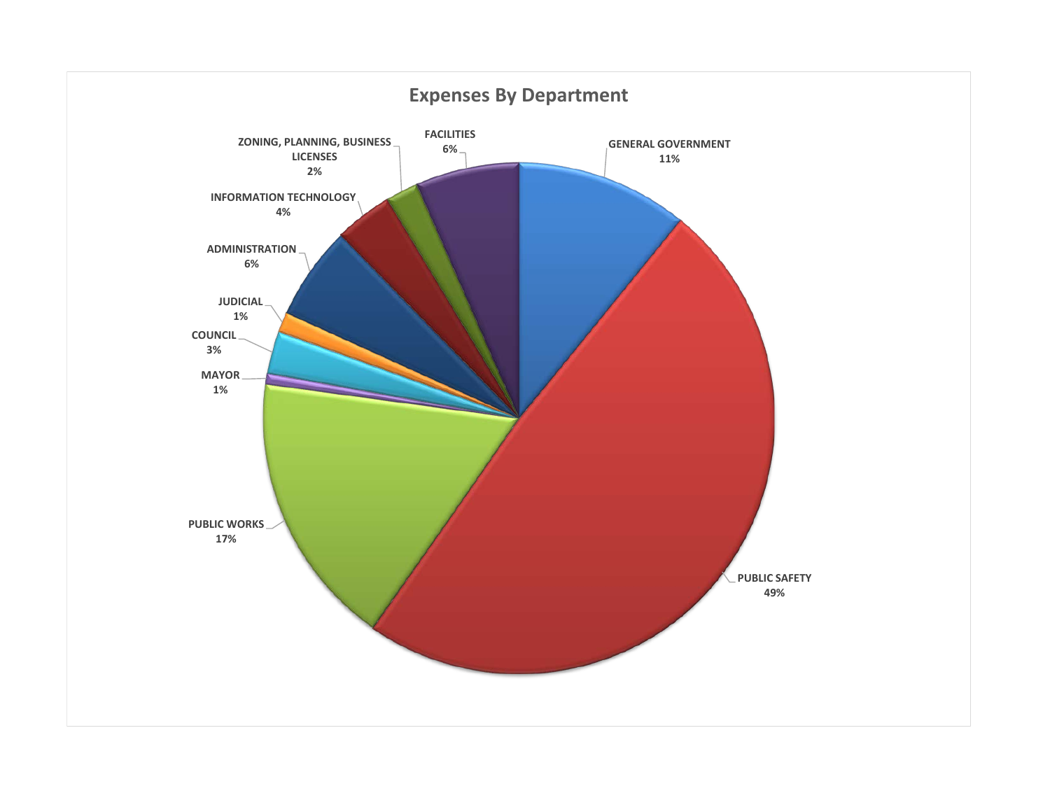## Expenses By Department

| Department | Percentage |
|---|---|
| GENERAL GOVERNMENT | 11% |
| PUBLIC SAFETY | 49% |
| PUBLIC WORKS | 17% |
| MAYOR | 1% |
| COUNCIL | 3% |
| JUDICIAL | 1% |
| ADMINISTRATION | 6% |
| INFORMATION TECHNOLOGY | 4% |
| ZONING, PLANNING, BUSINESS LICENSES | 2% |
| FACILITIES | 6% |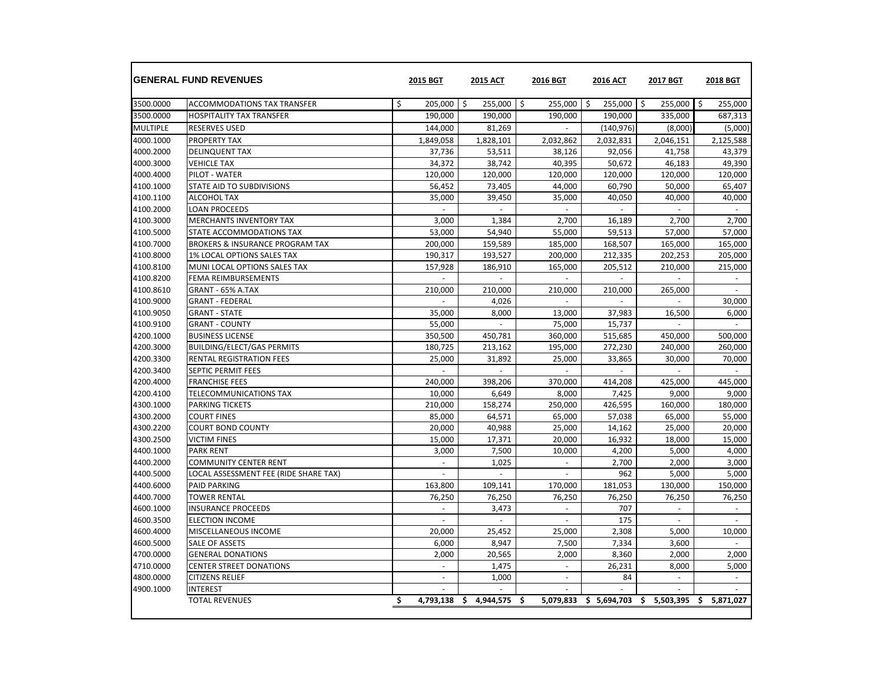| | GENERAL FUND REVENUES | 2015 BGT | 2015 ACT | 2016 BGT | 2016 ACT | 2017 BGT | 2018 BGT |
|---|---|---|---|---|---|---|---|
| 3500.0000 | ACCOMMODATIONS TAX TRANSFER | $ 205,000 | $ 255,000 | $ 255,000 | $ 255,000 | $ 255,000 | $ 255,000 |
| 3500.0000 | HOSPITALITY TAX TRANSFER | 190,000 | 190,000 | 190,000 | 190,000 | 335,000 | 687,313 |
| MULTIPLE | RESERVES USED | 144,000 | 81,269 | - | (140,976) | (8,000) | (5,000) |
| 4000.1000 | PROPERTY TAX | 1,849,058 | 1,828,101 | 2,032,862 | 2,032,831 | 2,046,151 | 2,125,588 |
| 4000.2000 | DELINQUENT TAX | 37,736 | 53,511 | 38,126 | 92,056 | 41,758 | 43,379 |
| 4000.3000 | VEHICLE TAX | 34,372 | 38,742 | 40,395 | 50,672 | 46,183 | 49,390 |
| 4000.4000 | PILOT - WATER | 120,000 | 120,000 | 120,000 | 120,000 | 120,000 | 120,000 |
| 4100.1000 | STATE AID TO SUBDIVISIONS | 56,452 | 73,405 | 44,000 | 60,790 | 50,000 | 65,407 |
| 4100.1100 | ALCOHOL TAX | 35,000 | 39,450 | 35,000 | 40,050 | 40,000 | 40,000 |
| 4100.2000 | LOAN PROCEEDS | - | - | - | - | - | - |
| 4100.3000 | MERCHANTS INVENTORY TAX | 3,000 | 1,384 | 2,700 | 16,189 | 2,700 | 2,700 |
| 4100.5000 | STATE ACCOMMODATIONS TAX | 53,000 | 54,940 | 55,000 | 59,513 | 57,000 | 57,000 |
| 4100.7000 | BROKERS & INSURANCE PROGRAM TAX | 200,000 | 159,589 | 185,000 | 168,507 | 165,000 | 165,000 |
| 4100.8000 | 1% LOCAL OPTIONS SALES TAX | 190,317 | 193,527 | 200,000 | 212,335 | 202,253 | 205,000 |
| 4100.8100 | MUNI LOCAL OPTIONS SALES TAX | 157,928 | 186,910 | 165,000 | 205,512 | 210,000 | 215,000 |
| 4100.8200 | FEMA REIMBURSEMENTS | - | - | - | - | - | - |
| 4100.8610 | GRANT - 65% A.TAX | 210,000 | 210,000 | 210,000 | 210,000 | 265,000 | - |
| 4100.9000 | GRANT - FEDERAL | - | 4,026 | - | - | - | 30,000 |
| 4100.9050 | GRANT - STATE | 35,000 | 8,000 | 13,000 | 37,983 | 16,500 | 6,000 |
| 4100.9100 | GRANT - COUNTY | 55,000 | - | 75,000 | 15,737 | - | - |
| 4200.1000 | BUSINESS LICENSE | 350,500 | 450,781 | 360,000 | 515,685 | 450,000 | 500,000 |
| 4200.3000 | BUILDING/ELECT/GAS PERMITS | 180,725 | 213,162 | 195,000 | 272,230 | 240,000 | 260,000 |
| 4200.3300 | RENTAL REGISTRATION FEES | 25,000 | 31,892 | 25,000 | 33,865 | 30,000 | 70,000 |
| 4200.3400 | SEPTIC PERMIT FEES | - | - | - | - | - | - |
| 4200.4000 | FRANCHISE FEES | 240,000 | 398,206 | 370,000 | 414,208 | 425,000 | 445,000 |
| 4200.4100 | TELECOMMUNICATIONS TAX | 10,000 | 6,649 | 8,000 | 7,425 | 9,000 | 9,000 |
| 4300.1000 | PARKING TICKETS | 210,000 | 158,274 | 250,000 | 426,595 | 160,000 | 180,000 |
| 4300.2000 | COURT FINES | 85,000 | 64,571 | 65,000 | 57,038 | 65,000 | 55,000 |
| 4300.2200 | COURT BOND COUNTY | 20,000 | 40,988 | 25,000 | 14,162 | 25,000 | 20,000 |
| 4300.2500 | VICTIM FINES | 15,000 | 17,371 | 20,000 | 16,932 | 18,000 | 15,000 |
| 4400.1000 | PARK RENT | 3,000 | 7,500 | 10,000 | 4,200 | 5,000 | 4,000 |
| 4400.2000 | COMMUNITY CENTER RENT | - | 1,025 | - | 2,700 | 2,000 | 3,000 |
| 4400.5000 | LOCAL ASSESSMENT FEE (RIDE SHARE TAX) | - | - | - | 962 | 5,000 | 5,000 |
| 4400.6000 | PAID PARKING | 163,800 | 109,141 | 170,000 | 181,053 | 130,000 | 150,000 |
| 4400.7000 | TOWER RENTAL | 76,250 | 76,250 | 76,250 | 76,250 | 76,250 | 76,250 |
| 4600.1000 | INSURANCE PROCEEDS | - | 3,473 | - | 707 | - | - |
| 4600.3500 | ELECTION INCOME | - | - | - | 175 | - | - |
| 4600.4000 | MISCELLANEOUS INCOME | 20,000 | 25,452 | 25,000 | 2,308 | 5,000 | 10,000 |
| 4600.5000 | SALE OF ASSETS | 6,000 | 8,947 | 7,500 | 7,334 | 3,600 | - |
| 4700.0000 | GENERAL DONATIONS | 2,000 | 20,565 | 2,000 | 8,360 | 2,000 | 2,000 |
| 4710.0000 | CENTER STREET DONATIONS | - | 1,475 | - | 26,231 | 8,000 | 5,000 |
| 4800.0000 | CITIZENS RELIEF | - | 1,000 | - | 84 | - | - |
| 4900.1000 | INTEREST | - | - | - | - | - | - |
| | TOTAL REVENUES | $ 4,793,138 | $ 4,944,575 | $ 5,079,833 | $ 5,694,703 | $ 5,503,395 | $ 5,871,027 |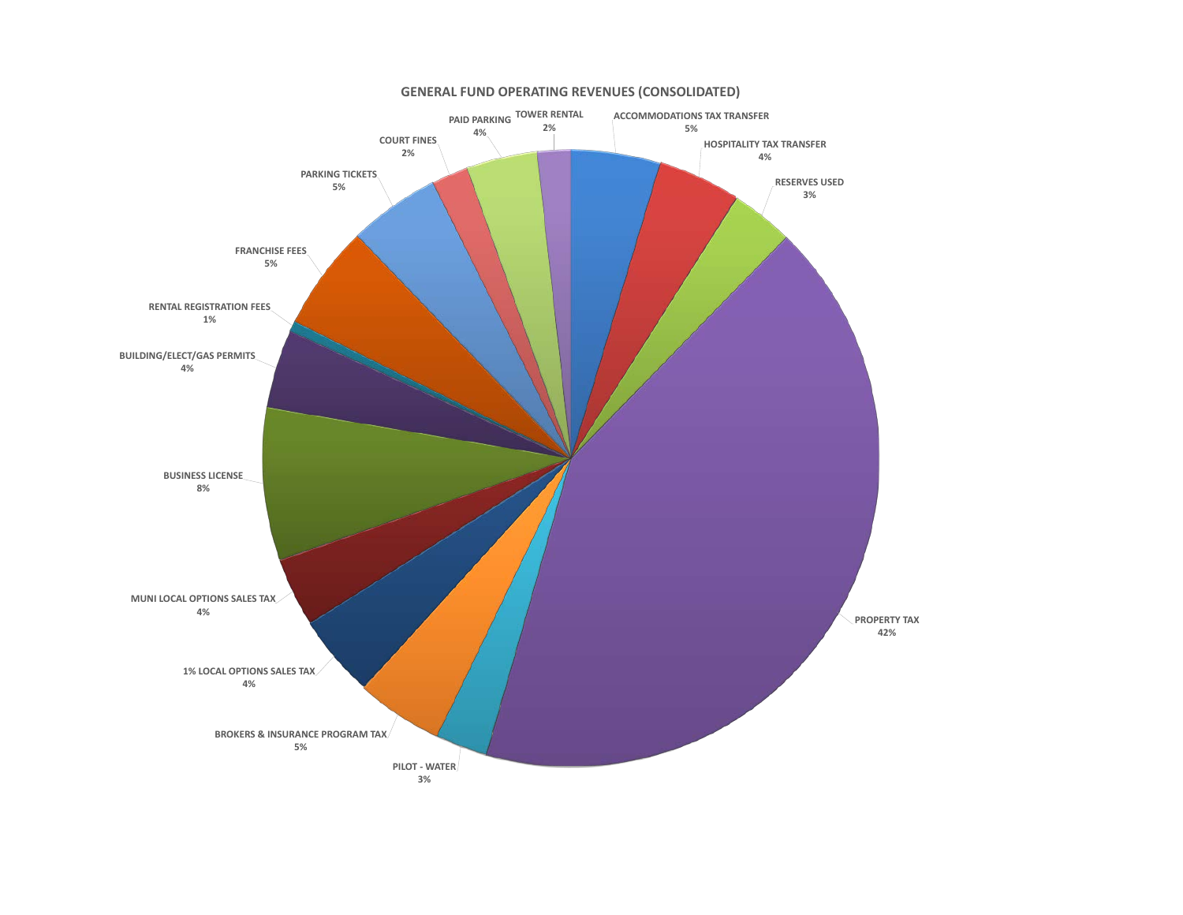## GENERAL FUND OPERATING REVENUES (CONSOLIDATED)

| Revenue Source | Percentage |
|---|---|
| ACCOMMODATIONS TAX TRANSFER | 5% |
| HOSPITALITY TAX TRANSFER | 4% |
| RESERVES USED | 3% |
| PROPERTY TAX | 42% |
| PILOT - WATER | 3% |
| BROKERS & INSURANCE PROGRAM TAX | 5% |
| 1% LOCAL OPTIONS SALES TAX | 4% |
| MUNI LOCAL OPTIONS SALES TAX | 4% |
| BUSINESS LICENSE | 8% |
| BUILDING/ELECT/GAS PERMITS | 4% |
| RENTAL REGISTRATION FEES | 1% |
| FRANCHISE FEES | 5% |
| PARKING TICKETS | 5% |
| COURT FINES | 2% |
| PAID PARKING | 4% |
| TOWER RENTAL | 2% |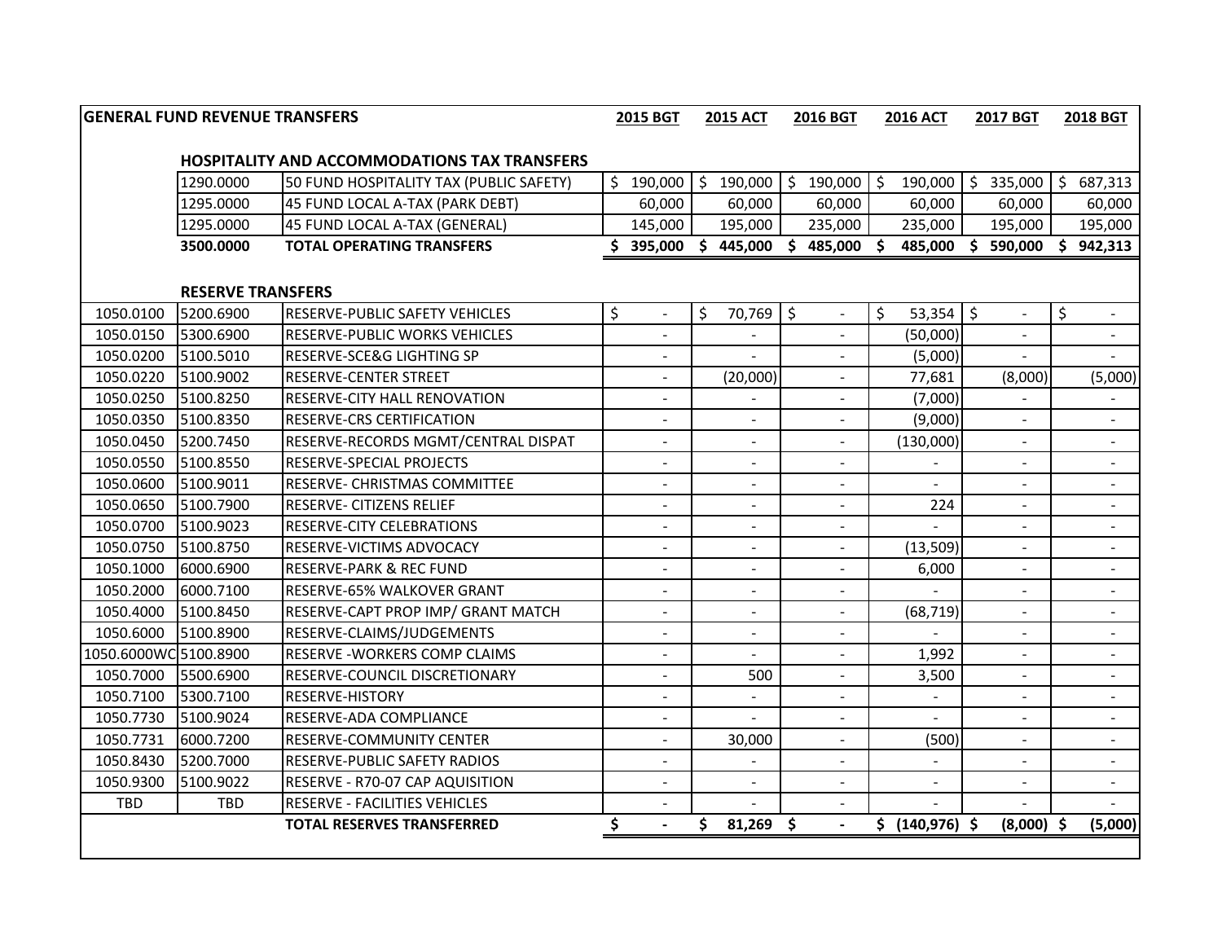## GENERAL FUND REVENUE TRANSFERS

### HOSPITALITY AND ACCOMMODATIONS TAX TRANSFERS

| | | | 2015 BGT | 2015 ACT | 2016 BGT | 2016 ACT | 2017 BGT | 2018 BGT |
|---|---|---|---|---|---|---|---|---|
| | 1290.0000 | 50 FUND HOSPITALITY TAX (PUBLIC SAFETY) | $ 190,000 | $ 190,000 | $ 190,000 | $ 190,000 | $ 335,000 | $ 687,313 |
| | 1295.0000 | 45 FUND LOCAL A-TAX (PARK DEBT) | 60,000 | 60,000 | 60,000 | 60,000 | 60,000 | 60,000 |
| | 1295.0000 | 45 FUND LOCAL A-TAX (GENERAL) | 145,000 | 195,000 | 235,000 | 235,000 | 195,000 | 195,000 |
| | **3500.0000** | **TOTAL OPERATING TRANSFERS** | **$ 395,000** | **$ 445,000** | **$ 485,000** | **$ 485,000** | **$ 590,000** | **$ 942,313** |

### RESERVE TRANSFERS

| | | | 2015 BGT | 2015 ACT | 2016 BGT | 2016 ACT | 2017 BGT | 2018 BGT |
|---|---|---|---|---|---|---|---|---|
| 1050.0100 | 5200.6900 | RESERVE-PUBLIC SAFETY VEHICLES | $ - | $ 70,769 | $ - | $ 53,354 | $ - | $ - |
| 1050.0150 | 5300.6900 | RESERVE-PUBLIC WORKS VEHICLES | - | - | - | (50,000) | - | - |
| 1050.0200 | 5100.5010 | RESERVE-SCE&G LIGHTING SP | - | - | - | (5,000) | - | - |
| 1050.0220 | 5100.9002 | RESERVE-CENTER STREET | - | (20,000) | - | 77,681 | (8,000) | (5,000) |
| 1050.0250 | 5100.8250 | RESERVE-CITY HALL RENOVATION | - | - | - | (7,000) | - | - |
| 1050.0350 | 5100.8350 | RESERVE-CRS CERTIFICATION | - | - | - | (9,000) | - | - |
| 1050.0450 | 5200.7450 | RESERVE-RECORDS MGMT/CENTRAL DISPAT | - | - | - | (130,000) | - | - |
| 1050.0550 | 5100.8550 | RESERVE-SPECIAL PROJECTS | - | - | - | - | - | - |
| 1050.0600 | 5100.9011 | RESERVE- CHRISTMAS COMMITTEE | - | - | - | - | - | - |
| 1050.0650 | 5100.7900 | RESERVE- CITIZENS RELIEF | - | - | - | 224 | - | - |
| 1050.0700 | 5100.9023 | RESERVE-CITY CELEBRATIONS | - | - | - | - | - | - |
| 1050.0750 | 5100.8750 | RESERVE-VICTIMS ADVOCACY | - | - | - | (13,509) | - | - |
| 1050.1000 | 6000.6900 | RESERVE-PARK & REC FUND | - | - | - | 6,000 | - | - |
| 1050.2000 | 6000.7100 | RESERVE-65% WALKOVER GRANT | - | - | - | - | - | - |
| 1050.4000 | 5100.8450 | RESERVE-CAPT PROP IMP/ GRANT MATCH | - | - | - | (68,719) | - | - |
| 1050.6000 | 5100.8900 | RESERVE-CLAIMS/JUDGEMENTS | - | - | - | - | - | - |
| 1050.6000WC | 5100.8900 | RESERVE -WORKERS COMP CLAIMS | - | - | - | 1,992 | - | - |
| 1050.7000 | 5500.6900 | RESERVE-COUNCIL DISCRETIONARY | - | 500 | - | 3,500 | - | - |
| 1050.7100 | 5300.7100 | RESERVE-HISTORY | - | - | - | - | - | - |
| 1050.7730 | 5100.9024 | RESERVE-ADA COMPLIANCE | - | - | - | - | - | - |
| 1050.7731 | 6000.7200 | RESERVE-COMMUNITY CENTER | - | 30,000 | - | (500) | - | - |
| 1050.8430 | 5200.7000 | RESERVE-PUBLIC SAFETY RADIOS | - | - | - | - | - | - |
| 1050.9300 | 5100.9022 | RESERVE - R70-07 CAP AQUISITION | - | - | - | - | - | - |
| TBD | TBD | RESERVE - FACILITIES VEHICLES | - | - | - | - | - | - |
| | | **TOTAL RESERVES TRANSFERRED** | **$ -** | **$ 81,269** | **$ -** | **$ (140,976)** | **$ (8,000)** | **$ (5,000)** |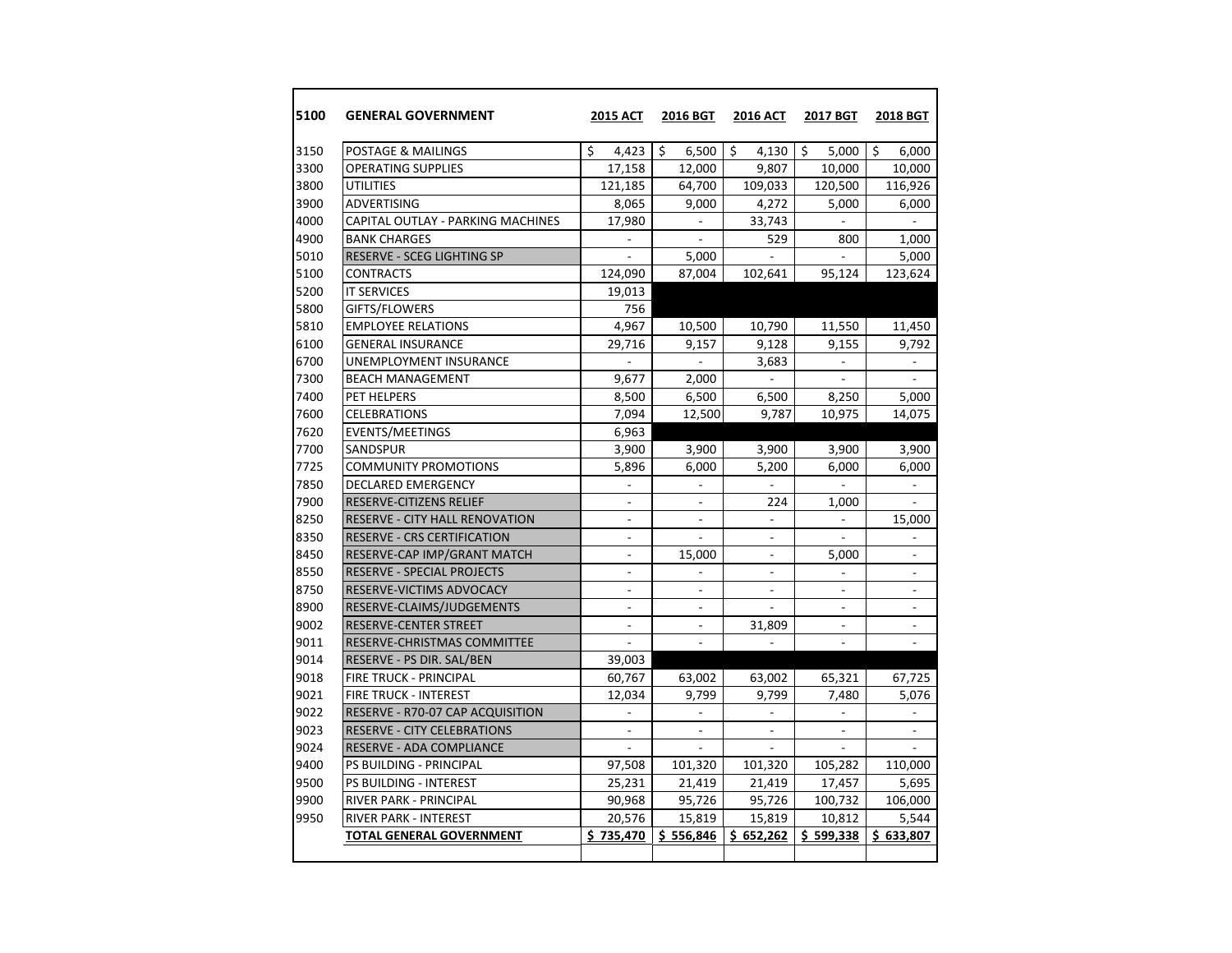| 5100 | GENERAL GOVERNMENT | 2015 ACT | 2016 BGT | 2016 ACT | 2017 BGT | 2018 BGT |
|---|---|---|---|---|---|---|
| 3150 | POSTAGE & MAILINGS | $ 4,423 | $ 6,500 | $ 4,130 | $ 5,000 | $ 6,000 |
| 3300 | OPERATING SUPPLIES | 17,158 | 12,000 | 9,807 | 10,000 | 10,000 |
| 3800 | UTILITIES | 121,185 | 64,700 | 109,033 | 120,500 | 116,926 |
| 3900 | ADVERTISING | 8,065 | 9,000 | 4,272 | 5,000 | 6,000 |
| 4000 | CAPITAL OUTLAY - PARKING MACHINES | 17,980 | - | 33,743 | - | - |
| 4900 | BANK CHARGES | - | - | 529 | 800 | 1,000 |
| 5010 | RESERVE - SCEG LIGHTING SP | - | 5,000 | - | - | 5,000 |
| 5100 | CONTRACTS | 124,090 | 87,004 | 102,641 | 95,124 | 123,624 |
| 5200 | IT SERVICES | 19,013 | | | | |
| 5800 | GIFTS/FLOWERS | 756 | | | | |
| 5810 | EMPLOYEE RELATIONS | 4,967 | 10,500 | 10,790 | 11,550 | 11,450 |
| 6100 | GENERAL INSURANCE | 29,716 | 9,157 | 9,128 | 9,155 | 9,792 |
| 6700 | UNEMPLOYMENT INSURANCE | - | - | 3,683 | - | - |
| 7300 | BEACH MANAGEMENT | 9,677 | 2,000 | - | - | - |
| 7400 | PET HELPERS | 8,500 | 6,500 | 6,500 | 8,250 | 5,000 |
| 7600 | CELEBRATIONS | 7,094 | 12,500 | 9,787 | 10,975 | 14,075 |
| 7620 | EVENTS/MEETINGS | 6,963 | | | | |
| 7700 | SANDSPUR | 3,900 | 3,900 | 3,900 | 3,900 | 3,900 |
| 7725 | COMMUNITY PROMOTIONS | 5,896 | 6,000 | 5,200 | 6,000 | 6,000 |
| 7850 | DECLARED EMERGENCY | - | - | - | - | - |
| 7900 | RESERVE-CITIZENS RELIEF | - | - | 224 | 1,000 | - |
| 8250 | RESERVE - CITY HALL RENOVATION | - | - | - | - | 15,000 |
| 8350 | RESERVE - CRS CERTIFICATION | - | - | - | - | - |
| 8450 | RESERVE-CAP IMP/GRANT MATCH | - | 15,000 | - | 5,000 | - |
| 8550 | RESERVE - SPECIAL PROJECTS | - | - | - | - | - |
| 8750 | RESERVE-VICTIMS ADVOCACY | - | - | - | - | - |
| 8900 | RESERVE-CLAIMS/JUDGEMENTS | - | - | - | - | - |
| 9002 | RESERVE-CENTER STREET | - | - | 31,809 | - | - |
| 9011 | RESERVE-CHRISTMAS COMMITTEE | - | - | - | - | - |
| 9014 | RESERVE - PS DIR. SAL/BEN | 39,003 | | | | |
| 9018 | FIRE TRUCK - PRINCIPAL | 60,767 | 63,002 | 63,002 | 65,321 | 67,725 |
| 9021 | FIRE TRUCK - INTEREST | 12,034 | 9,799 | 9,799 | 7,480 | 5,076 |
| 9022 | RESERVE - R70-07 CAP ACQUISITION | - | - | - | - | - |
| 9023 | RESERVE - CITY CELEBRATIONS | - | - | - | - | - |
| 9024 | RESERVE - ADA COMPLIANCE | - | - | - | - | - |
| 9400 | PS BUILDING - PRINCIPAL | 97,508 | 101,320 | 101,320 | 105,282 | 110,000 |
| 9500 | PS BUILDING - INTEREST | 25,231 | 21,419 | 21,419 | 17,457 | 5,695 |
| 9900 | RIVER PARK - PRINCIPAL | 90,968 | 95,726 | 95,726 | 100,732 | 106,000 |
| 9950 | RIVER PARK - INTEREST | 20,576 | 15,819 | 15,819 | 10,812 | 5,544 |
| | **TOTAL GENERAL GOVERNMENT** | **$ 735,470** | **$ 556,846** | **$ 652,262** | **$ 599,338** | **$ 633,807** |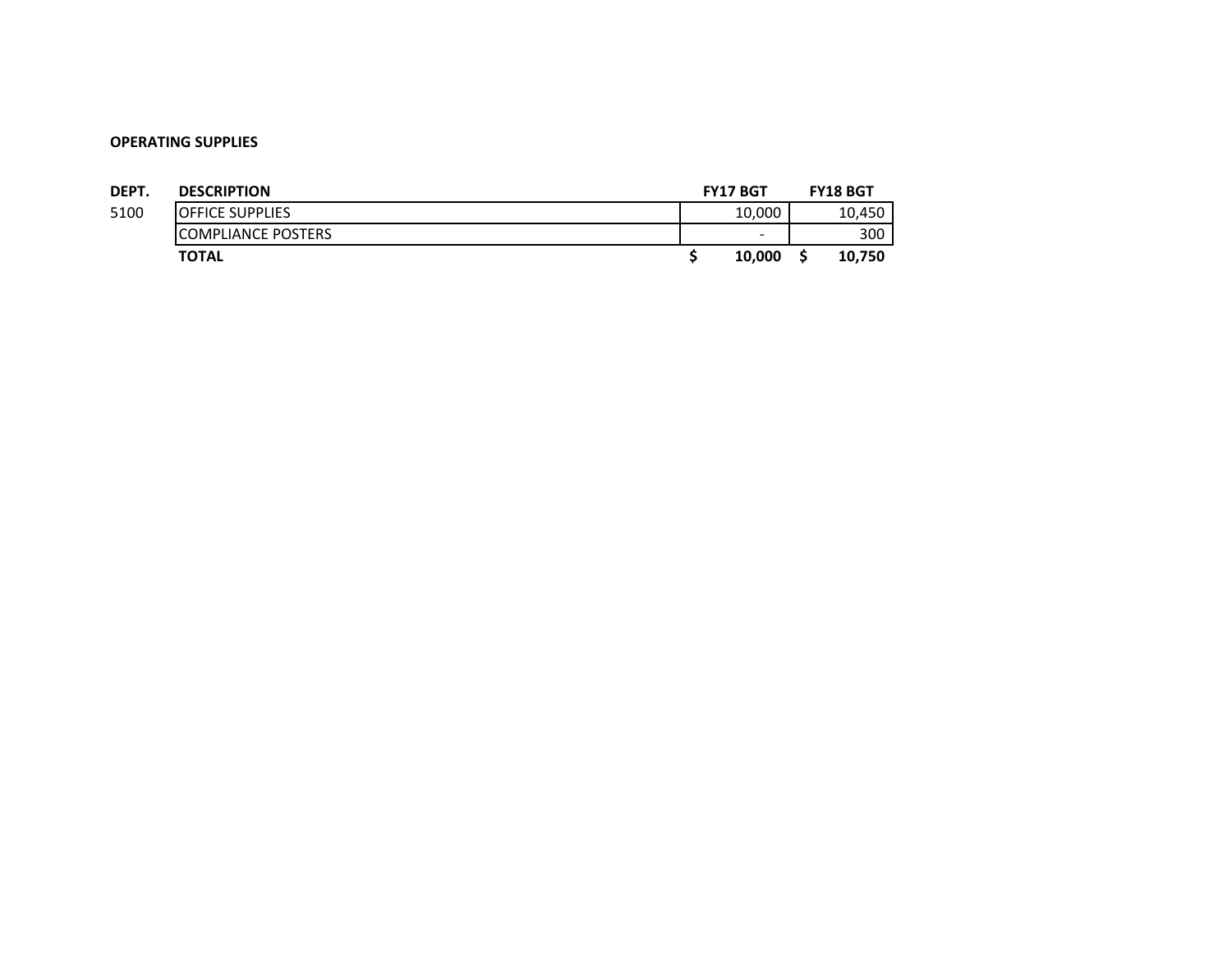**OPERATING SUPPLIES**

| DEPT. | DESCRIPTION | FY17 BGT | FY18 BGT |
|---|---|---|---|
| 5100 | OFFICE SUPPLIES | 10,000 | 10,450 |
| | COMPLIANCE POSTERS | - | 300 |
| | **TOTAL** | **$ 10,000** | **$ 10,750** |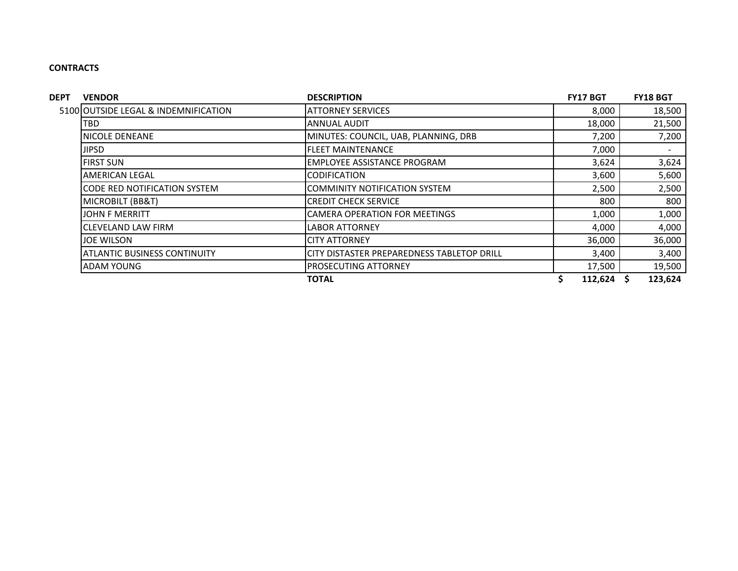**CONTRACTS**

| DEPT | VENDOR | DESCRIPTION | FY17 BGT | FY18 BGT |
|---|---|---|---|---|
| 5100 | OUTSIDE LEGAL & INDEMNIFICATION | ATTORNEY SERVICES | 8,000 | 18,500 |
| | TBD | ANNUAL AUDIT | 18,000 | 21,500 |
| | NICOLE DENEANE | MINUTES: COUNCIL, UAB, PLANNING, DRB | 7,200 | 7,200 |
| | JIPSD | FLEET MAINTENANCE | 7,000 | - |
| | FIRST SUN | EMPLOYEE ASSISTANCE PROGRAM | 3,624 | 3,624 |
| | AMERICAN LEGAL | CODIFICATION | 3,600 | 5,600 |
| | CODE RED NOTIFICATION SYSTEM | COMMINITY NOTIFICATION SYSTEM | 2,500 | 2,500 |
| | MICROBILT (BB&T) | CREDIT CHECK SERVICE | 800 | 800 |
| | JOHN F MERRITT | CAMERA OPERATION FOR MEETINGS | 1,000 | 1,000 |
| | CLEVELAND LAW FIRM | LABOR ATTORNEY | 4,000 | 4,000 |
| | JOE WILSON | CITY ATTORNEY | 36,000 | 36,000 |
| | ATLANTIC BUSINESS CONTINUITY | CITY DISTASTER PREPAREDNESS TABLETOP DRILL | 3,400 | 3,400 |
| | ADAM YOUNG | PROSECUTING ATTORNEY | 17,500 | 19,500 |
| | | **TOTAL** | **$ 112,624** | **$ 123,624** |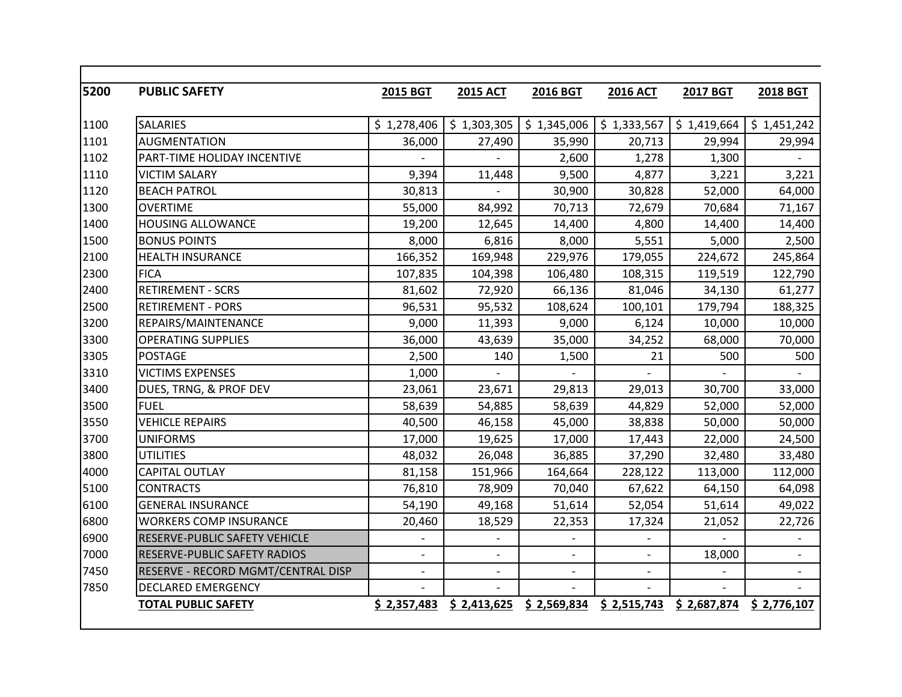| 5200 | PUBLIC SAFETY | 2015 BGT | 2015 ACT | 2016 BGT | 2016 ACT | 2017 BGT | 2018 BGT |
|---|---|---|---|---|---|---|---|
| 1100 | SALARIES | $ 1,278,406 | $ 1,303,305 | $ 1,345,006 | $ 1,333,567 | $ 1,419,664 | $ 1,451,242 |
| 1101 | AUGMENTATION | 36,000 | 27,490 | 35,990 | 20,713 | 29,994 | 29,994 |
| 1102 | PART-TIME HOLIDAY INCENTIVE | - | - | 2,600 | 1,278 | 1,300 | - |
| 1110 | VICTIM SALARY | 9,394 | 11,448 | 9,500 | 4,877 | 3,221 | 3,221 |
| 1120 | BEACH PATROL | 30,813 | - | 30,900 | 30,828 | 52,000 | 64,000 |
| 1300 | OVERTIME | 55,000 | 84,992 | 70,713 | 72,679 | 70,684 | 71,167 |
| 1400 | HOUSING ALLOWANCE | 19,200 | 12,645 | 14,400 | 4,800 | 14,400 | 14,400 |
| 1500 | BONUS POINTS | 8,000 | 6,816 | 8,000 | 5,551 | 5,000 | 2,500 |
| 2100 | HEALTH INSURANCE | 166,352 | 169,948 | 229,976 | 179,055 | 224,672 | 245,864 |
| 2300 | FICA | 107,835 | 104,398 | 106,480 | 108,315 | 119,519 | 122,790 |
| 2400 | RETIREMENT - SCRS | 81,602 | 72,920 | 66,136 | 81,046 | 34,130 | 61,277 |
| 2500 | RETIREMENT - PORS | 96,531 | 95,532 | 108,624 | 100,101 | 179,794 | 188,325 |
| 3200 | REPAIRS/MAINTENANCE | 9,000 | 11,393 | 9,000 | 6,124 | 10,000 | 10,000 |
| 3300 | OPERATING SUPPLIES | 36,000 | 43,639 | 35,000 | 34,252 | 68,000 | 70,000 |
| 3305 | POSTAGE | 2,500 | 140 | 1,500 | 21 | 500 | 500 |
| 3310 | VICTIMS EXPENSES | 1,000 | - | - | - | - | - |
| 3400 | DUES, TRNG, & PROF DEV | 23,061 | 23,671 | 29,813 | 29,013 | 30,700 | 33,000 |
| 3500 | FUEL | 58,639 | 54,885 | 58,639 | 44,829 | 52,000 | 52,000 |
| 3550 | VEHICLE REPAIRS | 40,500 | 46,158 | 45,000 | 38,838 | 50,000 | 50,000 |
| 3700 | UNIFORMS | 17,000 | 19,625 | 17,000 | 17,443 | 22,000 | 24,500 |
| 3800 | UTILITIES | 48,032 | 26,048 | 36,885 | 37,290 | 32,480 | 33,480 |
| 4000 | CAPITAL OUTLAY | 81,158 | 151,966 | 164,664 | 228,122 | 113,000 | 112,000 |
| 5100 | CONTRACTS | 76,810 | 78,909 | 70,040 | 67,622 | 64,150 | 64,098 |
| 6100 | GENERAL INSURANCE | 54,190 | 49,168 | 51,614 | 52,054 | 51,614 | 49,022 |
| 6800 | WORKERS COMP INSURANCE | 20,460 | 18,529 | 22,353 | 17,324 | 21,052 | 22,726 |
| 6900 | RESERVE-PUBLIC SAFETY VEHICLE | - | - | - | - | - | - |
| 7000 | RESERVE-PUBLIC SAFETY RADIOS | - | - | - | - | 18,000 | - |
| 7450 | RESERVE - RECORD MGMT/CENTRAL DISP | - | - | - | - | - | - |
| 7850 | DECLARED EMERGENCY | - | - | - | - | - | - |
| | **TOTAL PUBLIC SAFETY** | **$ 2,357,483** | **$ 2,413,625** | **$ 2,569,834** | **$ 2,515,743** | **$ 2,687,874** | **$ 2,776,107** |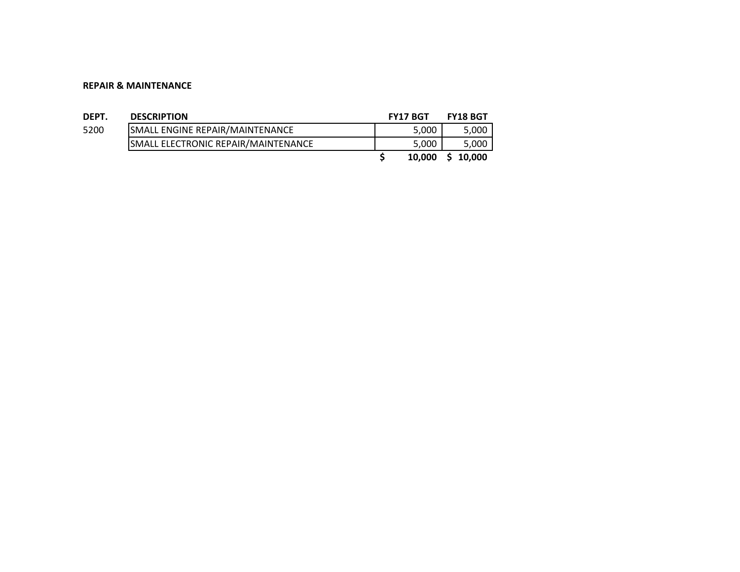**REPAIR & MAINTENANCE**

| DEPT. | DESCRIPTION | FY17 BGT | FY18 BGT |
|---|---|---|---|
| 5200 | SMALL ENGINE REPAIR/MAINTENANCE | 5,000 | 5,000 |
| | SMALL ELECTRONIC REPAIR/MAINTENANCE | 5,000 | 5,000 |
| | | **$ 10,000** | **$ 10,000** |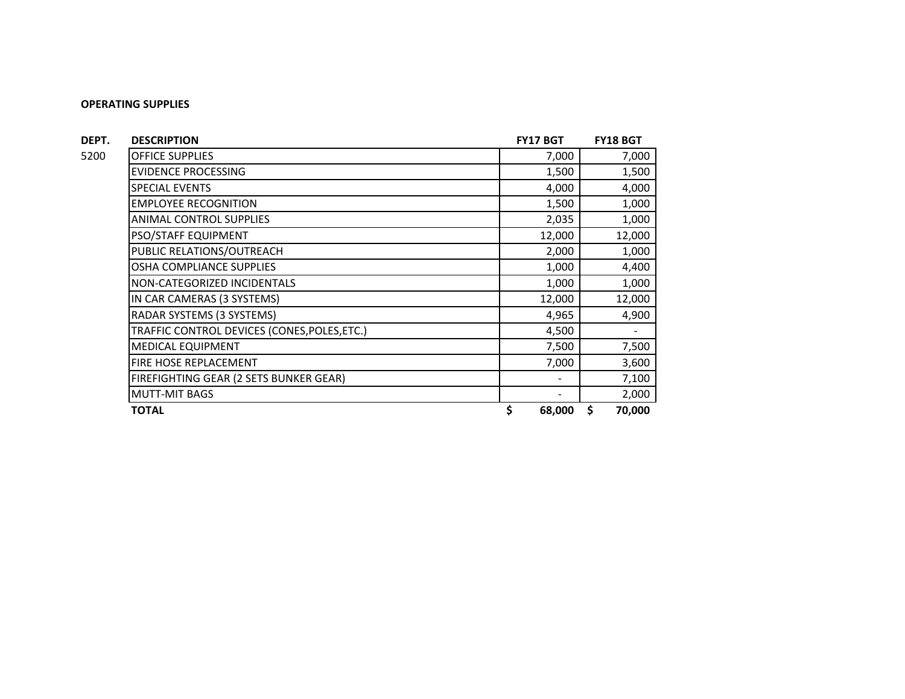**OPERATING SUPPLIES**

| DEPT. | DESCRIPTION | FY17 BGT | FY18 BGT |
|---|---|---|---|
| 5200 | OFFICE SUPPLIES | 7,000 | 7,000 |
| | EVIDENCE PROCESSING | 1,500 | 1,500 |
| | SPECIAL EVENTS | 4,000 | 4,000 |
| | EMPLOYEE RECOGNITION | 1,500 | 1,000 |
| | ANIMAL CONTROL SUPPLIES | 2,035 | 1,000 |
| | PSO/STAFF EQUIPMENT | 12,000 | 12,000 |
| | PUBLIC RELATIONS/OUTREACH | 2,000 | 1,000 |
| | OSHA COMPLIANCE SUPPLIES | 1,000 | 4,400 |
| | NON-CATEGORIZED INCIDENTALS | 1,000 | 1,000 |
| | IN CAR CAMERAS (3 SYSTEMS) | 12,000 | 12,000 |
| | RADAR SYSTEMS (3 SYSTEMS) | 4,965 | 4,900 |
| | TRAFFIC CONTROL DEVICES (CONES,POLES,ETC.) | 4,500 | - |
| | MEDICAL EQUIPMENT | 7,500 | 7,500 |
| | FIRE HOSE REPLACEMENT | 7,000 | 3,600 |
| | FIREFIGHTING GEAR (2 SETS BUNKER GEAR) | - | 7,100 |
| | MUTT-MIT BAGS | - | 2,000 |
| | **TOTAL** | **$ 68,000** | **$ 70,000** |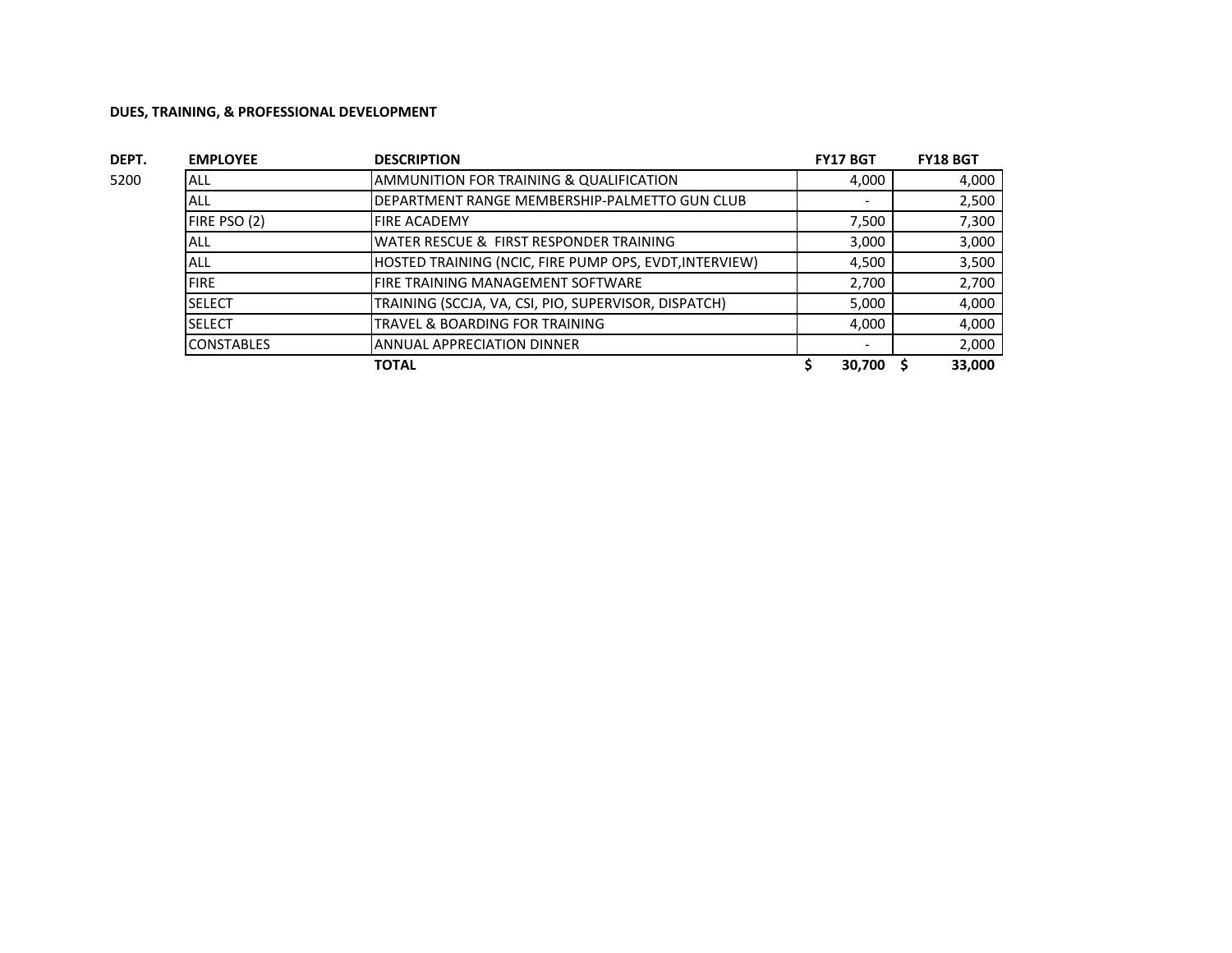**DUES, TRAINING, & PROFESSIONAL DEVELOPMENT**

| DEPT. | EMPLOYEE | DESCRIPTION | FY17 BGT | FY18 BGT |
|---|---|---|---|---|
| 5200 | ALL | AMMUNITION FOR TRAINING & QUALIFICATION | 4,000 | 4,000 |
| | ALL | DEPARTMENT RANGE MEMBERSHIP-PALMETTO GUN CLUB | - | 2,500 |
| | FIRE PSO (2) | FIRE ACADEMY | 7,500 | 7,300 |
| | ALL | WATER RESCUE & FIRST RESPONDER TRAINING | 3,000 | 3,000 |
| | ALL | HOSTED TRAINING (NCIC, FIRE PUMP OPS, EVDT,INTERVIEW) | 4,500 | 3,500 |
| | FIRE | FIRE TRAINING MANAGEMENT SOFTWARE | 2,700 | 2,700 |
| | SELECT | TRAINING (SCCJA, VA, CSI, PIO, SUPERVISOR, DISPATCH) | 5,000 | 4,000 |
| | SELECT | TRAVEL & BOARDING FOR TRAINING | 4,000 | 4,000 |
| | CONSTABLES | ANNUAL APPRECIATION DINNER | - | 2,000 |
| | | **TOTAL** | **$ 30,700** | **$ 33,000** |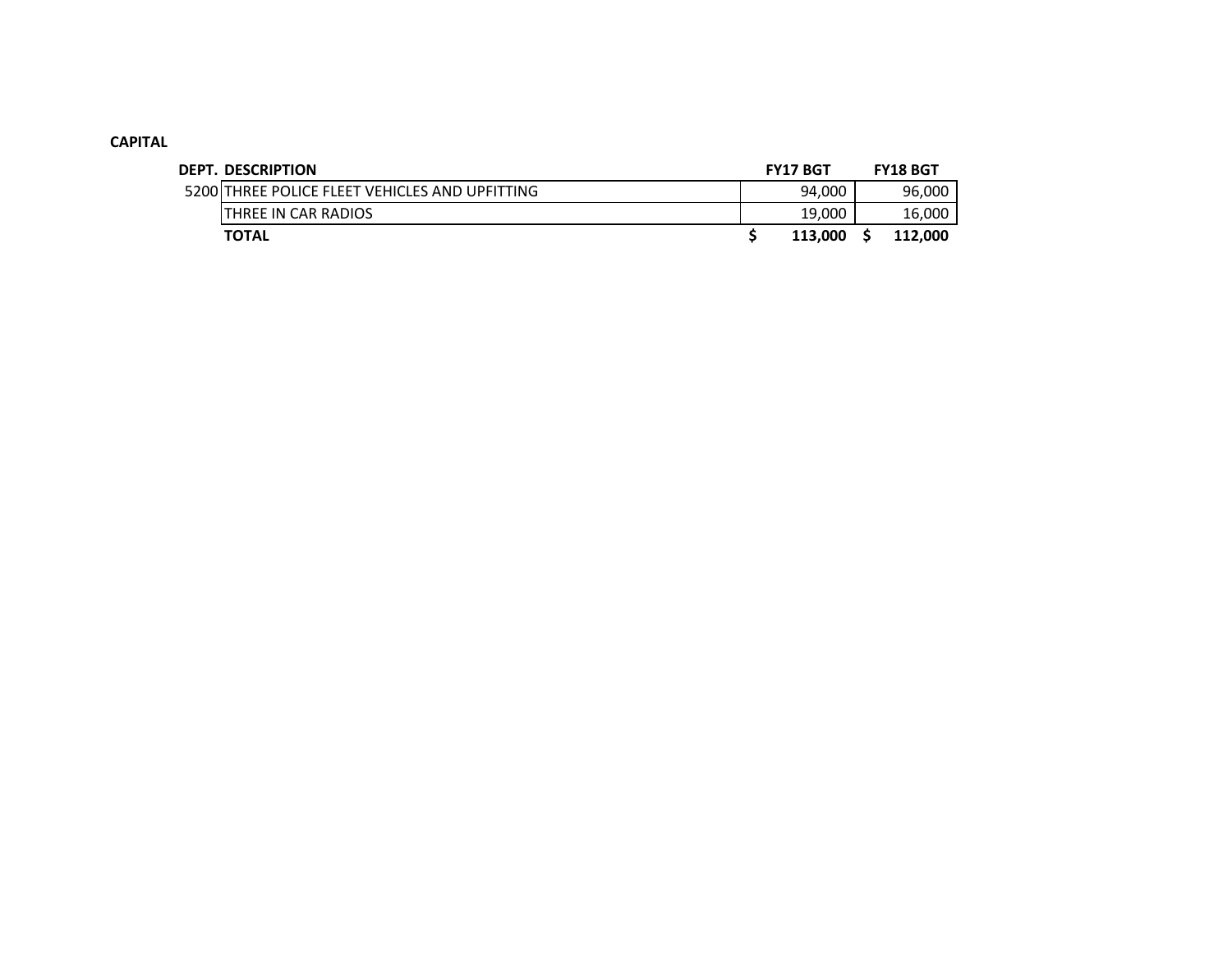**CAPITAL**

| DEPT. | DESCRIPTION | FY17 BGT | FY18 BGT |
|---|---|---|---|
| 5200 | THREE POLICE FLEET VEHICLES AND UPFITTING | 94,000 | 96,000 |
| | THREE IN CAR RADIOS | 19,000 | 16,000 |
| | **TOTAL** | **$ 113,000** | **$ 112,000** |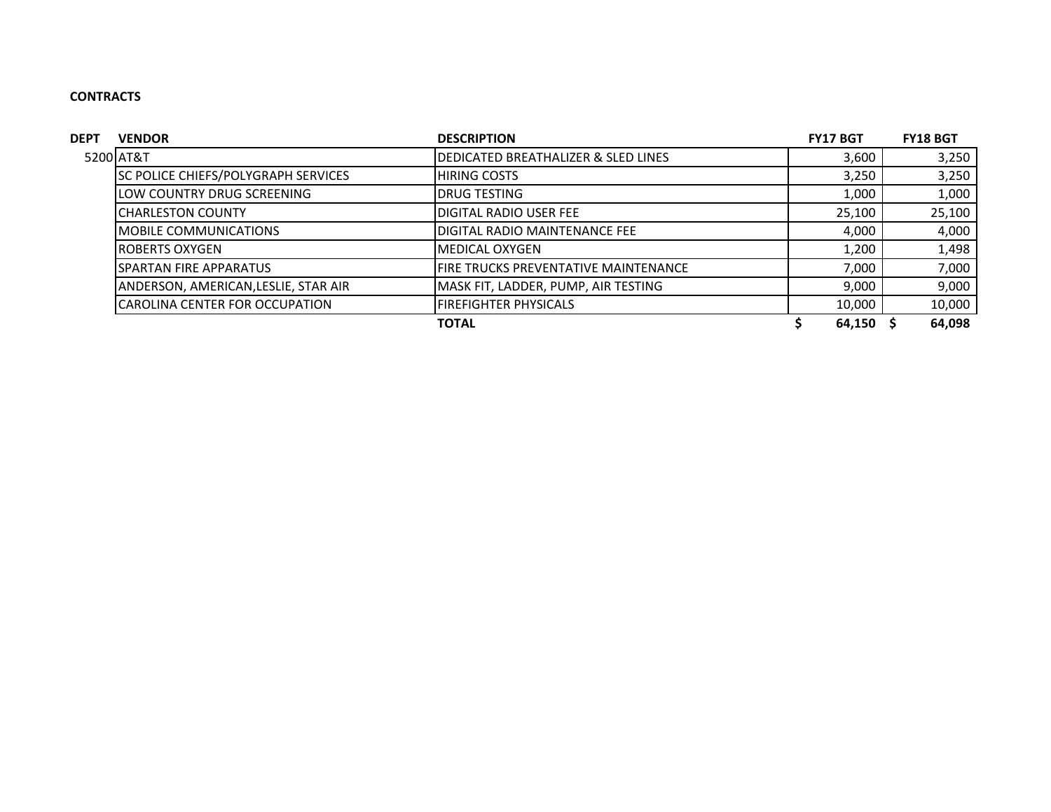**CONTRACTS**

| DEPT | VENDOR | DESCRIPTION | FY17 BGT | FY18 BGT |
|---|---|---|---|---|
| 5200 | AT&T | DEDICATED BREATHALIZER & SLED LINES | 3,600 | 3,250 |
| | SC POLICE CHIEFS/POLYGRAPH SERVICES | HIRING COSTS | 3,250 | 3,250 |
| | LOW COUNTRY DRUG SCREENING | DRUG TESTING | 1,000 | 1,000 |
| | CHARLESTON COUNTY | DIGITAL RADIO USER FEE | 25,100 | 25,100 |
| | MOBILE COMMUNICATIONS | DIGITAL RADIO MAINTENANCE FEE | 4,000 | 4,000 |
| | ROBERTS OXYGEN | MEDICAL OXYGEN | 1,200 | 1,498 |
| | SPARTAN FIRE APPARATUS | FIRE TRUCKS PREVENTATIVE MAINTENANCE | 7,000 | 7,000 |
| | ANDERSON, AMERICAN,LESLIE, STAR AIR | MASK FIT, LADDER, PUMP, AIR TESTING | 9,000 | 9,000 |
| | CAROLINA CENTER FOR OCCUPATION | FIREFIGHTER PHYSICALS | 10,000 | 10,000 |
| | | **TOTAL** | **$ 64,150** | **$ 64,098** |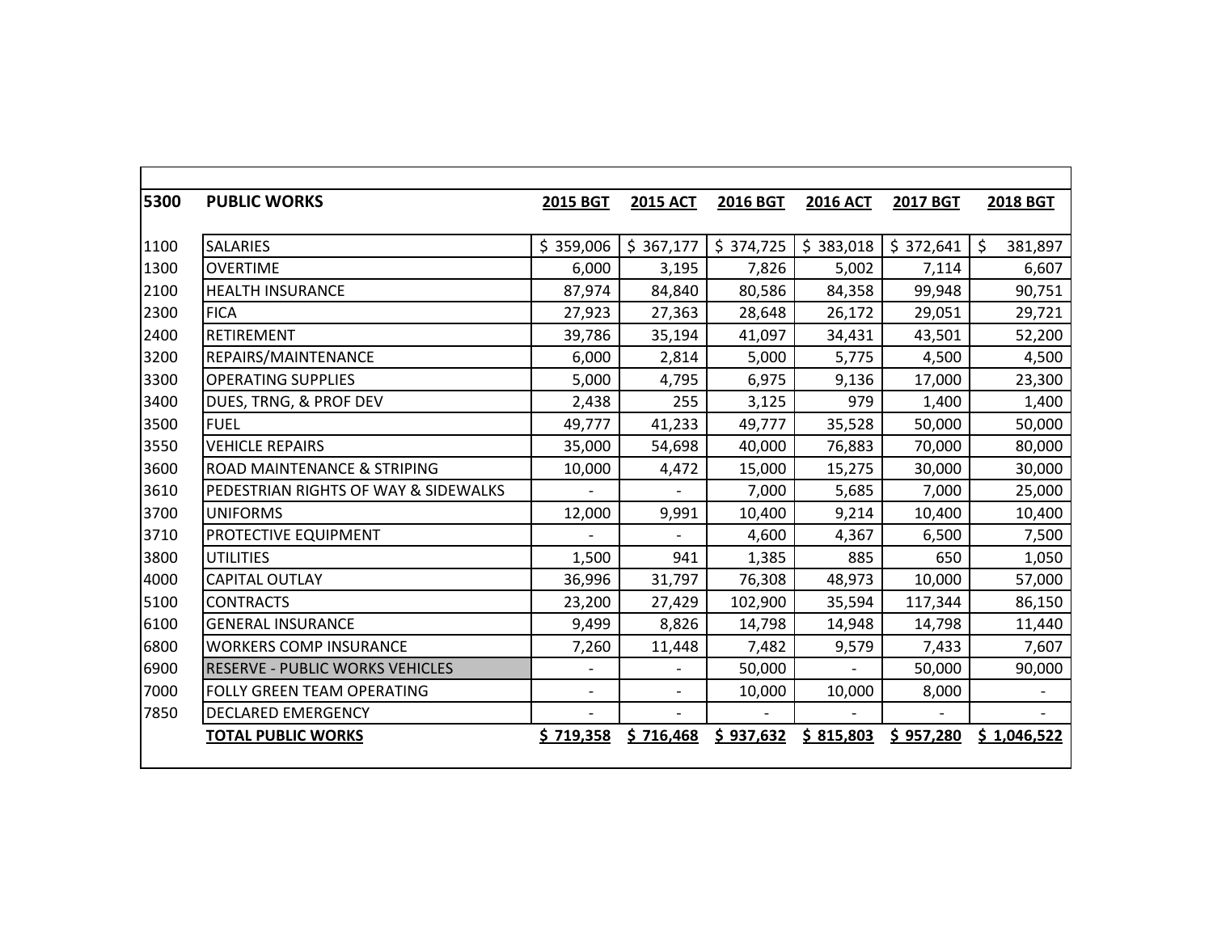| 5300 | PUBLIC WORKS | 2015 BGT | 2015 ACT | 2016 BGT | 2016 ACT | 2017 BGT | 2018 BGT |
|---|---|---|---|---|---|---|---|
| 1100 | SALARIES | $ 359,006 | $ 367,177 | $ 374,725 | $ 383,018 | $ 372,641 | $ 381,897 |
| 1300 | OVERTIME | 6,000 | 3,195 | 7,826 | 5,002 | 7,114 | 6,607 |
| 2100 | HEALTH INSURANCE | 87,974 | 84,840 | 80,586 | 84,358 | 99,948 | 90,751 |
| 2300 | FICA | 27,923 | 27,363 | 28,648 | 26,172 | 29,051 | 29,721 |
| 2400 | RETIREMENT | 39,786 | 35,194 | 41,097 | 34,431 | 43,501 | 52,200 |
| 3200 | REPAIRS/MAINTENANCE | 6,000 | 2,814 | 5,000 | 5,775 | 4,500 | 4,500 |
| 3300 | OPERATING SUPPLIES | 5,000 | 4,795 | 6,975 | 9,136 | 17,000 | 23,300 |
| 3400 | DUES, TRNG, & PROF DEV | 2,438 | 255 | 3,125 | 979 | 1,400 | 1,400 |
| 3500 | FUEL | 49,777 | 41,233 | 49,777 | 35,528 | 50,000 | 50,000 |
| 3550 | VEHICLE REPAIRS | 35,000 | 54,698 | 40,000 | 76,883 | 70,000 | 80,000 |
| 3600 | ROAD MAINTENANCE & STRIPING | 10,000 | 4,472 | 15,000 | 15,275 | 30,000 | 30,000 |
| 3610 | PEDESTRIAN RIGHTS OF WAY & SIDEWALKS | - | - | 7,000 | 5,685 | 7,000 | 25,000 |
| 3700 | UNIFORMS | 12,000 | 9,991 | 10,400 | 9,214 | 10,400 | 10,400 |
| 3710 | PROTECTIVE EQUIPMENT | - | - | 4,600 | 4,367 | 6,500 | 7,500 |
| 3800 | UTILITIES | 1,500 | 941 | 1,385 | 885 | 650 | 1,050 |
| 4000 | CAPITAL OUTLAY | 36,996 | 31,797 | 76,308 | 48,973 | 10,000 | 57,000 |
| 5100 | CONTRACTS | 23,200 | 27,429 | 102,900 | 35,594 | 117,344 | 86,150 |
| 6100 | GENERAL INSURANCE | 9,499 | 8,826 | 14,798 | 14,948 | 14,798 | 11,440 |
| 6800 | WORKERS COMP INSURANCE | 7,260 | 11,448 | 7,482 | 9,579 | 7,433 | 7,607 |
| 6900 | RESERVE - PUBLIC WORKS VEHICLES | - | - | 50,000 | - | 50,000 | 90,000 |
| 7000 | FOLLY GREEN TEAM OPERATING | - | - | 10,000 | 10,000 | 8,000 | - |
| 7850 | DECLARED EMERGENCY | - | - | - | - | - | - |
| | **TOTAL PUBLIC WORKS** | **$ 719,358** | **$ 716,468** | **$ 937,632** | **$ 815,803** | **$ 957,280** | **$ 1,046,522** |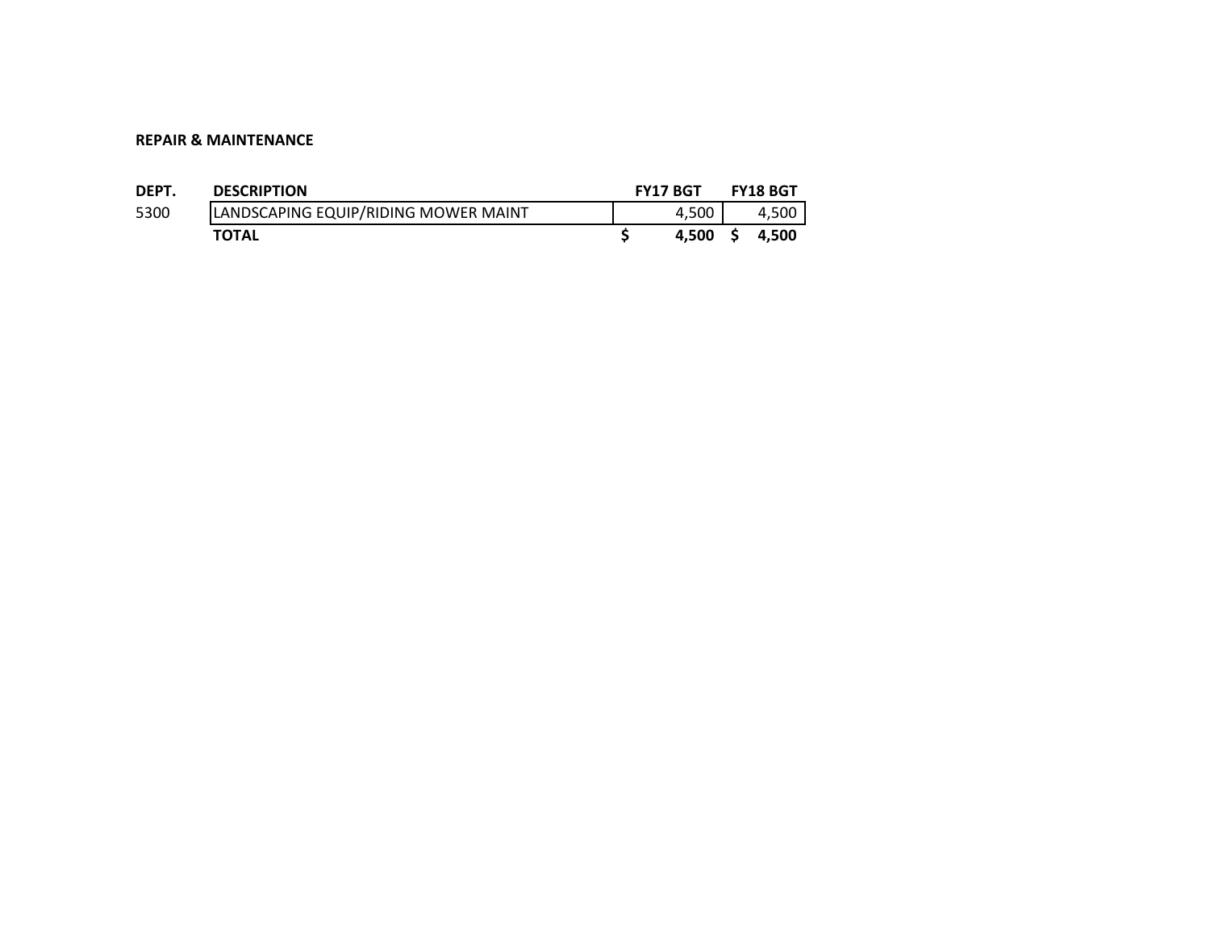**REPAIR & MAINTENANCE**

| DEPT. | DESCRIPTION | FY17 BGT | FY18 BGT |
|---|---|---|---|
| 5300 | LANDSCAPING EQUIP/RIDING MOWER MAINT | 4,500 | 4,500 |
| | **TOTAL** | **$ 4,500** | **$ 4,500** |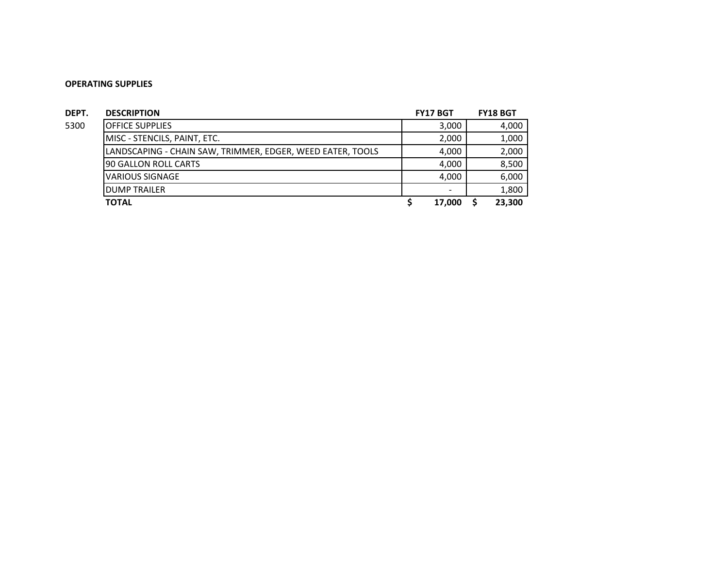**OPERATING SUPPLIES**

| DEPT. | DESCRIPTION | FY17 BGT | FY18 BGT |
|---|---|---|---|
| 5300 | OFFICE SUPPLIES | 3,000 | 4,000 |
| | MISC - STENCILS, PAINT, ETC. | 2,000 | 1,000 |
| | LANDSCAPING - CHAIN SAW, TRIMMER, EDGER, WEED EATER, TOOLS | 4,000 | 2,000 |
| | 90 GALLON ROLL CARTS | 4,000 | 8,500 |
| | VARIOUS SIGNAGE | 4,000 | 6,000 |
| | DUMP TRAILER | - | 1,800 |
| | **TOTAL** | **$ 17,000** | **$ 23,300** |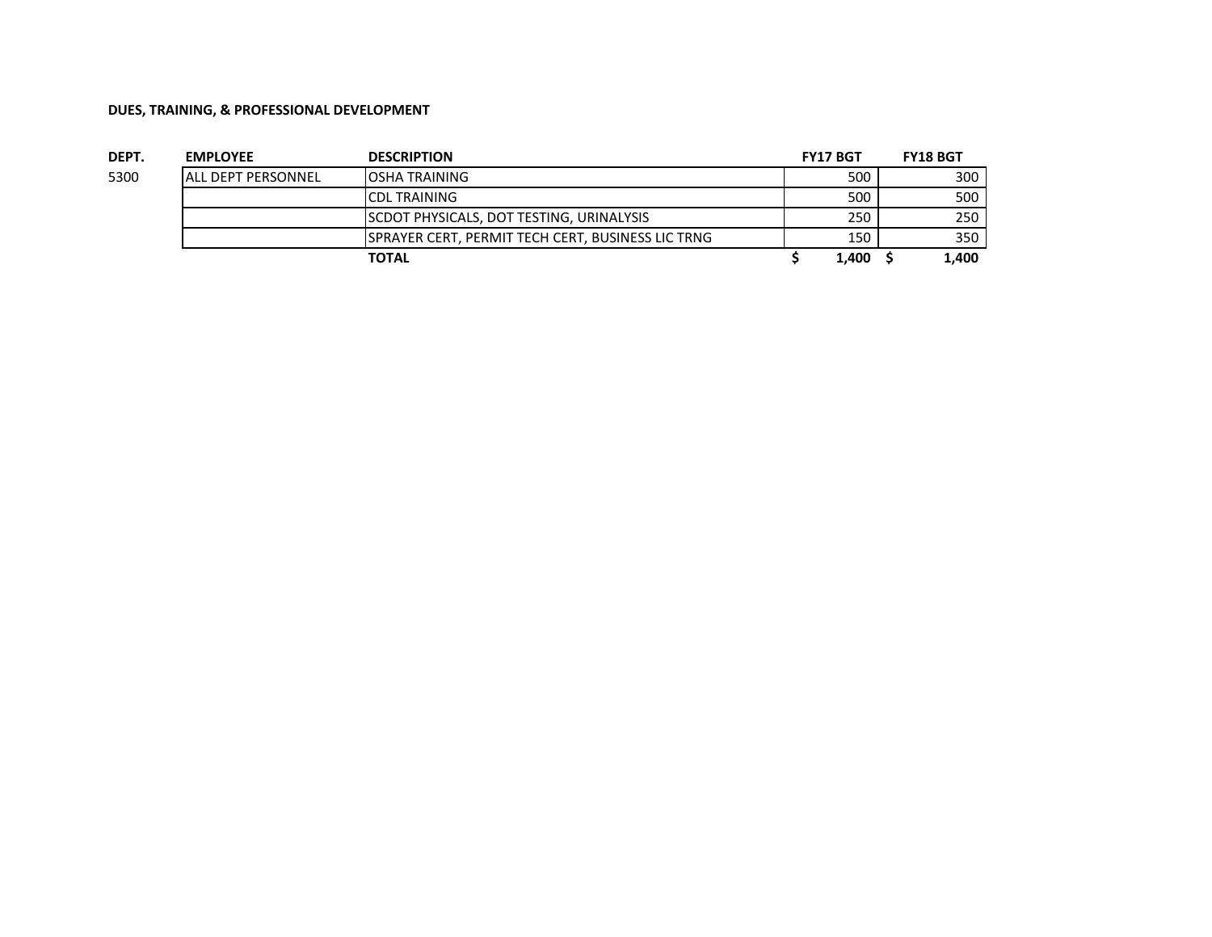**DUES, TRAINING, & PROFESSIONAL DEVELOPMENT**

| DEPT. | EMPLOYEE | DESCRIPTION | FY17 BGT | FY18 BGT |
|---|---|---|---|---|
| 5300 | ALL DEPT PERSONNEL | OSHA TRAINING | 500 | 300 |
| | | CDL TRAINING | 500 | 500 |
| | | SCDOT PHYSICALS, DOT TESTING, URINALYSIS | 250 | 250 |
| | | SPRAYER CERT, PERMIT TECH CERT, BUSINESS LIC TRNG | 150 | 350 |
| | | **TOTAL** | **$ 1,400** | **$ 1,400** |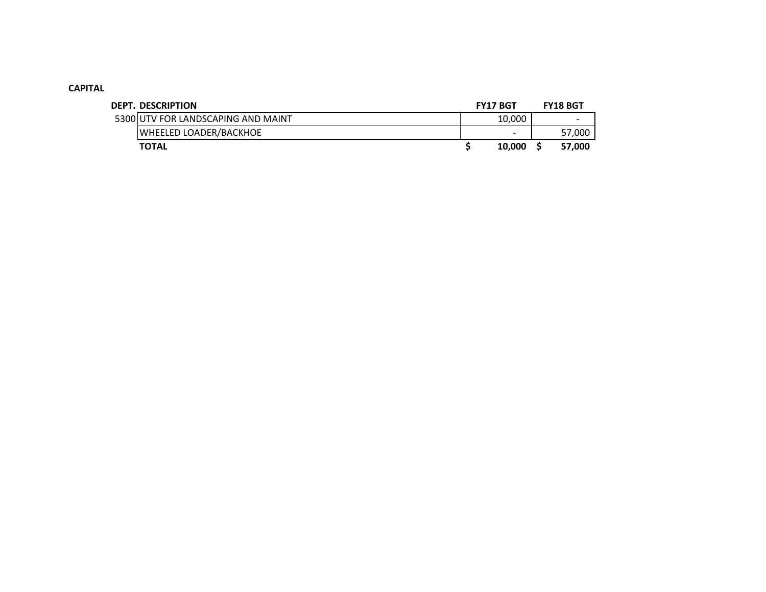**CAPITAL**

| DEPT. | DESCRIPTION | FY17 BGT | FY18 BGT |
|---|---|---|---|
| 5300 | UTV FOR LANDSCAPING AND MAINT | 10,000 | - |
| | WHEELED LOADER/BACKHOE | - | 57,000 |
| | **TOTAL** | **$ 10,000** | **$ 57,000** |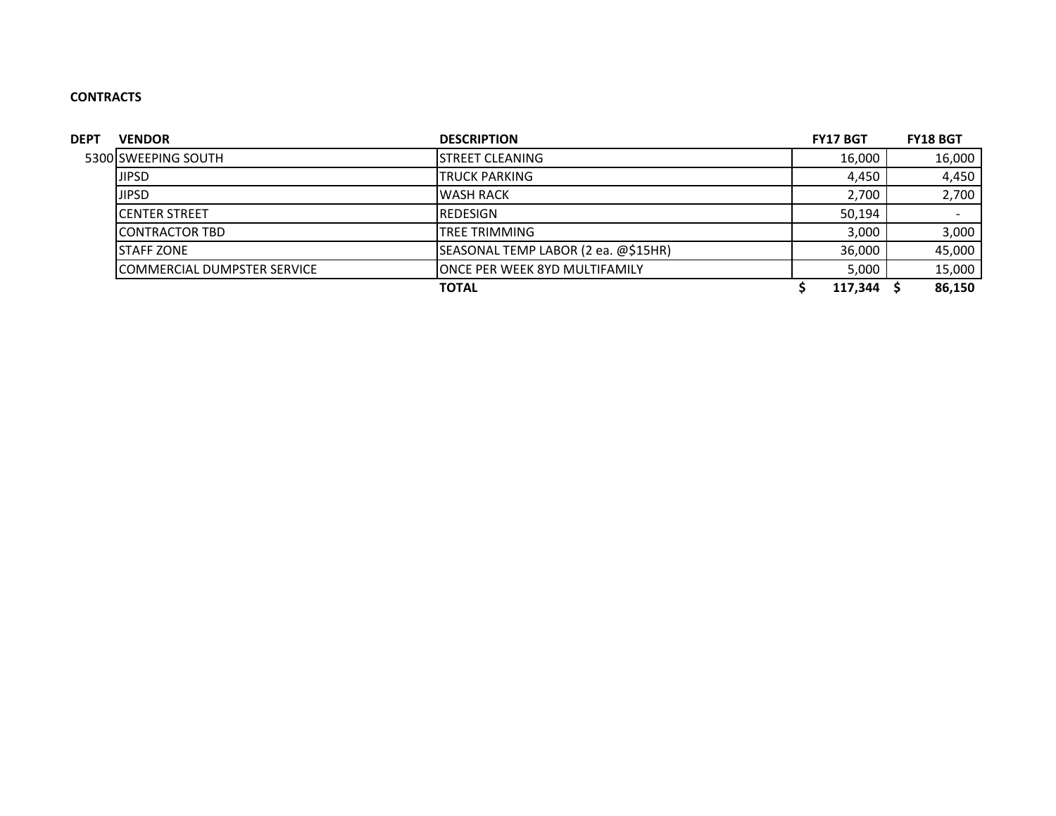**CONTRACTS**

| DEPT | VENDOR | DESCRIPTION | FY17 BGT | FY18 BGT |
|---|---|---|---|---|
| 5300 | SWEEPING SOUTH | STREET CLEANING | 16,000 | 16,000 |
| | JIPSD | TRUCK PARKING | 4,450 | 4,450 |
| | JIPSD | WASH RACK | 2,700 | 2,700 |
| | CENTER STREET | REDESIGN | 50,194 | - |
| | CONTRACTOR TBD | TREE TRIMMING | 3,000 | 3,000 |
| | STAFF ZONE | SEASONAL TEMP LABOR (2 ea. @$15HR) | 36,000 | 45,000 |
| | COMMERCIAL DUMPSTER SERVICE | ONCE PER WEEK 8YD MULTIFAMILY | 5,000 | 15,000 |
| | | **TOTAL** | **$ 117,344** | **$ 86,150** |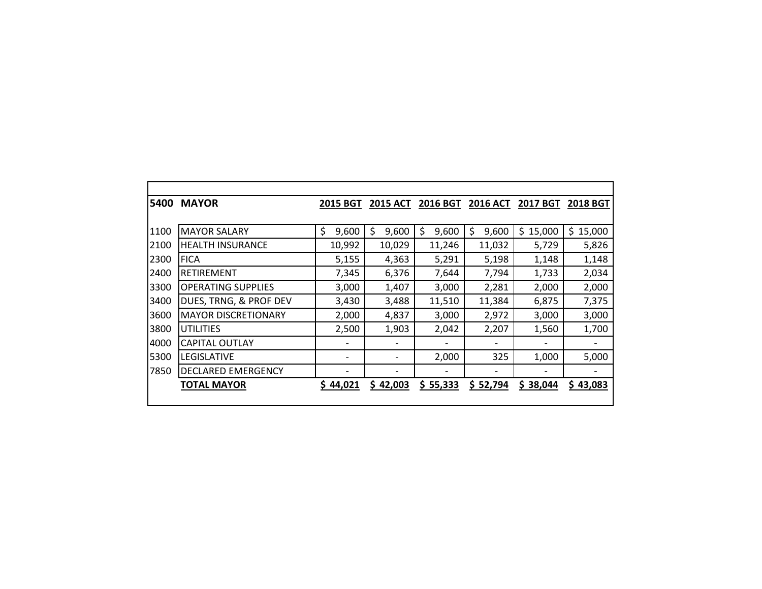| 5400 | MAYOR | 2015 BGT | 2015 ACT | 2016 BGT | 2016 ACT | 2017 BGT | 2018 BGT |
|---|---|---|---|---|---|---|---|
| 1100 | MAYOR SALARY | $ 9,600 | $ 9,600 | $ 9,600 | $ 9,600 | $ 15,000 | $ 15,000 |
| 2100 | HEALTH INSURANCE | 10,992 | 10,029 | 11,246 | 11,032 | 5,729 | 5,826 |
| 2300 | FICA | 5,155 | 4,363 | 5,291 | 5,198 | 1,148 | 1,148 |
| 2400 | RETIREMENT | 7,345 | 6,376 | 7,644 | 7,794 | 1,733 | 2,034 |
| 3300 | OPERATING SUPPLIES | 3,000 | 1,407 | 3,000 | 2,281 | 2,000 | 2,000 |
| 3400 | DUES, TRNG, & PROF DEV | 3,430 | 3,488 | 11,510 | 11,384 | 6,875 | 7,375 |
| 3600 | MAYOR DISCRETIONARY | 2,000 | 4,837 | 3,000 | 2,972 | 3,000 | 3,000 |
| 3800 | UTILITIES | 2,500 | 1,903 | 2,042 | 2,207 | 1,560 | 1,700 |
| 4000 | CAPITAL OUTLAY | - | - | - | - | - | - |
| 5300 | LEGISLATIVE | - | - | 2,000 | 325 | 1,000 | 5,000 |
| 7850 | DECLARED EMERGENCY | - | - | - | - | - | - |
| | **TOTAL MAYOR** | **$ 44,021** | **$ 42,003** | **$ 55,333** | **$ 52,794** | **$ 38,044** | **$ 43,083** |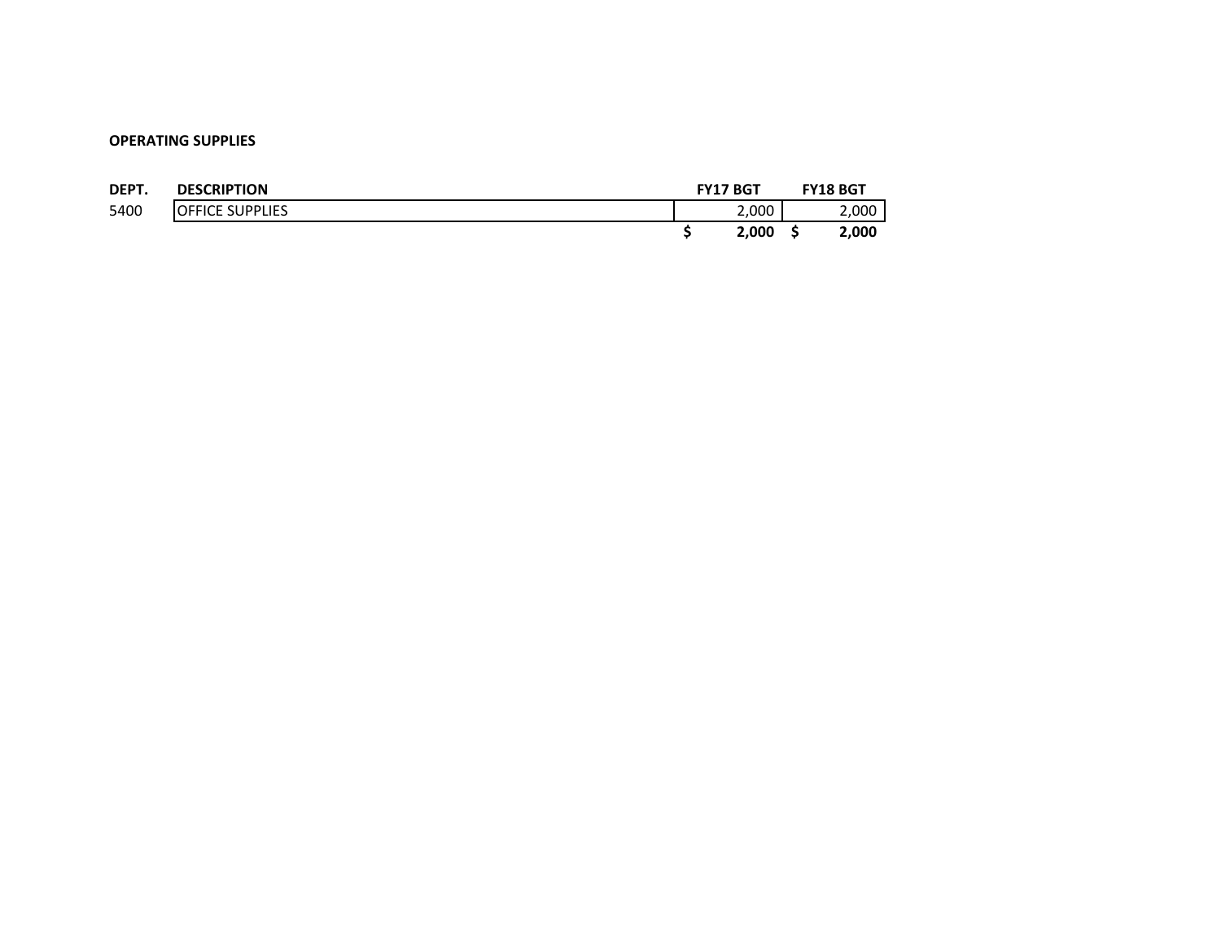**OPERATING SUPPLIES**

| DEPT. | DESCRIPTION | FY17 BGT | FY18 BGT |
|---|---|---|---|
| 5400 | OFFICE SUPPLIES | 2,000 | 2,000 |
| | | **$ 2,000** | **$ 2,000** |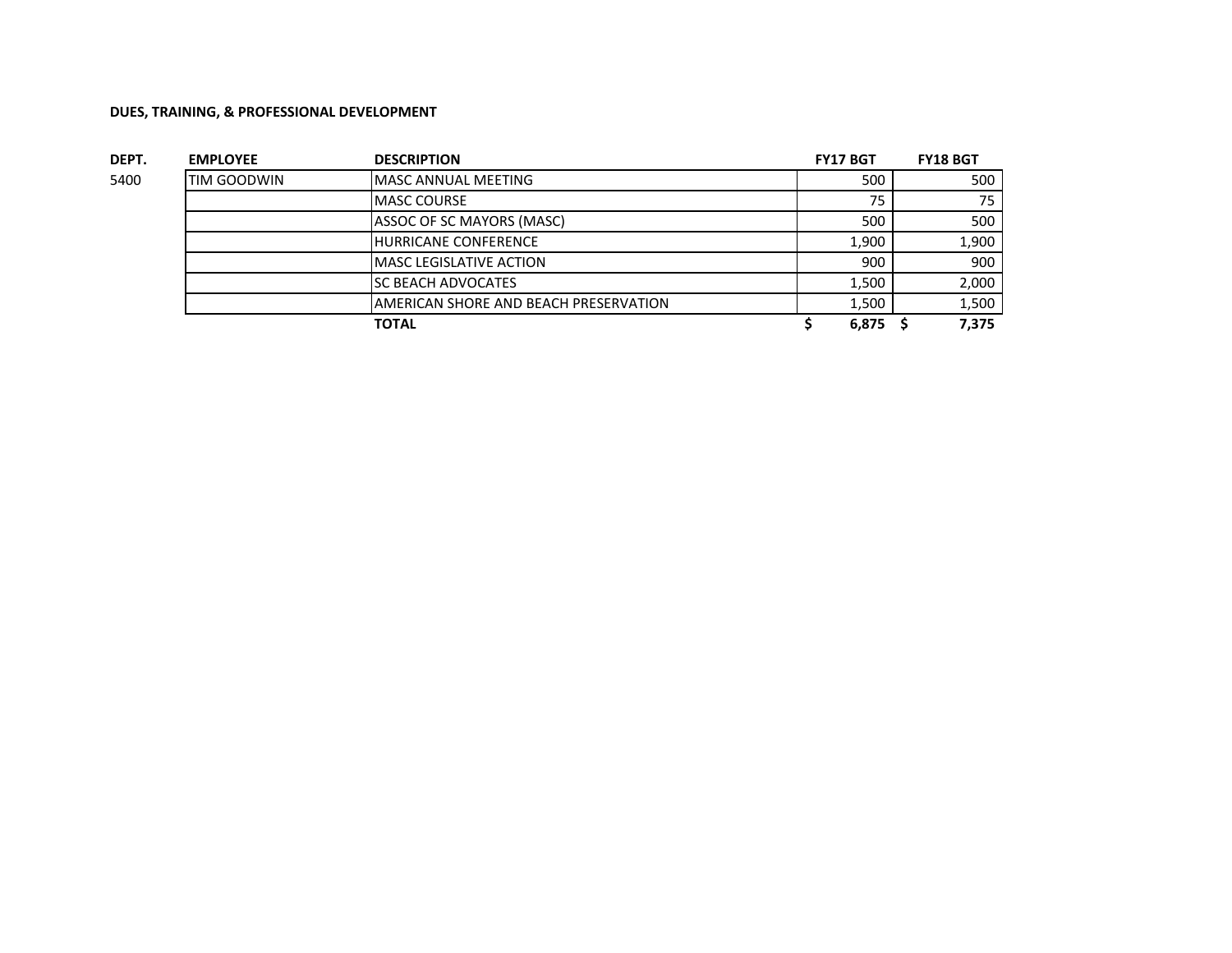**DUES, TRAINING, & PROFESSIONAL DEVELOPMENT**

| DEPT. | EMPLOYEE | DESCRIPTION | FY17 BGT | FY18 BGT |
|---|---|---|---|---|
| 5400 | TIM GOODWIN | MASC ANNUAL MEETING | 500 | 500 |
| | | MASC COURSE | 75 | 75 |
| | | ASSOC OF SC MAYORS (MASC) | 500 | 500 |
| | | HURRICANE CONFERENCE | 1,900 | 1,900 |
| | | MASC LEGISLATIVE ACTION | 900 | 900 |
| | | SC BEACH ADVOCATES | 1,500 | 2,000 |
| | | AMERICAN SHORE AND BEACH PRESERVATION | 1,500 | 1,500 |
| | | **TOTAL** | **$ 6,875** | **$ 7,375** |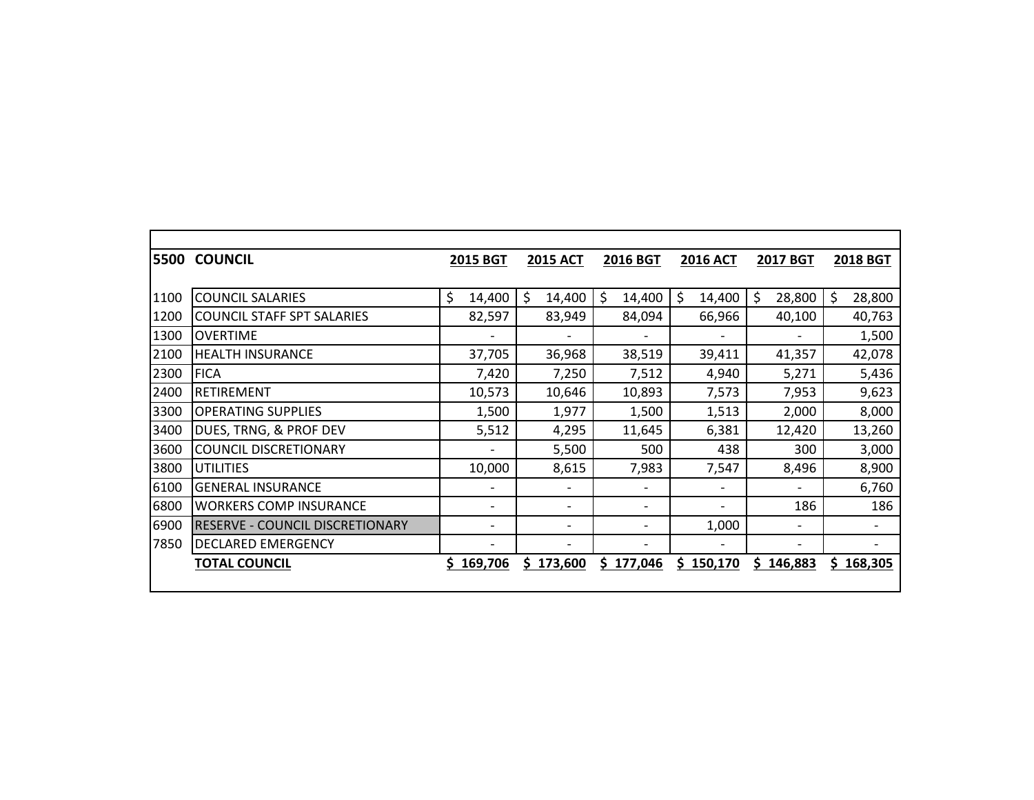| 5500 | COUNCIL | 2015 BGT | 2015 ACT | 2016 BGT | 2016 ACT | 2017 BGT | 2018 BGT |
|---|---|---|---|---|---|---|---|
| 1100 | COUNCIL SALARIES | $ 14,400 | $ 14,400 | $ 14,400 | $ 14,400 | $ 28,800 | $ 28,800 |
| 1200 | COUNCIL STAFF SPT SALARIES | 82,597 | 83,949 | 84,094 | 66,966 | 40,100 | 40,763 |
| 1300 | OVERTIME | - | - | - | - | - | 1,500 |
| 2100 | HEALTH INSURANCE | 37,705 | 36,968 | 38,519 | 39,411 | 41,357 | 42,078 |
| 2300 | FICA | 7,420 | 7,250 | 7,512 | 4,940 | 5,271 | 5,436 |
| 2400 | RETIREMENT | 10,573 | 10,646 | 10,893 | 7,573 | 7,953 | 9,623 |
| 3300 | OPERATING SUPPLIES | 1,500 | 1,977 | 1,500 | 1,513 | 2,000 | 8,000 |
| 3400 | DUES, TRNG, & PROF DEV | 5,512 | 4,295 | 11,645 | 6,381 | 12,420 | 13,260 |
| 3600 | COUNCIL DISCRETIONARY | - | 5,500 | 500 | 438 | 300 | 3,000 |
| 3800 | UTILITIES | 10,000 | 8,615 | 7,983 | 7,547 | 8,496 | 8,900 |
| 6100 | GENERAL INSURANCE | - | - | - | - | - | 6,760 |
| 6800 | WORKERS COMP INSURANCE | - | - | - | - | 186 | 186 |
| 6900 | RESERVE - COUNCIL DISCRETIONARY | - | - | - | 1,000 | - | - |
| 7850 | DECLARED EMERGENCY | - | - | - | - | - | - |
| | **TOTAL COUNCIL** | **$ 169,706** | **$ 173,600** | **$ 177,046** | **$ 150,170** | **$ 146,883** | **$ 168,305** |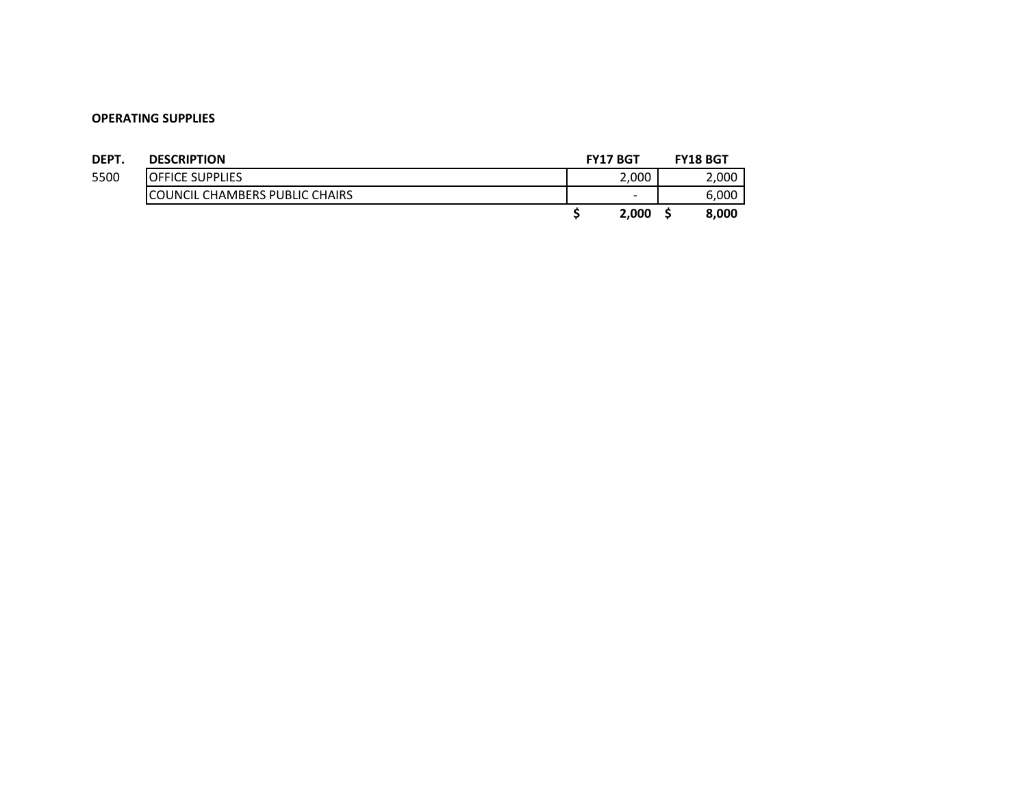**OPERATING SUPPLIES**

| DEPT. | DESCRIPTION | FY17 BGT | FY18 BGT |
|---|---|---|---|
| 5500 | OFFICE SUPPLIES | 2,000 | 2,000 |
| | COUNCIL CHAMBERS PUBLIC CHAIRS | - | 6,000 |
| | | **$ 2,000** | **$ 8,000** |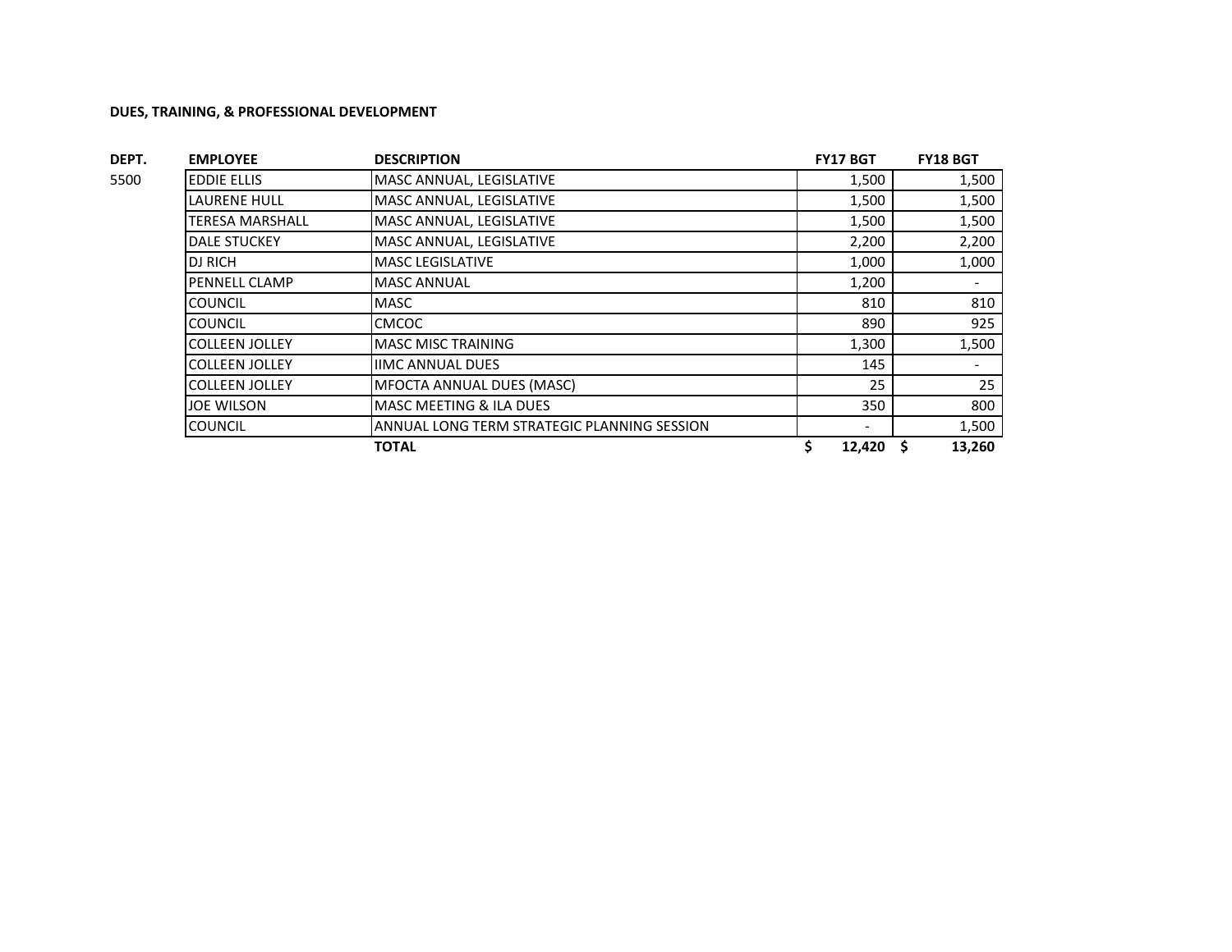**DUES, TRAINING, & PROFESSIONAL DEVELOPMENT**

| DEPT. | EMPLOYEE | DESCRIPTION | FY17 BGT | FY18 BGT |
|---|---|---|---|---|
| 5500 | EDDIE ELLIS | MASC ANNUAL, LEGISLATIVE | 1,500 | 1,500 |
| | LAURENE HULL | MASC ANNUAL, LEGISLATIVE | 1,500 | 1,500 |
| | TERESA MARSHALL | MASC ANNUAL, LEGISLATIVE | 1,500 | 1,500 |
| | DALE STUCKEY | MASC ANNUAL, LEGISLATIVE | 2,200 | 2,200 |
| | DJ RICH | MASC LEGISLATIVE | 1,000 | 1,000 |
| | PENNELL CLAMP | MASC ANNUAL | 1,200 | - |
| | COUNCIL | MASC | 810 | 810 |
| | COUNCIL | CMCOC | 890 | 925 |
| | COLLEEN JOLLEY | MASC MISC TRAINING | 1,300 | 1,500 |
| | COLLEEN JOLLEY | IIMC ANNUAL DUES | 145 | - |
| | COLLEEN JOLLEY | MFOCTA ANNUAL DUES (MASC) | 25 | 25 |
| | JOE WILSON | MASC MEETING & ILA DUES | 350 | 800 |
| | COUNCIL | ANNUAL LONG TERM STRATEGIC PLANNING SESSION | - | 1,500 |
| | | **TOTAL** | **$ 12,420** | **$ 13,260** |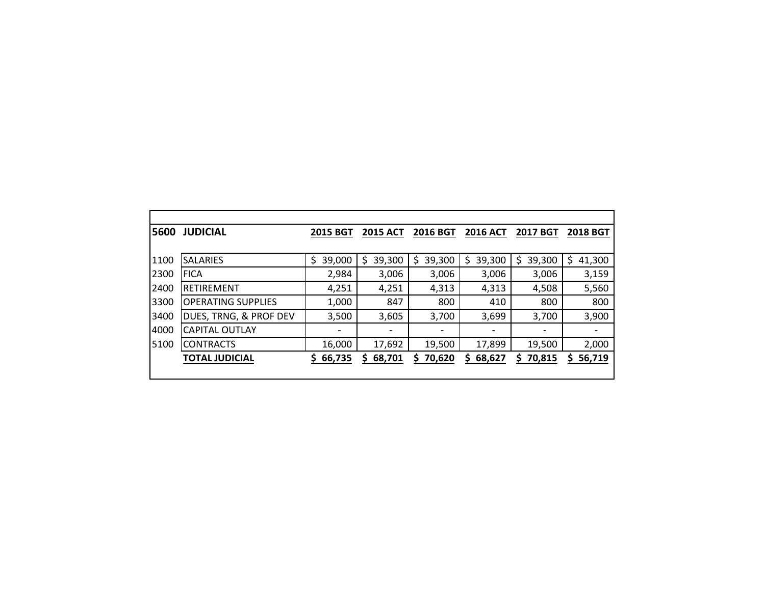| 5600 | JUDICIAL | 2015 BGT | 2015 ACT | 2016 BGT | 2016 ACT | 2017 BGT | 2018 BGT |
|---|---|---|---|---|---|---|---|
| 1100 | SALARIES | $ 39,000 | $ 39,300 | $ 39,300 | $ 39,300 | $ 39,300 | $ 41,300 |
| 2300 | FICA | 2,984 | 3,006 | 3,006 | 3,006 | 3,006 | 3,159 |
| 2400 | RETIREMENT | 4,251 | 4,251 | 4,313 | 4,313 | 4,508 | 5,560 |
| 3300 | OPERATING SUPPLIES | 1,000 | 847 | 800 | 410 | 800 | 800 |
| 3400 | DUES, TRNG, & PROF DEV | 3,500 | 3,605 | 3,700 | 3,699 | 3,700 | 3,900 |
| 4000 | CAPITAL OUTLAY | - | - | - | - | - | - |
| 5100 | CONTRACTS | 16,000 | 17,692 | 19,500 | 17,899 | 19,500 | 2,000 |
| | **TOTAL JUDICIAL** | **$ 66,735** | **$ 68,701** | **$ 70,620** | **$ 68,627** | **$ 70,815** | **$ 56,719** |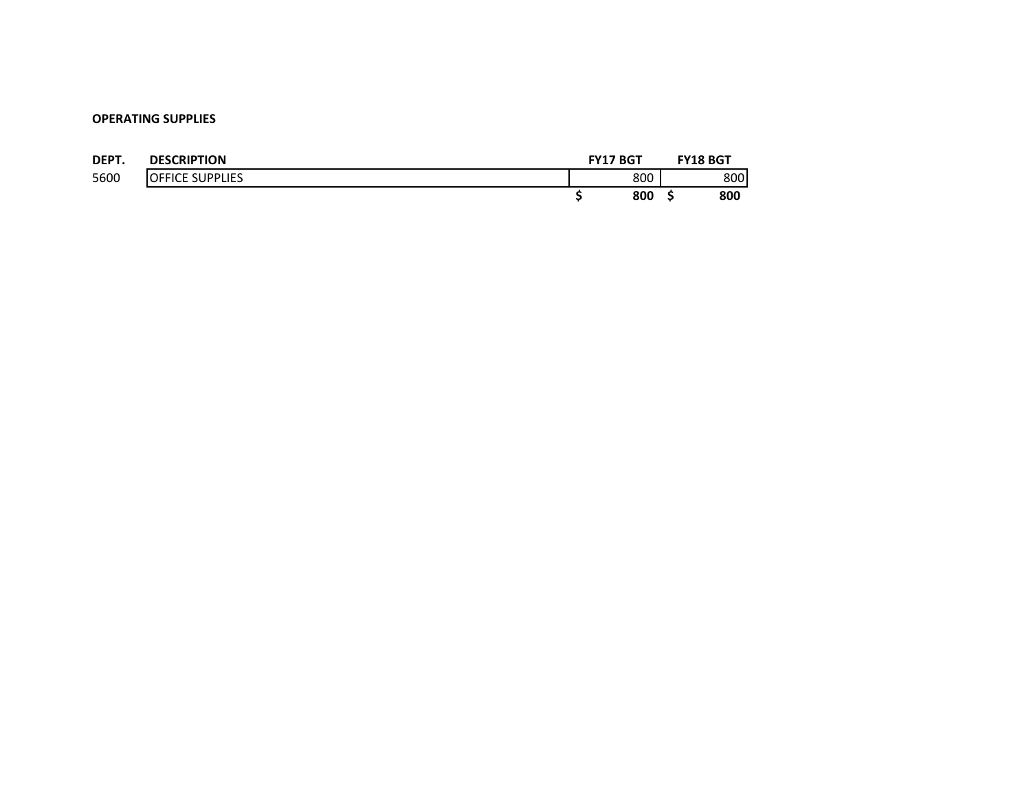**OPERATING SUPPLIES**

| DEPT. | DESCRIPTION | FY17 BGT | FY18 BGT |
|---|---|---|---|
| 5600 | OFFICE SUPPLIES | 800 | 800 |
| | | **$ 800** | **$ 800** |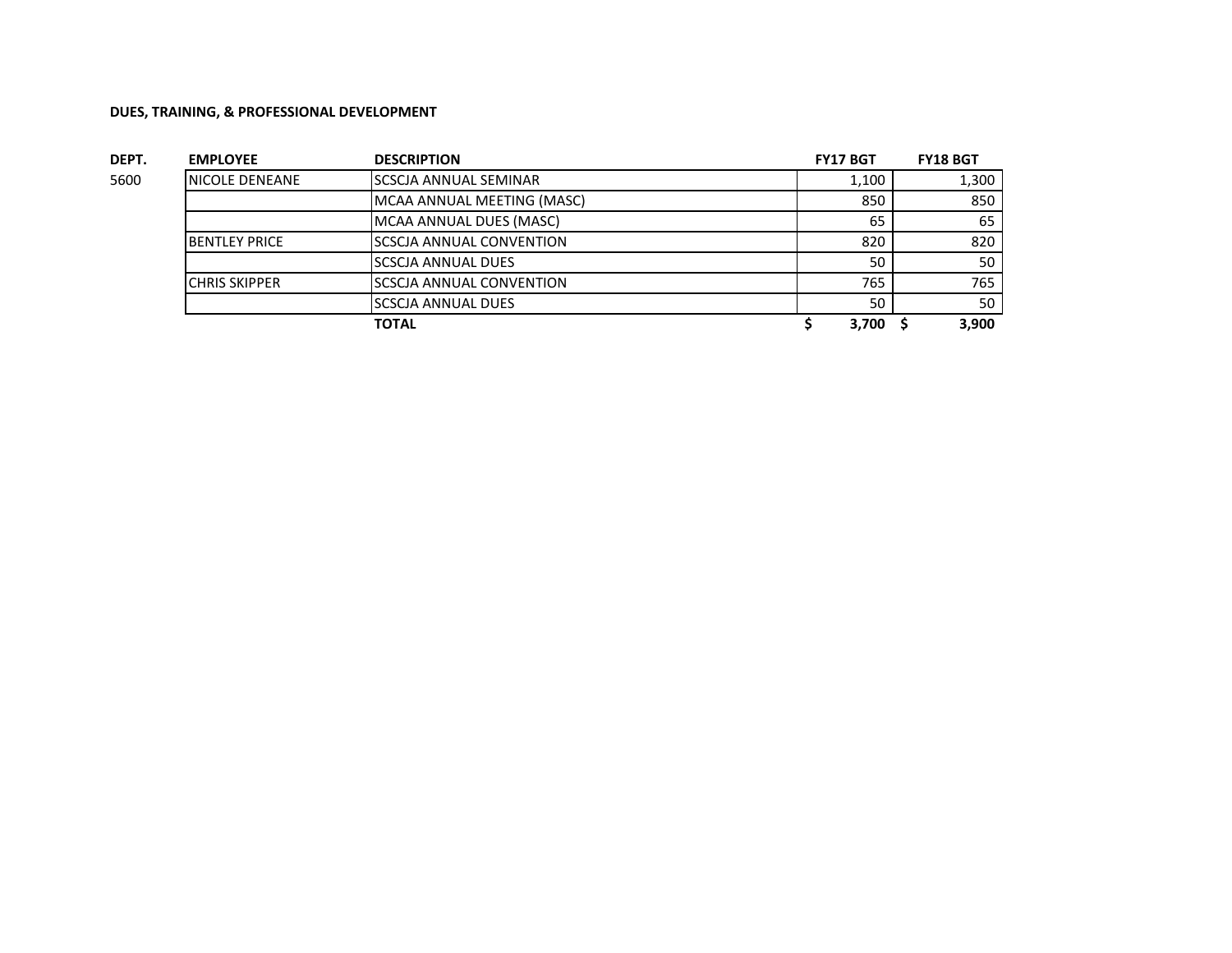**DUES, TRAINING, & PROFESSIONAL DEVELOPMENT**

| DEPT. | EMPLOYEE | DESCRIPTION | FY17 BGT | FY18 BGT |
|---|---|---|---|---|
| 5600 | NICOLE DENEANE | SCSCJA ANNUAL SEMINAR | 1,100 | 1,300 |
| | | MCAA ANNUAL MEETING (MASC) | 850 | 850 |
| | | MCAA ANNUAL DUES (MASC) | 65 | 65 |
| | BENTLEY PRICE | SCSCJA ANNUAL CONVENTION | 820 | 820 |
| | | SCSCJA ANNUAL DUES | 50 | 50 |
| | CHRIS SKIPPER | SCSCJA ANNUAL CONVENTION | 765 | 765 |
| | | SCSCJA ANNUAL DUES | 50 | 50 |
| | | **TOTAL** | **$ 3,700** | **$ 3,900** |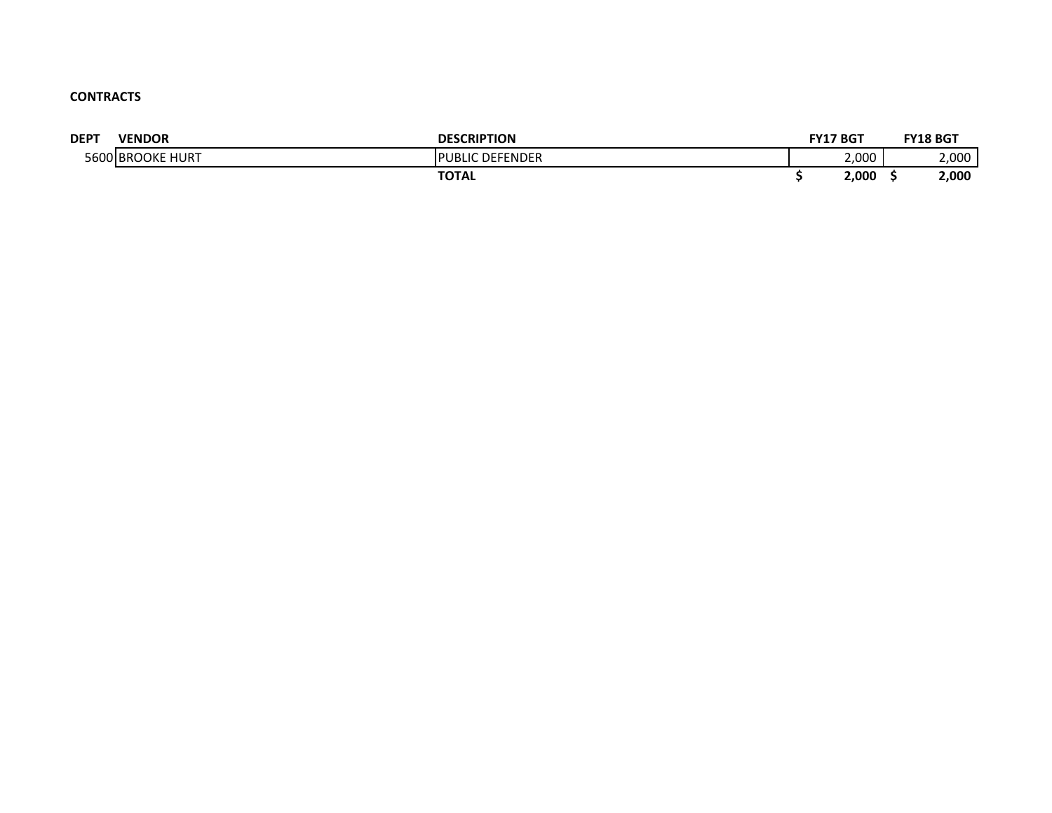**CONTRACTS**

| DEPT | VENDOR | DESCRIPTION | FY17 BGT | FY18 BGT |
|---|---|---|---|---|
| 5600 | BROOKE HURT | PUBLIC DEFENDER | 2,000 | 2,000 |
| | | **TOTAL** | **$ 2,000** | **$ 2,000** |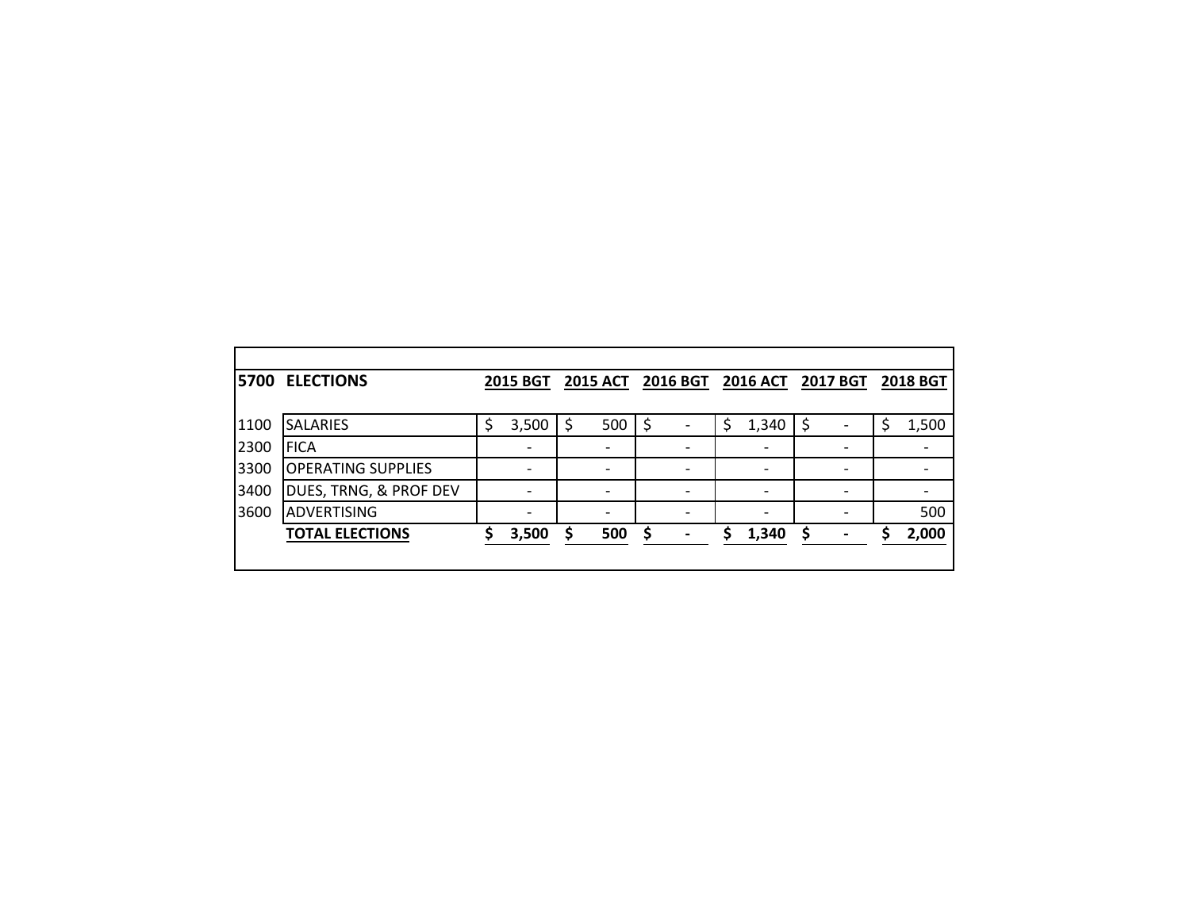| 5700 | ELECTIONS | 2015 BGT | 2015 ACT | 2016 BGT | 2016 ACT | 2017 BGT | 2018 BGT |
|---|---|---|---|---|---|---|---|
| 1100 | SALARIES | $ 3,500 | $ 500 | $ - | $ 1,340 | $ - | $ 1,500 |
| 2300 | FICA | - | - | - | - | - | - |
| 3300 | OPERATING SUPPLIES | - | - | - | - | - | - |
| 3400 | DUES, TRNG, & PROF DEV | - | - | - | - | - | - |
| 3600 | ADVERTISING | - | - | - | - | - | 500 |
| | **TOTAL ELECTIONS** | **$ 3,500** | **$ 500** | **$ -** | **$ 1,340** | **$ -** | **$ 2,000** |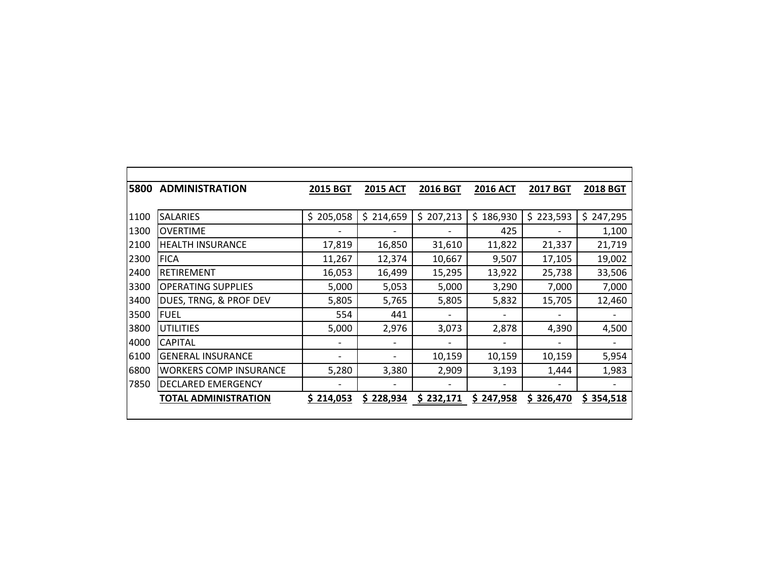| 5800 | ADMINISTRATION | 2015 BGT | 2015 ACT | 2016 BGT | 2016 ACT | 2017 BGT | 2018 BGT |
|---|---|---|---|---|---|---|---|
| 1100 | SALARIES | $ 205,058 | $ 214,659 | $ 207,213 | $ 186,930 | $ 223,593 | $ 247,295 |
| 1300 | OVERTIME | - | - | - | 425 | - | 1,100 |
| 2100 | HEALTH INSURANCE | 17,819 | 16,850 | 31,610 | 11,822 | 21,337 | 21,719 |
| 2300 | FICA | 11,267 | 12,374 | 10,667 | 9,507 | 17,105 | 19,002 |
| 2400 | RETIREMENT | 16,053 | 16,499 | 15,295 | 13,922 | 25,738 | 33,506 |
| 3300 | OPERATING SUPPLIES | 5,000 | 5,053 | 5,000 | 3,290 | 7,000 | 7,000 |
| 3400 | DUES, TRNG, & PROF DEV | 5,805 | 5,765 | 5,805 | 5,832 | 15,705 | 12,460 |
| 3500 | FUEL | 554 | 441 | - | - | - | - |
| 3800 | UTILITIES | 5,000 | 2,976 | 3,073 | 2,878 | 4,390 | 4,500 |
| 4000 | CAPITAL | - | - | - | - | - | - |
| 6100 | GENERAL INSURANCE | - | - | 10,159 | 10,159 | 10,159 | 5,954 |
| 6800 | WORKERS COMP INSURANCE | 5,280 | 3,380 | 2,909 | 3,193 | 1,444 | 1,983 |
| 7850 | DECLARED EMERGENCY | - | - | - | - | - | - |
| | **TOTAL ADMINISTRATION** | **$ 214,053** | **$ 228,934** | **$ 232,171** | **$ 247,958** | **$ 326,470** | **$ 354,518** |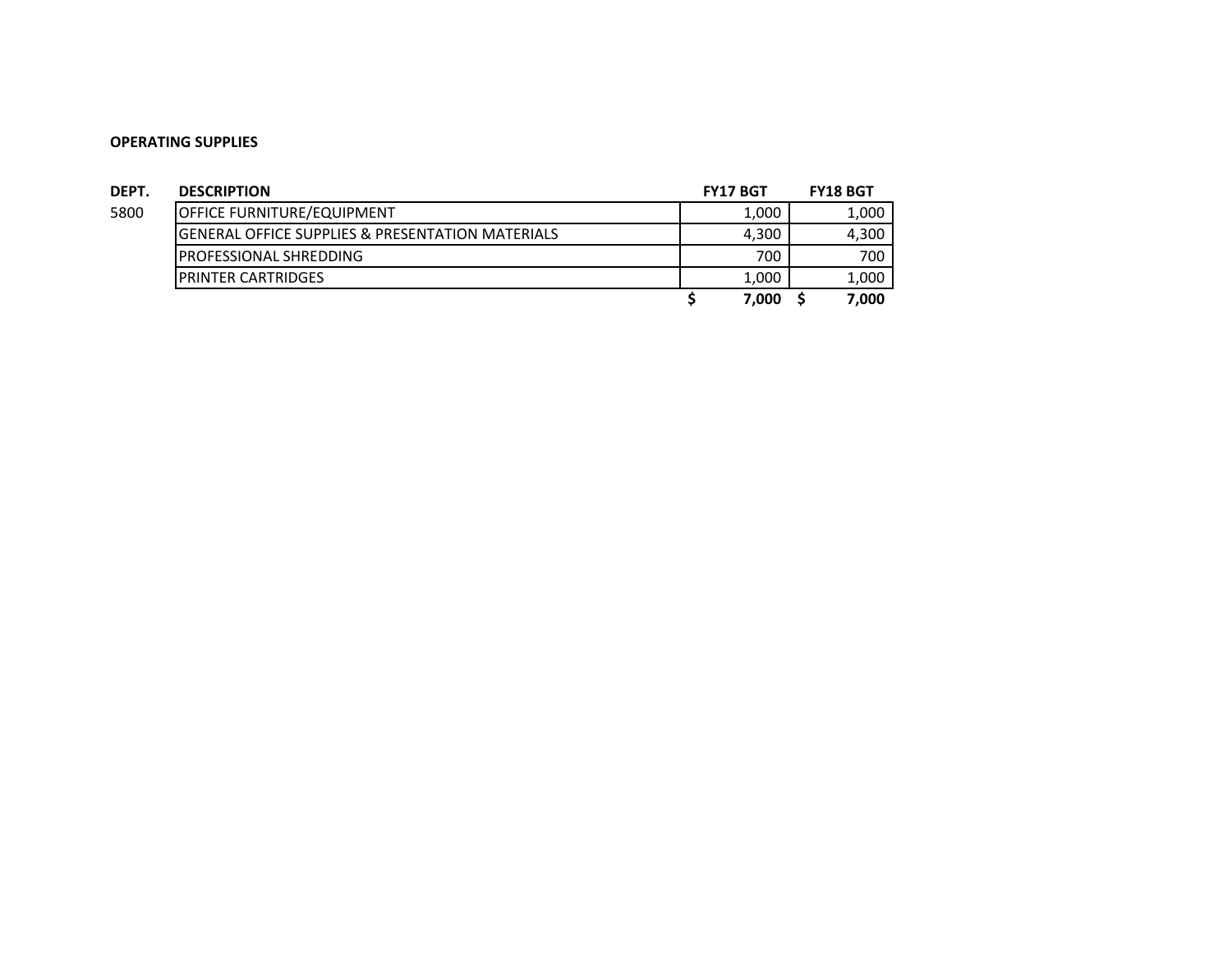**OPERATING SUPPLIES**

| DEPT. | DESCRIPTION | FY17 BGT | FY18 BGT |
|---|---|---|---|
| 5800 | OFFICE FURNITURE/EQUIPMENT | 1,000 | 1,000 |
| | GENERAL OFFICE SUPPLIES & PRESENTATION MATERIALS | 4,300 | 4,300 |
| | PROFESSIONAL SHREDDING | 700 | 700 |
| | PRINTER CARTRIDGES | 1,000 | 1,000 |
| | | **$ 7,000** | **$ 7,000** |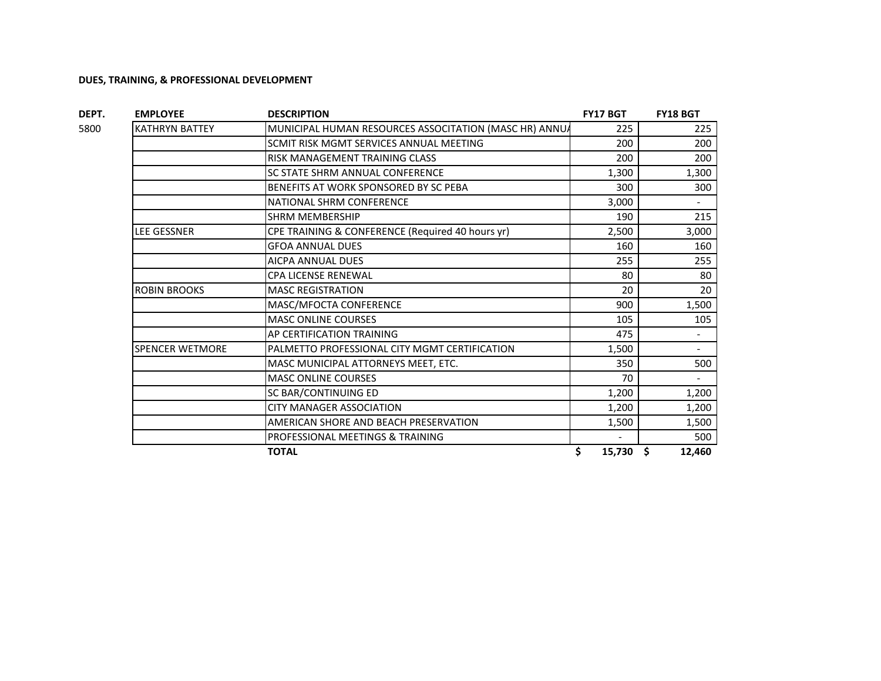**DUES, TRAINING, & PROFESSIONAL DEVELOPMENT**

| DEPT. | EMPLOYEE | DESCRIPTION | FY17 BGT | FY18 BGT |
|---|---|---|---|---|
| 5800 | KATHRYN BATTEY | MUNICIPAL HUMAN RESOURCES ASSOCITATION (MASC HR) ANNUA | 225 | 225 |
| | | SCMIT RISK MGMT SERVICES ANNUAL MEETING | 200 | 200 |
| | | RISK MANAGEMENT TRAINING CLASS | 200 | 200 |
| | | SC STATE SHRM ANNUAL CONFERENCE | 1,300 | 1,300 |
| | | BENEFITS AT WORK SPONSORED BY SC PEBA | 300 | 300 |
| | | NATIONAL SHRM CONFERENCE | 3,000 | - |
| | | SHRM MEMBERSHIP | 190 | 215 |
| | LEE GESSNER | CPE TRAINING & CONFERENCE (Required 40 hours yr) | 2,500 | 3,000 |
| | | GFOA ANNUAL DUES | 160 | 160 |
| | | AICPA ANNUAL DUES | 255 | 255 |
| | | CPA LICENSE RENEWAL | 80 | 80 |
| | ROBIN BROOKS | MASC REGISTRATION | 20 | 20 |
| | | MASC/MFOCTA CONFERENCE | 900 | 1,500 |
| | | MASC ONLINE COURSES | 105 | 105 |
| | | AP CERTIFICATION TRAINING | 475 | - |
| | SPENCER WETMORE | PALMETTO PROFESSIONAL CITY MGMT CERTIFICATION | 1,500 | - |
| | | MASC MUNICIPAL ATTORNEYS MEET, ETC. | 350 | 500 |
| | | MASC ONLINE COURSES | 70 | - |
| | | SC BAR/CONTINUING ED | 1,200 | 1,200 |
| | | CITY MANAGER ASSOCIATION | 1,200 | 1,200 |
| | | AMERICAN SHORE AND BEACH PRESERVATION | 1,500 | 1,500 |
| | | PROFESSIONAL MEETINGS & TRAINING | - | 500 |
| | | **TOTAL** | **$ 15,730** | **$ 12,460** |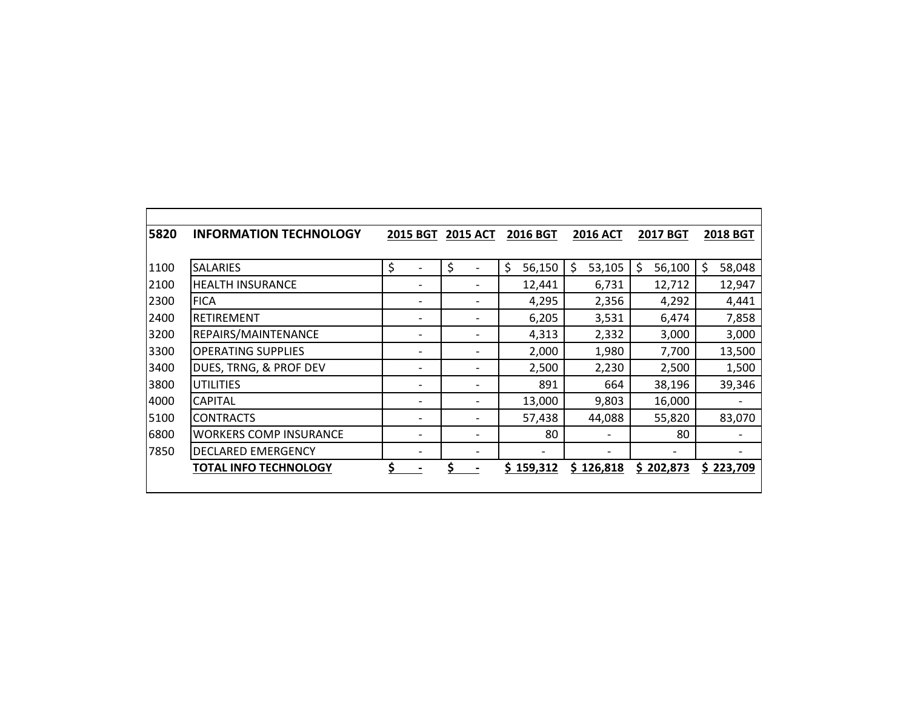| 5820 | INFORMATION TECHNOLOGY | 2015 BGT | 2015 ACT | 2016 BGT | 2016 ACT | 2017 BGT | 2018 BGT |
|---|---|---|---|---|---|---|---|
| 1100 | SALARIES | $ - | $ - | $ 56,150 | $ 53,105 | $ 56,100 | $ 58,048 |
| 2100 | HEALTH INSURANCE | - | - | 12,441 | 6,731 | 12,712 | 12,947 |
| 2300 | FICA | - | - | 4,295 | 2,356 | 4,292 | 4,441 |
| 2400 | RETIREMENT | - | - | 6,205 | 3,531 | 6,474 | 7,858 |
| 3200 | REPAIRS/MAINTENANCE | - | - | 4,313 | 2,332 | 3,000 | 3,000 |
| 3300 | OPERATING SUPPLIES | - | - | 2,000 | 1,980 | 7,700 | 13,500 |
| 3400 | DUES, TRNG, & PROF DEV | - | - | 2,500 | 2,230 | 2,500 | 1,500 |
| 3800 | UTILITIES | - | - | 891 | 664 | 38,196 | 39,346 |
| 4000 | CAPITAL | - | - | 13,000 | 9,803 | 16,000 | - |
| 5100 | CONTRACTS | - | - | 57,438 | 44,088 | 55,820 | 83,070 |
| 6800 | WORKERS COMP INSURANCE | - | - | 80 | - | 80 | - |
| 7850 | DECLARED EMERGENCY | - | - | - | - | - | - |
| | **TOTAL INFO TECHNOLOGY** | **$ -** | **$ -** | **$ 159,312** | **$ 126,818** | **$ 202,873** | **$ 223,709** |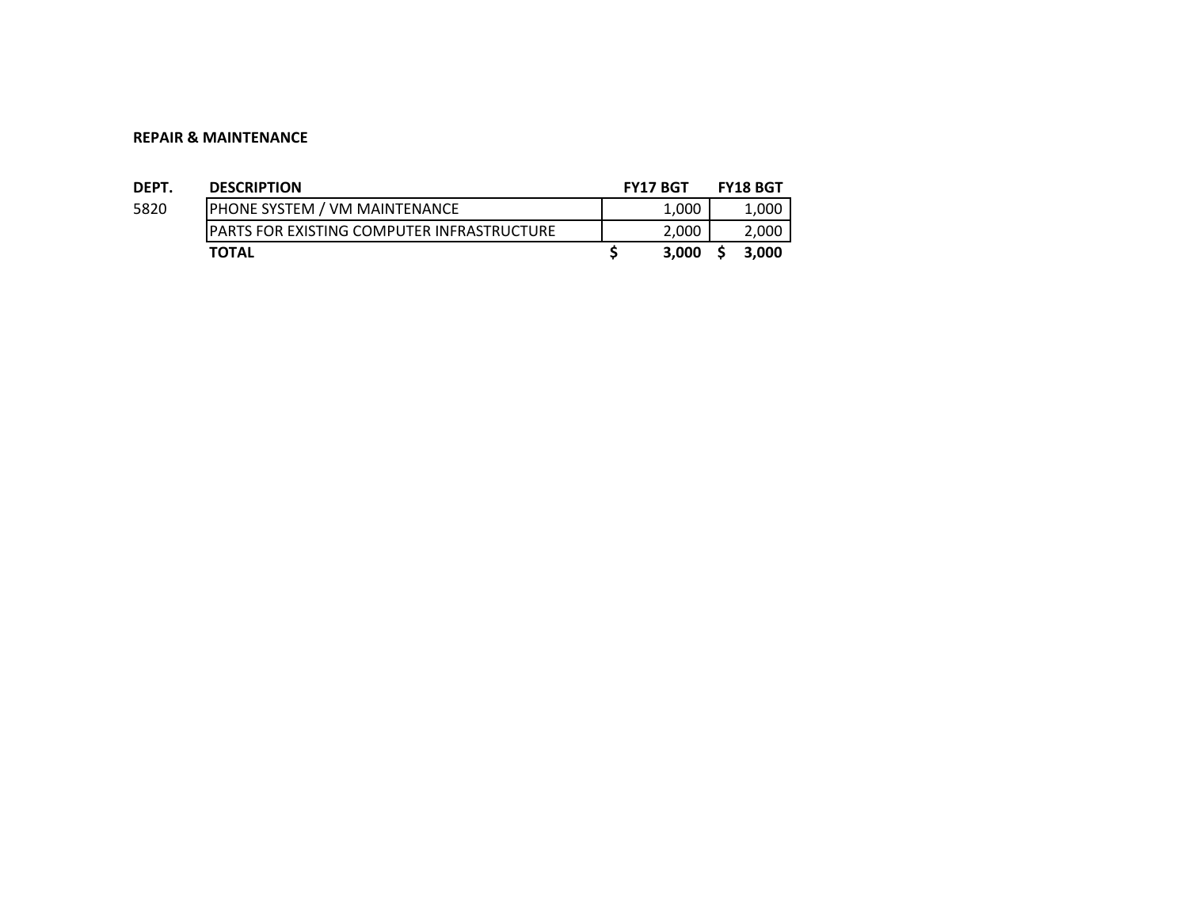**REPAIR & MAINTENANCE**

| DEPT. | DESCRIPTION | FY17 BGT | FY18 BGT |
|---|---|---|---|
| 5820 | PHONE SYSTEM / VM MAINTENANCE | 1,000 | 1,000 |
| | PARTS FOR EXISTING COMPUTER INFRASTRUCTURE | 2,000 | 2,000 |
| | **TOTAL** | **$ 3,000** | **$ 3,000** |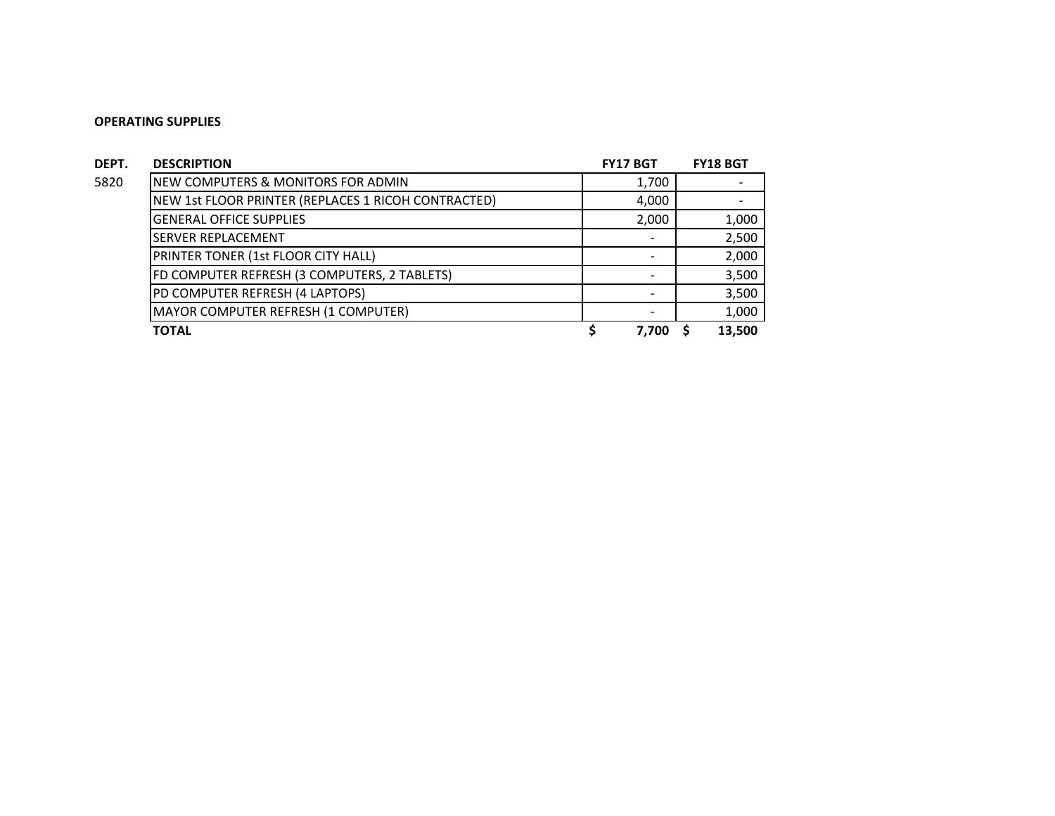**OPERATING SUPPLIES**

| DEPT. | DESCRIPTION | FY17 BGT | FY18 BGT |
| --- | --- | --- | --- |
| 5820 | NEW COMPUTERS & MONITORS FOR ADMIN | 1,700 | - |
| | NEW 1st FLOOR PRINTER (REPLACES 1 RICOH CONTRACTED) | 4,000 | - |
| | GENERAL OFFICE SUPPLIES | 2,000 | 1,000 |
| | SERVER REPLACEMENT | - | 2,500 |
| | PRINTER TONER (1st FLOOR CITY HALL) | - | 2,000 |
| | FD COMPUTER REFRESH (3 COMPUTERS, 2 TABLETS) | - | 3,500 |
| | PD COMPUTER REFRESH (4 LAPTOPS) | - | 3,500 |
| | MAYOR COMPUTER REFRESH (1 COMPUTER) | - | 1,000 |
| | **TOTAL** | **$ 7,700** | **$ 13,500** |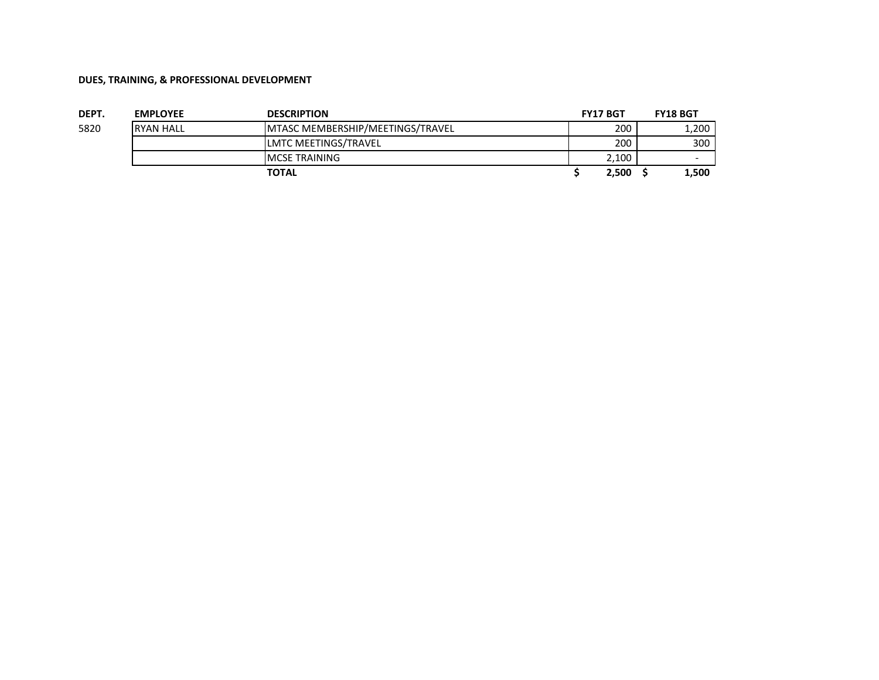**DUES, TRAINING, & PROFESSIONAL DEVELOPMENT**

| DEPT. | EMPLOYEE | DESCRIPTION | FY17 BGT | FY18 BGT |
|---|---|---|---|---|
| 5820 | RYAN HALL | MTASC MEMBERSHIP/MEETINGS/TRAVEL | 200 | 1,200 |
| | | LMTC MEETINGS/TRAVEL | 200 | 300 |
| | | MCSE TRAINING | 2,100 | - |
| | | **TOTAL** | **$ 2,500** | **$ 1,500** |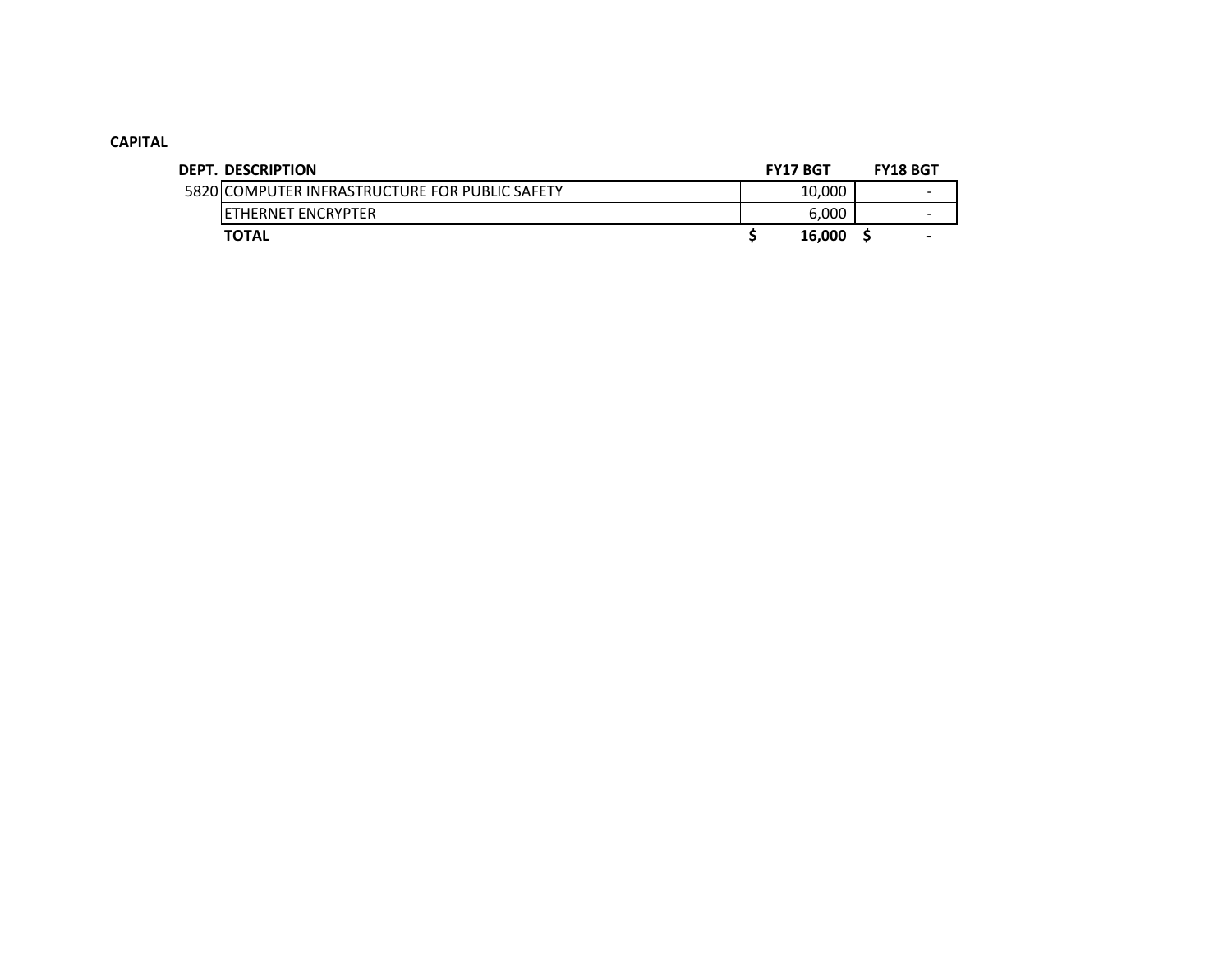**CAPITAL**

| DEPT. | DESCRIPTION | FY17 BGT | FY18 BGT |
|---|---|---|---|
| 5820 | COMPUTER INFRASTRUCTURE FOR PUBLIC SAFETY | 10,000 | - |
| | ETHERNET ENCRYPTER | 6,000 | - |
| | **TOTAL** | **$ 16,000** | **$ -** |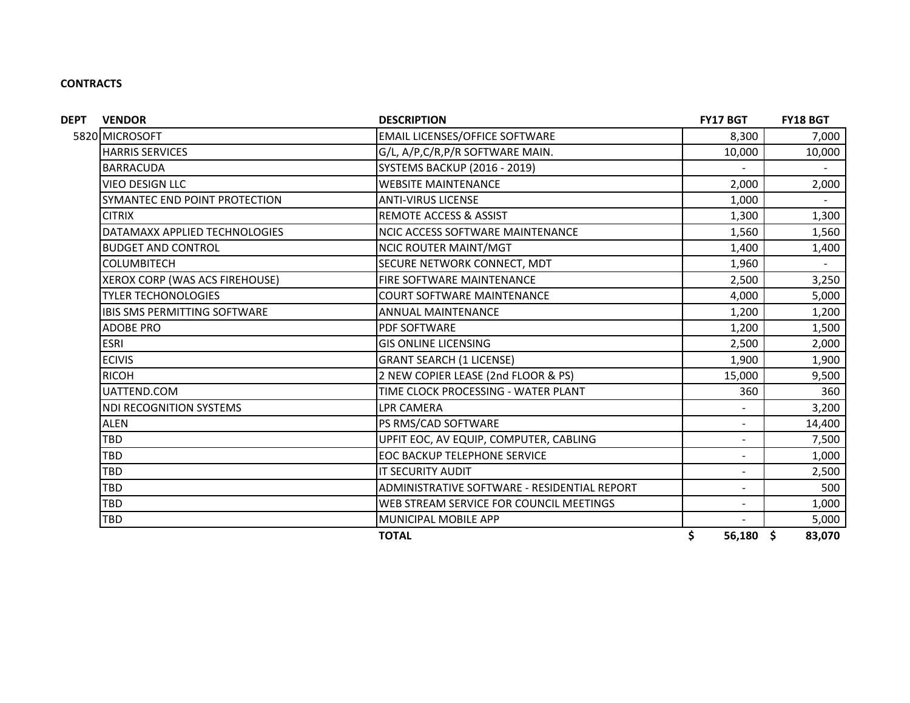**CONTRACTS**

| DEPT | VENDOR | DESCRIPTION | FY17 BGT | FY18 BGT |
|---|---|---|---|---|
| 5820 | MICROSOFT | EMAIL LICENSES/OFFICE SOFTWARE | 8,300 | 7,000 |
| | HARRIS SERVICES | G/L, A/P,C/R,P/R SOFTWARE MAIN. | 10,000 | 10,000 |
| | BARRACUDA | SYSTEMS BACKUP (2016 - 2019) | - | - |
| | VIEO DESIGN LLC | WEBSITE MAINTENANCE | 2,000 | 2,000 |
| | SYMANTEC END POINT PROTECTION | ANTI-VIRUS LICENSE | 1,000 | - |
| | CITRIX | REMOTE ACCESS & ASSIST | 1,300 | 1,300 |
| | DATAMAXX APPLIED TECHNOLOGIES | NCIC ACCESS SOFTWARE MAINTENANCE | 1,560 | 1,560 |
| | BUDGET AND CONTROL | NCIC ROUTER MAINT/MGT | 1,400 | 1,400 |
| | COLUMBITECH | SECURE NETWORK CONNECT, MDT | 1,960 | - |
| | XEROX CORP (WAS ACS FIREHOUSE) | FIRE SOFTWARE MAINTENANCE | 2,500 | 3,250 |
| | TYLER TECHONOLOGIES | COURT SOFTWARE MAINTENANCE | 4,000 | 5,000 |
| | IBIS SMS PERMITTING SOFTWARE | ANNUAL MAINTENANCE | 1,200 | 1,200 |
| | ADOBE PRO | PDF SOFTWARE | 1,200 | 1,500 |
| | ESRI | GIS ONLINE LICENSING | 2,500 | 2,000 |
| | ECIVIS | GRANT SEARCH (1 LICENSE) | 1,900 | 1,900 |
| | RICOH | 2 NEW COPIER LEASE (2nd FLOOR & PS) | 15,000 | 9,500 |
| | UATTEND.COM | TIME CLOCK PROCESSING - WATER PLANT | 360 | 360 |
| | NDI RECOGNITION SYSTEMS | LPR CAMERA | - | 3,200 |
| | ALEN | PS RMS/CAD SOFTWARE | - | 14,400 |
| | TBD | UPFIT EOC, AV EQUIP, COMPUTER, CABLING | - | 7,500 |
| | TBD | EOC BACKUP TELEPHONE SERVICE | - | 1,000 |
| | TBD | IT SECURITY AUDIT | - | 2,500 |
| | TBD | ADMINISTRATIVE SOFTWARE - RESIDENTIAL REPORT | - | 500 |
| | TBD | WEB STREAM SERVICE FOR COUNCIL MEETINGS | - | 1,000 |
| | TBD | MUNICIPAL MOBILE APP | - | 5,000 |
| | | **TOTAL** | **$ 56,180** | **$ 83,070** |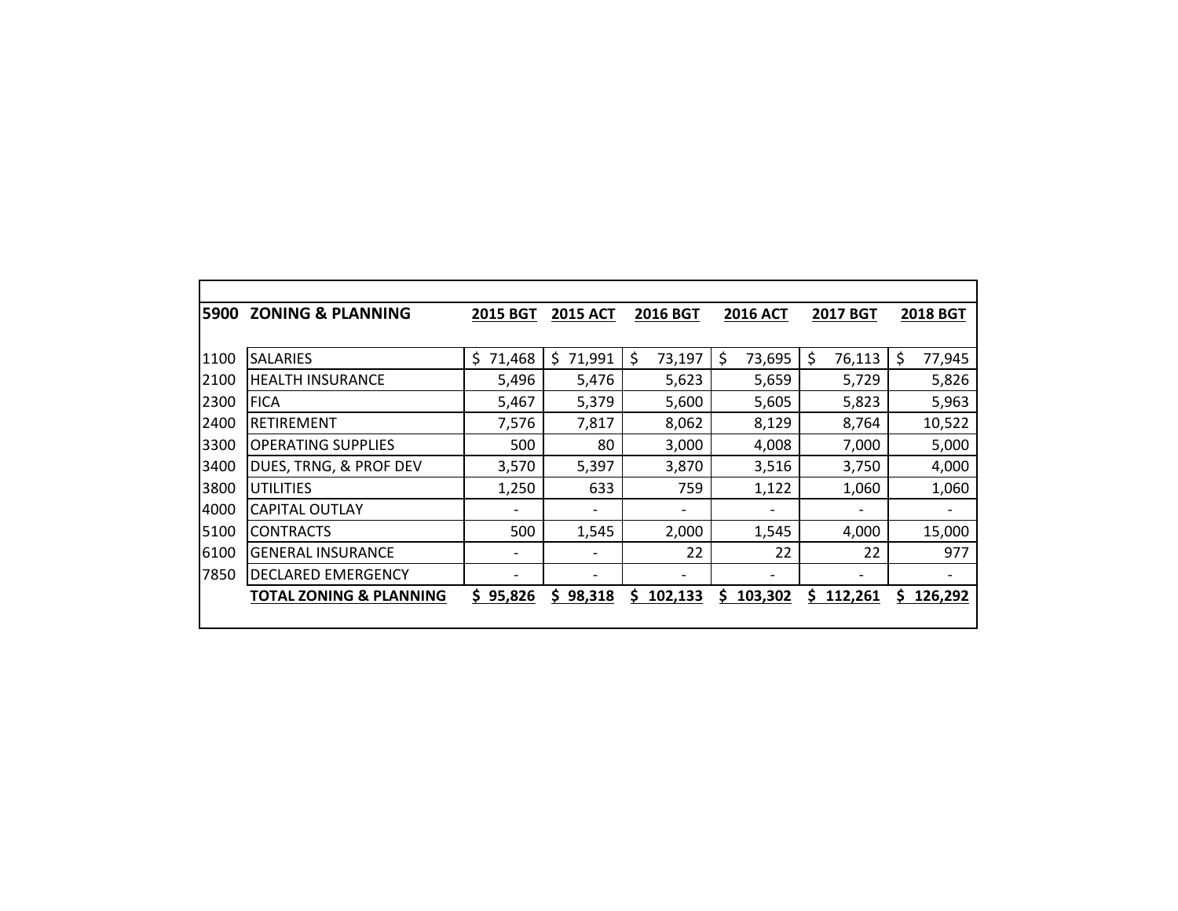| 5900 | ZONING & PLANNING | 2015 BGT | 2015 ACT | 2016 BGT | 2016 ACT | 2017 BGT | 2018 BGT |
|---|---|---|---|---|---|---|---|
| 1100 | SALARIES | $ 71,468 | $ 71,991 | $ 73,197 | $ 73,695 | $ 76,113 | $ 77,945 |
| 2100 | HEALTH INSURANCE | 5,496 | 5,476 | 5,623 | 5,659 | 5,729 | 5,826 |
| 2300 | FICA | 5,467 | 5,379 | 5,600 | 5,605 | 5,823 | 5,963 |
| 2400 | RETIREMENT | 7,576 | 7,817 | 8,062 | 8,129 | 8,764 | 10,522 |
| 3300 | OPERATING SUPPLIES | 500 | 80 | 3,000 | 4,008 | 7,000 | 5,000 |
| 3400 | DUES, TRNG, & PROF DEV | 3,570 | 5,397 | 3,870 | 3,516 | 3,750 | 4,000 |
| 3800 | UTILITIES | 1,250 | 633 | 759 | 1,122 | 1,060 | 1,060 |
| 4000 | CAPITAL OUTLAY | - | - | - | - | - | - |
| 5100 | CONTRACTS | 500 | 1,545 | 2,000 | 1,545 | 4,000 | 15,000 |
| 6100 | GENERAL INSURANCE | - | - | 22 | 22 | 22 | 977 |
| 7850 | DECLARED EMERGENCY | - | - | - | - | - | - |
| | **TOTAL ZONING & PLANNING** | **$ 95,826** | **$ 98,318** | **$ 102,133** | **$ 103,302** | **$ 112,261** | **$ 126,292** |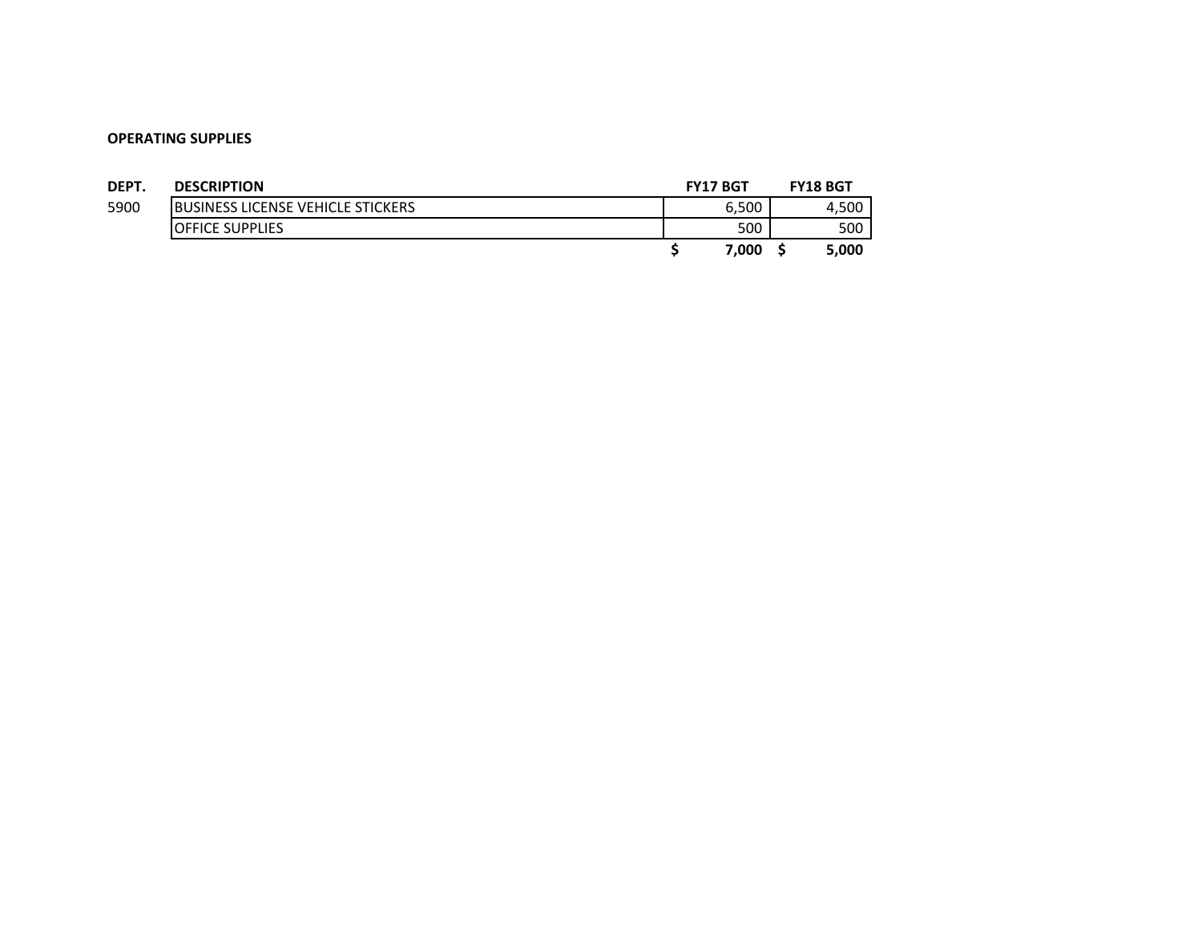**OPERATING SUPPLIES**

| DEPT. | DESCRIPTION | FY17 BGT | FY18 BGT |
|---|---|---|---|
| 5900 | BUSINESS LICENSE VEHICLE STICKERS | 6,500 | 4,500 |
| | OFFICE SUPPLIES | 500 | 500 |
| | | **$ 7,000** | **$ 5,000** |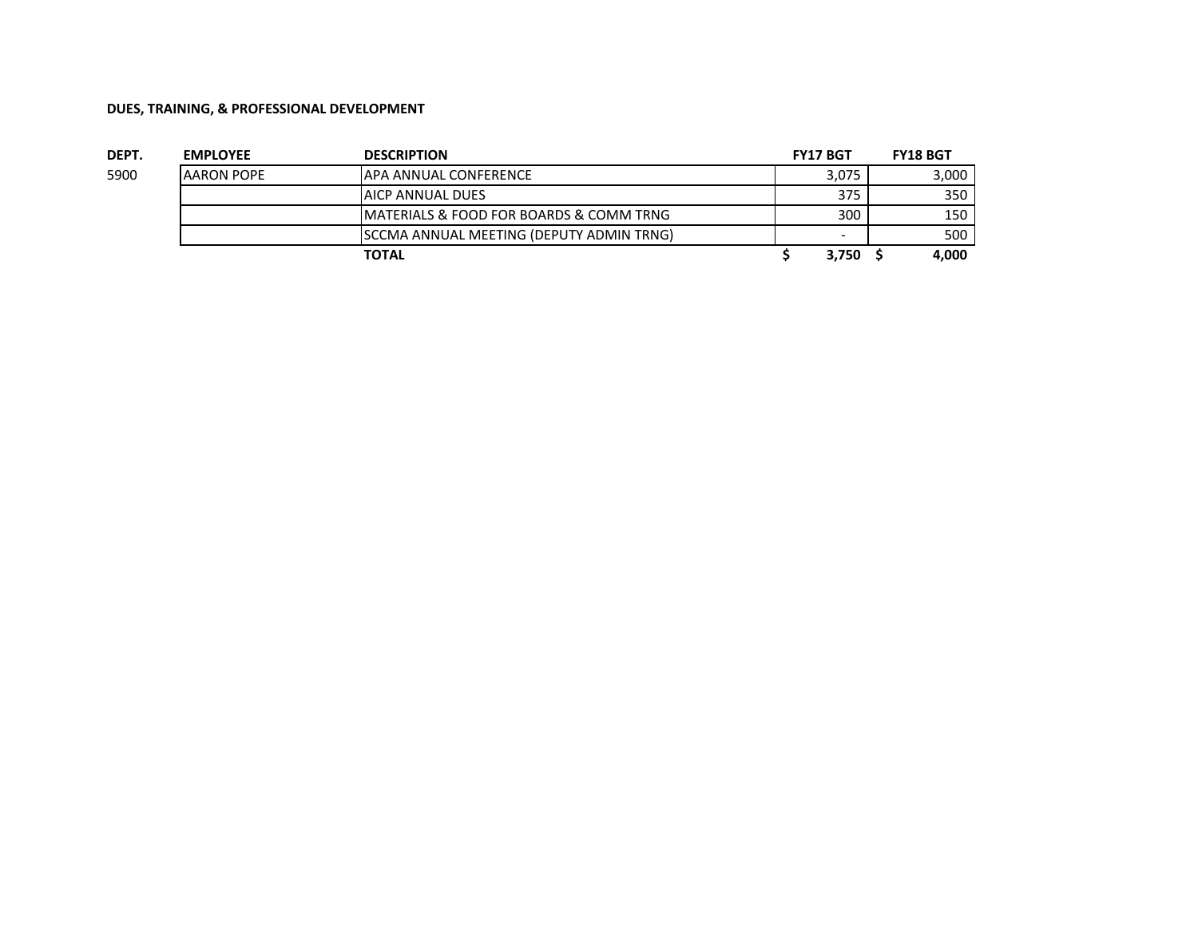**DUES, TRAINING, & PROFESSIONAL DEVELOPMENT**

| DEPT. | EMPLOYEE | DESCRIPTION | FY17 BGT | FY18 BGT |
|---|---|---|---|---|
| 5900 | AARON POPE | APA ANNUAL CONFERENCE | 3,075 | 3,000 |
| | | AICP ANNUAL DUES | 375 | 350 |
| | | MATERIALS & FOOD FOR BOARDS & COMM TRNG | 300 | 150 |
| | | SCCMA ANNUAL MEETING (DEPUTY ADMIN TRNG) | - | 500 |
| | | **TOTAL** | **$ 3,750** | **$ 4,000** |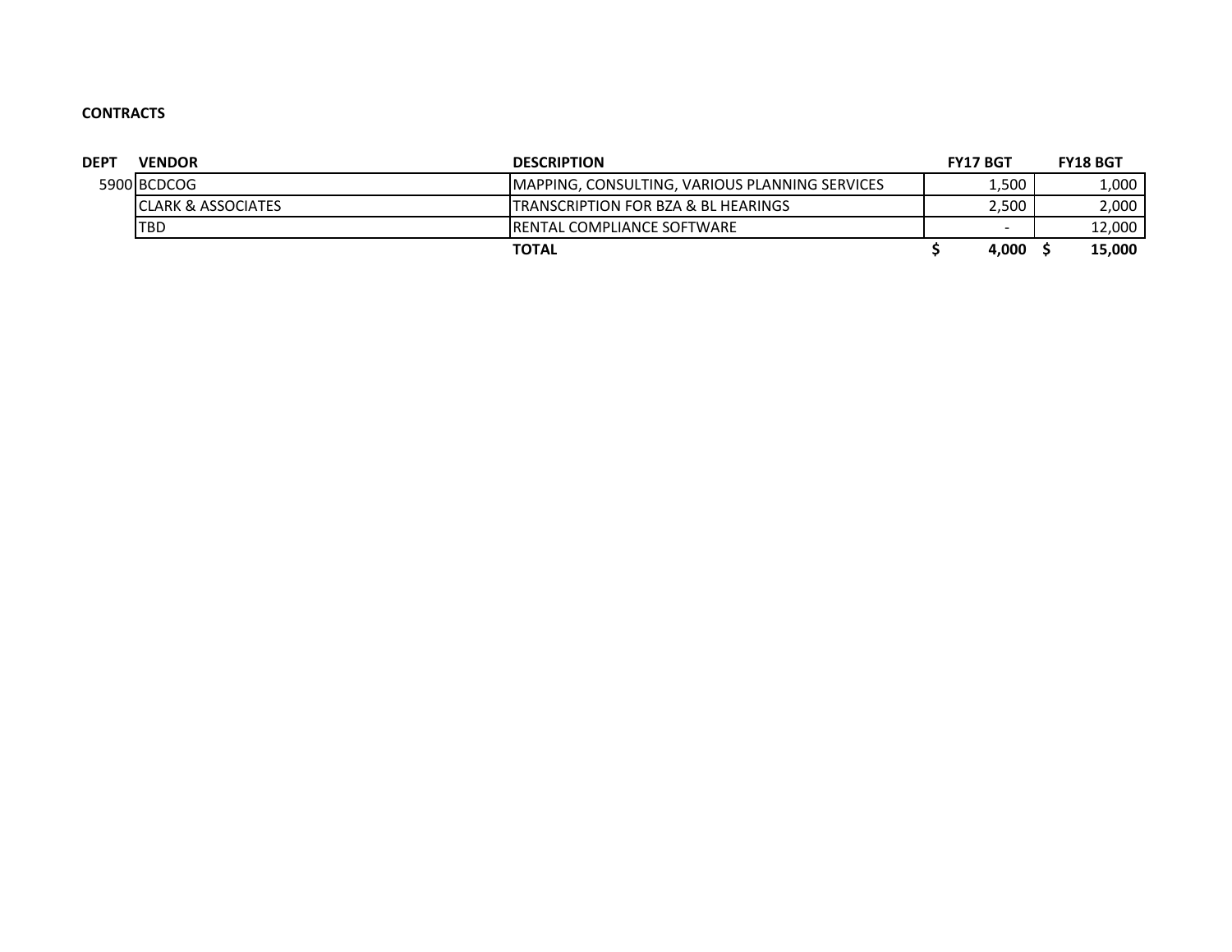**CONTRACTS**

| DEPT | VENDOR | DESCRIPTION | FY17 BGT | FY18 BGT |
|---|---|---|---|---|
| 5900 | BCDCOG | MAPPING, CONSULTING, VARIOUS PLANNING SERVICES | 1,500 | 1,000 |
| | CLARK & ASSOCIATES | TRANSCRIPTION FOR BZA & BL HEARINGS | 2,500 | 2,000 |
| | TBD | RENTAL COMPLIANCE SOFTWARE | - | 12,000 |
| | | **TOTAL** | **$ 4,000** | **$ 15,000** |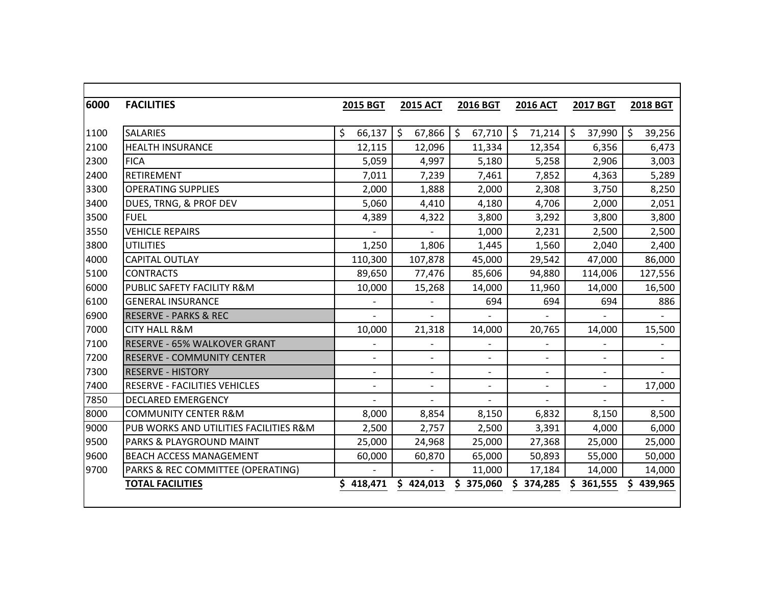| 6000 | FACILITIES | 2015 BGT | 2015 ACT | 2016 BGT | 2016 ACT | 2017 BGT | 2018 BGT |
|---|---|---|---|---|---|---|---|
| 1100 | SALARIES | $ 66,137 | $ 67,866 | $ 67,710 | $ 71,214 | $ 37,990 | $ 39,256 |
| 2100 | HEALTH INSURANCE | 12,115 | 12,096 | 11,334 | 12,354 | 6,356 | 6,473 |
| 2300 | FICA | 5,059 | 4,997 | 5,180 | 5,258 | 2,906 | 3,003 |
| 2400 | RETIREMENT | 7,011 | 7,239 | 7,461 | 7,852 | 4,363 | 5,289 |
| 3300 | OPERATING SUPPLIES | 2,000 | 1,888 | 2,000 | 2,308 | 3,750 | 8,250 |
| 3400 | DUES, TRNG, & PROF DEV | 5,060 | 4,410 | 4,180 | 4,706 | 2,000 | 2,051 |
| 3500 | FUEL | 4,389 | 4,322 | 3,800 | 3,292 | 3,800 | 3,800 |
| 3550 | VEHICLE REPAIRS | - | - | 1,000 | 2,231 | 2,500 | 2,500 |
| 3800 | UTILITIES | 1,250 | 1,806 | 1,445 | 1,560 | 2,040 | 2,400 |
| 4000 | CAPITAL OUTLAY | 110,300 | 107,878 | 45,000 | 29,542 | 47,000 | 86,000 |
| 5100 | CONTRACTS | 89,650 | 77,476 | 85,606 | 94,880 | 114,006 | 127,556 |
| 6000 | PUBLIC SAFETY FACILITY R&M | 10,000 | 15,268 | 14,000 | 11,960 | 14,000 | 16,500 |
| 6100 | GENERAL INSURANCE | - | - | 694 | 694 | 694 | 886 |
| 6900 | RESERVE - PARKS & REC | - | - | - | - | - | - |
| 7000 | CITY HALL R&M | 10,000 | 21,318 | 14,000 | 20,765 | 14,000 | 15,500 |
| 7100 | RESERVE - 65% WALKOVER GRANT | - | - | - | - | - | - |
| 7200 | RESERVE - COMMUNITY CENTER | - | - | - | - | - | - |
| 7300 | RESERVE - HISTORY | - | - | - | - | - | - |
| 7400 | RESERVE - FACILITIES VEHICLES | - | - | - | - | - | 17,000 |
| 7850 | DECLARED EMERGENCY | - | - | - | - | - | - |
| 8000 | COMMUNITY CENTER R&M | 8,000 | 8,854 | 8,150 | 6,832 | 8,150 | 8,500 |
| 9000 | PUB WORKS AND UTILITIES FACILITIES R&M | 2,500 | 2,757 | 2,500 | 3,391 | 4,000 | 6,000 |
| 9500 | PARKS & PLAYGROUND MAINT | 25,000 | 24,968 | 25,000 | 27,368 | 25,000 | 25,000 |
| 9600 | BEACH ACCESS MANAGEMENT | 60,000 | 60,870 | 65,000 | 50,893 | 55,000 | 50,000 |
| 9700 | PARKS & REC COMMITTEE (OPERATING) | - | - | 11,000 | 17,184 | 14,000 | 14,000 |
| | **TOTAL FACILITIES** | **$ 418,471** | **$ 424,013** | **$ 375,060** | **$ 374,285** | **$ 361,555** | **$ 439,965** |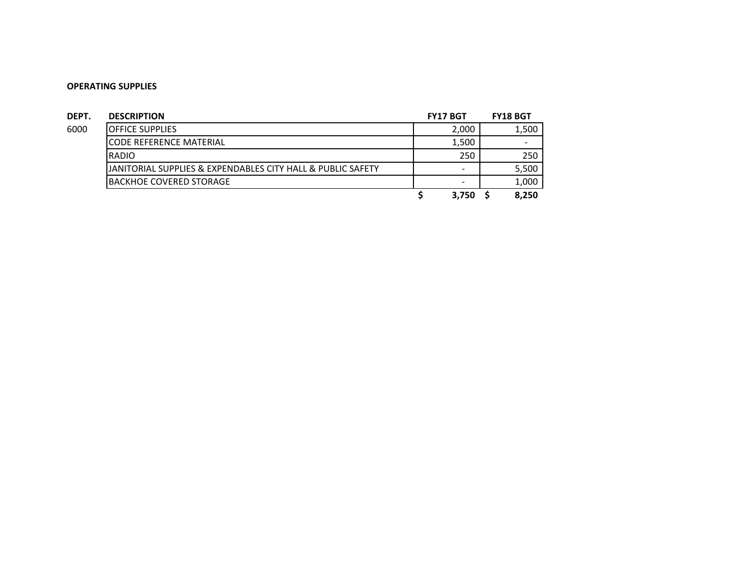**OPERATING SUPPLIES**

| DEPT. | DESCRIPTION | FY17 BGT | FY18 BGT |
|---|---|---|---|
| 6000 | OFFICE SUPPLIES | 2,000 | 1,500 |
| | CODE REFERENCE MATERIAL | 1,500 | - |
| | RADIO | 250 | 250 |
| | JANITORIAL SUPPLIES & EXPENDABLES CITY HALL & PUBLIC SAFETY | - | 5,500 |
| | BACKHOE COVERED STORAGE | - | 1,000 |
| | | **$ 3,750** | **$ 8,250** |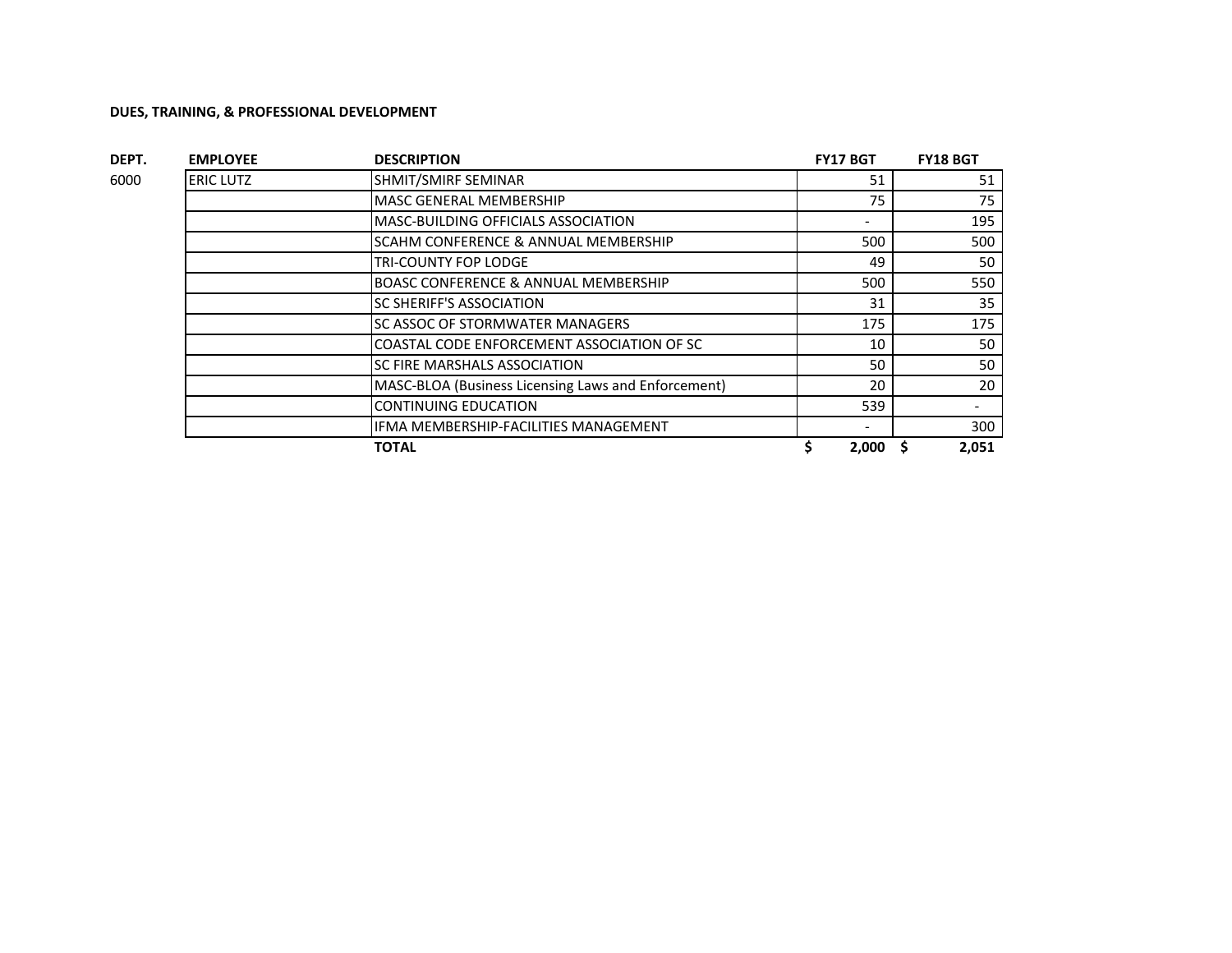**DUES, TRAINING, & PROFESSIONAL DEVELOPMENT**

| DEPT. | EMPLOYEE | DESCRIPTION | FY17 BGT | FY18 BGT |
|---|---|---|---|---|
| 6000 | ERIC LUTZ | SHMIT/SMIRF SEMINAR | 51 | 51 |
| | | MASC GENERAL MEMBERSHIP | 75 | 75 |
| | | MASC-BUILDING OFFICIALS ASSOCIATION | - | 195 |
| | | SCAHM CONFERENCE & ANNUAL MEMBERSHIP | 500 | 500 |
| | | TRI-COUNTY FOP LODGE | 49 | 50 |
| | | BOASC CONFERENCE & ANNUAL MEMBERSHIP | 500 | 550 |
| | | SC SHERIFF'S ASSOCIATION | 31 | 35 |
| | | SC ASSOC OF STORMWATER MANAGERS | 175 | 175 |
| | | COASTAL CODE ENFORCEMENT ASSOCIATION OF SC | 10 | 50 |
| | | SC FIRE MARSHALS ASSOCIATION | 50 | 50 |
| | | MASC-BLOA (Business Licensing Laws and Enforcement) | 20 | 20 |
| | | CONTINUING EDUCATION | 539 | - |
| | | IFMA MEMBERSHIP-FACILITIES MANAGEMENT | - | 300 |
| | | **TOTAL** | **$ 2,000** | **$ 2,051** |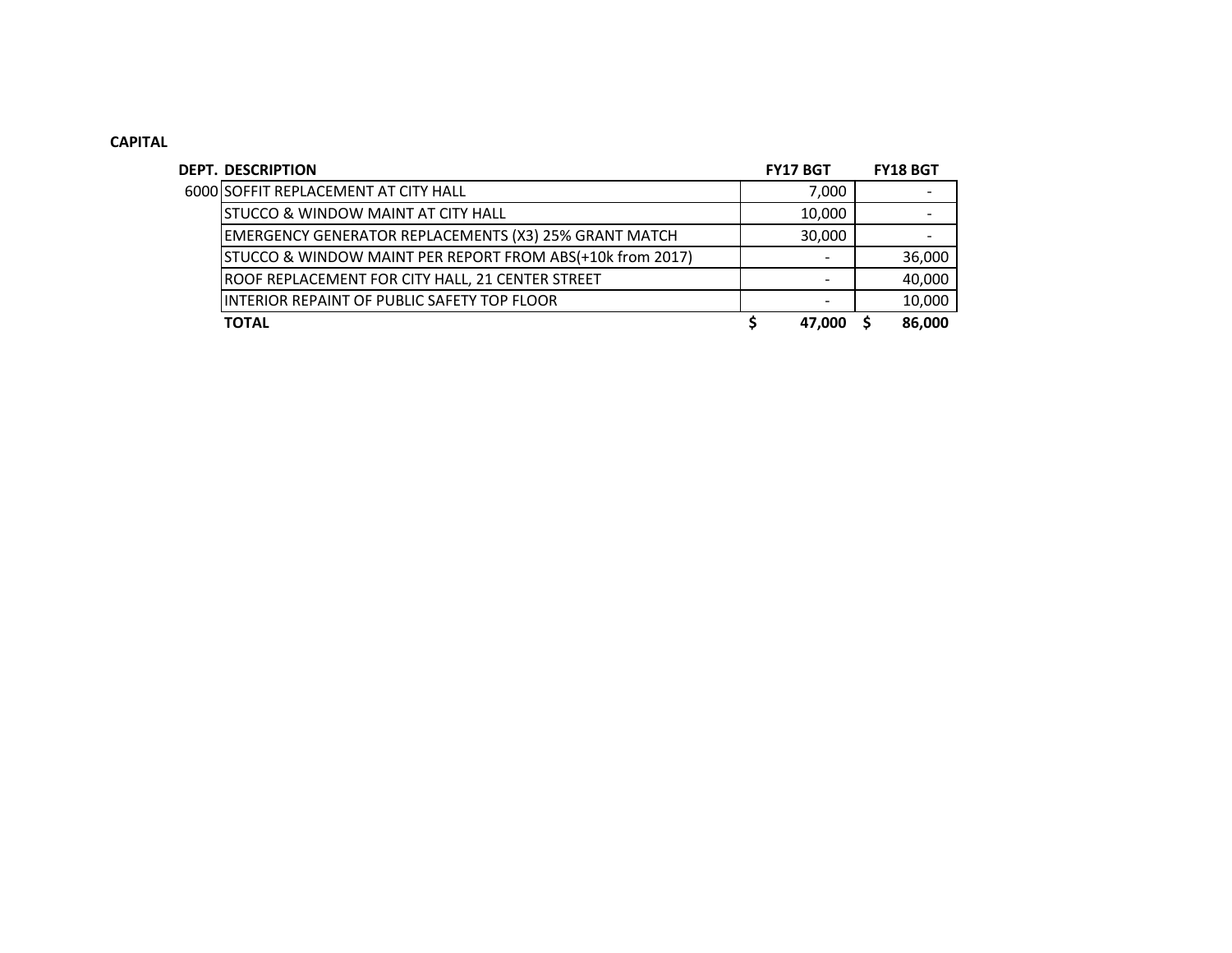**CAPITAL**

| DEPT. | DESCRIPTION | FY17 BGT | FY18 BGT |
|---|---|---|---|
| 6000 | SOFFIT REPLACEMENT AT CITY HALL | 7,000 | - |
| | STUCCO & WINDOW MAINT AT CITY HALL | 10,000 | - |
| | EMERGENCY GENERATOR REPLACEMENTS (X3) 25% GRANT MATCH | 30,000 | - |
| | STUCCO & WINDOW MAINT PER REPORT FROM ABS(+10k from 2017) | - | 36,000 |
| | ROOF REPLACEMENT FOR CITY HALL, 21 CENTER STREET | - | 40,000 |
| | INTERIOR REPAINT OF PUBLIC SAFETY TOP FLOOR | - | 10,000 |
| | **TOTAL** | **$ 47,000** | **$ 86,000** |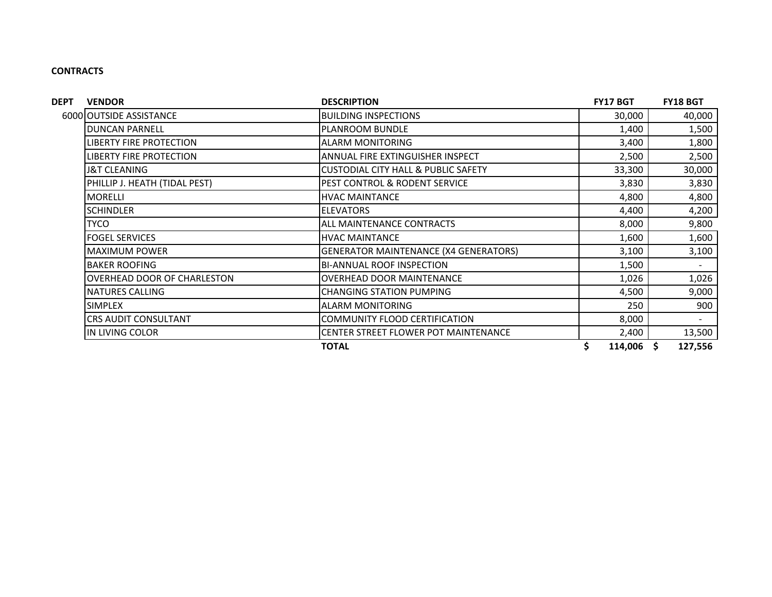**CONTRACTS**

| DEPT | VENDOR | DESCRIPTION | FY17 BGT | FY18 BGT |
|---|---|---|---|---|
| 6000 | OUTSIDE ASSISTANCE | BUILDING INSPECTIONS | 30,000 | 40,000 |
| | DUNCAN PARNELL | PLANROOM BUNDLE | 1,400 | 1,500 |
| | LIBERTY FIRE PROTECTION | ALARM MONITORING | 3,400 | 1,800 |
| | LIBERTY FIRE PROTECTION | ANNUAL FIRE EXTINGUISHER INSPECT | 2,500 | 2,500 |
| | J&T CLEANING | CUSTODIAL CITY HALL & PUBLIC SAFETY | 33,300 | 30,000 |
| | PHILLIP J. HEATH (TIDAL PEST) | PEST CONTROL & RODENT SERVICE | 3,830 | 3,830 |
| | MORELLI | HVAC MAINTANCE | 4,800 | 4,800 |
| | SCHINDLER | ELEVATORS | 4,400 | 4,200 |
| | TYCO | ALL MAINTENANCE CONTRACTS | 8,000 | 9,800 |
| | FOGEL SERVICES | HVAC MAINTANCE | 1,600 | 1,600 |
| | MAXIMUM POWER | GENERATOR MAINTENANCE (X4 GENERATORS) | 3,100 | 3,100 |
| | BAKER ROOFING | BI-ANNUAL ROOF INSPECTION | 1,500 | - |
| | OVERHEAD DOOR OF CHARLESTON | OVERHEAD DOOR MAINTENANCE | 1,026 | 1,026 |
| | NATURES CALLING | CHANGING STATION PUMPING | 4,500 | 9,000 |
| | SIMPLEX | ALARM MONITORING | 250 | 900 |
| | CRS AUDIT CONSULTANT | COMMUNITY FLOOD CERTIFICATION | 8,000 | - |
| | IN LIVING COLOR | CENTER STREET FLOWER POT MAINTENANCE | 2,400 | 13,500 |
| | | **TOTAL** | **$ 114,006** | **$ 127,556** |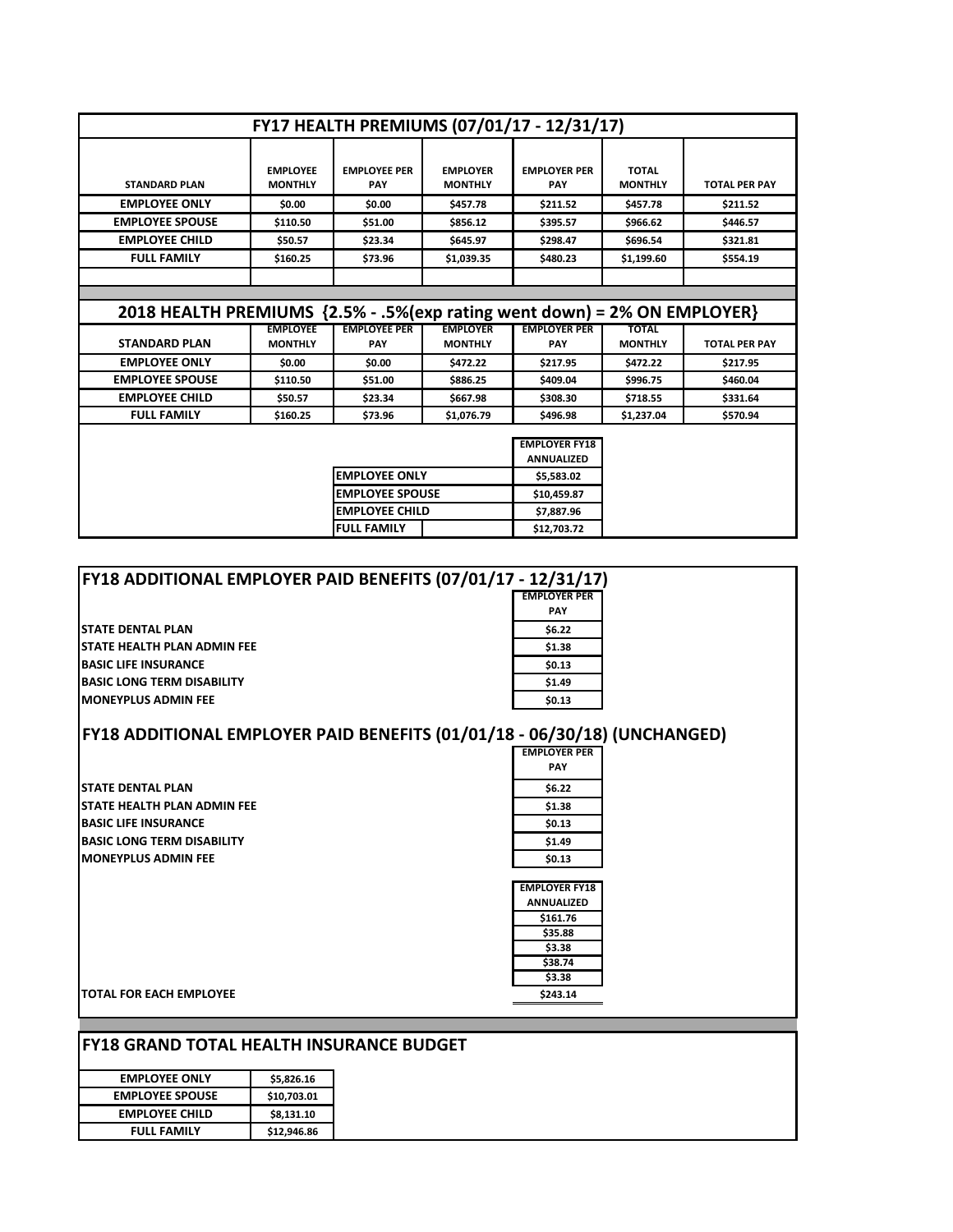## FY17 HEALTH PREMIUMS (07/01/17 - 12/31/17)

| STANDARD PLAN | EMPLOYEE MONTHLY | EMPLOYEE PER PAY | EMPLOYER MONTHLY | EMPLOYER PER PAY | TOTAL MONTHLY | TOTAL PER PAY |
|---|---|---|---|---|---|---|
| EMPLOYEE ONLY | $0.00 | $0.00 | $457.78 | $211.52 | $457.78 | $211.52 |
| EMPLOYEE SPOUSE | $110.50 | $51.00 | $856.12 | $395.57 | $966.62 | $446.57 |
| EMPLOYEE CHILD | $50.57 | $23.34 | $645.97 | $298.47 | $696.54 | $321.81 |
| FULL FAMILY | $160.25 | $73.96 | $1,039.35 | $480.23 | $1,199.60 | $554.19 |

## 2018 HEALTH PREMIUMS {2.5% - .5%(exp rating went down) = 2% ON EMPLOYER}

| STANDARD PLAN | EMPLOYEE MONTHLY | EMPLOYEE PER PAY | EMPLOYER MONTHLY | EMPLOYER PER PAY | TOTAL MONTHLY | TOTAL PER PAY |
|---|---|---|---|---|---|---|
| EMPLOYEE ONLY | $0.00 | $0.00 | $472.22 | $217.95 | $472.22 | $217.95 |
| EMPLOYEE SPOUSE | $110.50 | $51.00 | $886.25 | $409.04 | $996.75 | $460.04 |
| EMPLOYEE CHILD | $50.57 | $23.34 | $667.98 | $308.30 | $718.55 | $331.64 |
| FULL FAMILY | $160.25 | $73.96 | $1,076.79 | $496.98 | $1,237.04 | $570.94 |

| | EMPLOYER FY18 ANNUALIZED |
|---|---|
| EMPLOYEE ONLY | $5,583.02 |
| EMPLOYEE SPOUSE | $10,459.87 |
| EMPLOYEE CHILD | $7,887.96 |
| FULL FAMILY | $12,703.72 |

## FY18 ADDITIONAL EMPLOYER PAID BENEFITS (07/01/17 - 12/31/17)

| | EMPLOYER PER PAY |
|---|---|
| STATE DENTAL PLAN | $6.22 |
| STATE HEALTH PLAN ADMIN FEE | $1.38 |
| BASIC LIFE INSURANCE | $0.13 |
| BASIC LONG TERM DISABILITY | $1.49 |
| MONEYPLUS ADMIN FEE | $0.13 |

## FY18 ADDITIONAL EMPLOYER PAID BENEFITS (01/01/18 - 06/30/18) (UNCHANGED)

| | EMPLOYER PER PAY | EMPLOYER FY18 ANNUALIZED |
|---|---|---|
| STATE DENTAL PLAN | $6.22 | $161.76 |
| STATE HEALTH PLAN ADMIN FEE | $1.38 | $35.88 |
| BASIC LIFE INSURANCE | $0.13 | $3.38 |
| BASIC LONG TERM DISABILITY | $1.49 | $38.74 |
| MONEYPLUS ADMIN FEE | $0.13 | $3.38 |
| TOTAL FOR EACH EMPLOYEE | | $243.14 |

## FY18 GRAND TOTAL HEALTH INSURANCE BUDGET

| | |
|---|---|
| EMPLOYEE ONLY | $5,826.16 |
| EMPLOYEE SPOUSE | $10,703.01 |
| EMPLOYEE CHILD | $8,131.10 |
| FULL FAMILY | $12,946.86 |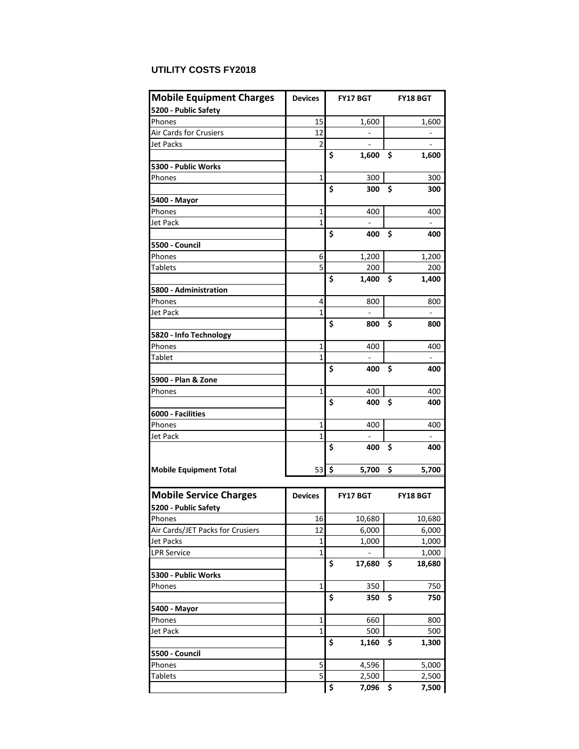**UTILITY COSTS FY2018**

| **Mobile Equipment Charges** | **Devices** | **FY17 BGT** | **FY18 BGT** |
|---|---|---|---|
| **5200 - Public Safety** | | | |
| Phones | 15 | 1,600 | 1,600 |
| Air Cards for Crusiers | 12 | - | - |
| Jet Packs | 2 | - | - |
| | | **$ 1,600** | **$ 1,600** |
| **5300 - Public Works** | | | |
| Phones | 1 | 300 | 300 |
| | | **$ 300** | **$ 300** |
| **5400 - Mayor** | | | |
| Phones | 1 | 400 | 400 |
| Jet Pack | 1 | - | - |
| | | **$ 400** | **$ 400** |
| **5500 - Council** | | | |
| Phones | 6 | 1,200 | 1,200 |
| Tablets | 5 | 200 | 200 |
| | | **$ 1,400** | **$ 1,400** |
| **5800 - Administration** | | | |
| Phones | 4 | 800 | 800 |
| Jet Pack | 1 | - | - |
| | | **$ 800** | **$ 800** |
| **5820 - Info Technology** | | | |
| Phones | 1 | 400 | 400 |
| Tablet | 1 | - | - |
| | | **$ 400** | **$ 400** |
| **5900 - Plan & Zone** | | | |
| Phones | 1 | 400 | 400 |
| | | **$ 400** | **$ 400** |
| **6000 - Facilities** | | | |
| Phones | 1 | 400 | 400 |
| Jet Pack | 1 | - | - |
| | | **$ 400** | **$ 400** |
| **Mobile Equipment Total** | 53 | **$ 5,700** | **$ 5,700** |

| **Mobile Service Charges** | **Devices** | **FY17 BGT** | **FY18 BGT** |
|---|---|---|---|
| **5200 - Public Safety** | | | |
| Phones | 16 | 10,680 | 10,680 |
| Air Cards/JET Packs for Crusiers | 12 | 6,000 | 6,000 |
| Jet Packs | 1 | 1,000 | 1,000 |
| LPR Service | 1 | - | 1,000 |
| | | **$ 17,680** | **$ 18,680** |
| **5300 - Public Works** | | | |
| Phones | 1 | 350 | 750 |
| | | **$ 350** | **$ 750** |
| **5400 - Mayor** | | | |
| Phones | 1 | 660 | 800 |
| Jet Pack | 1 | 500 | 500 |
| | | **$ 1,160** | **$ 1,300** |
| **5500 - Council** | | | |
| Phones | 5 | 4,596 | 5,000 |
| Tablets | 5 | 2,500 | 2,500 |
| | | **$ 7,096** | **$ 7,500** |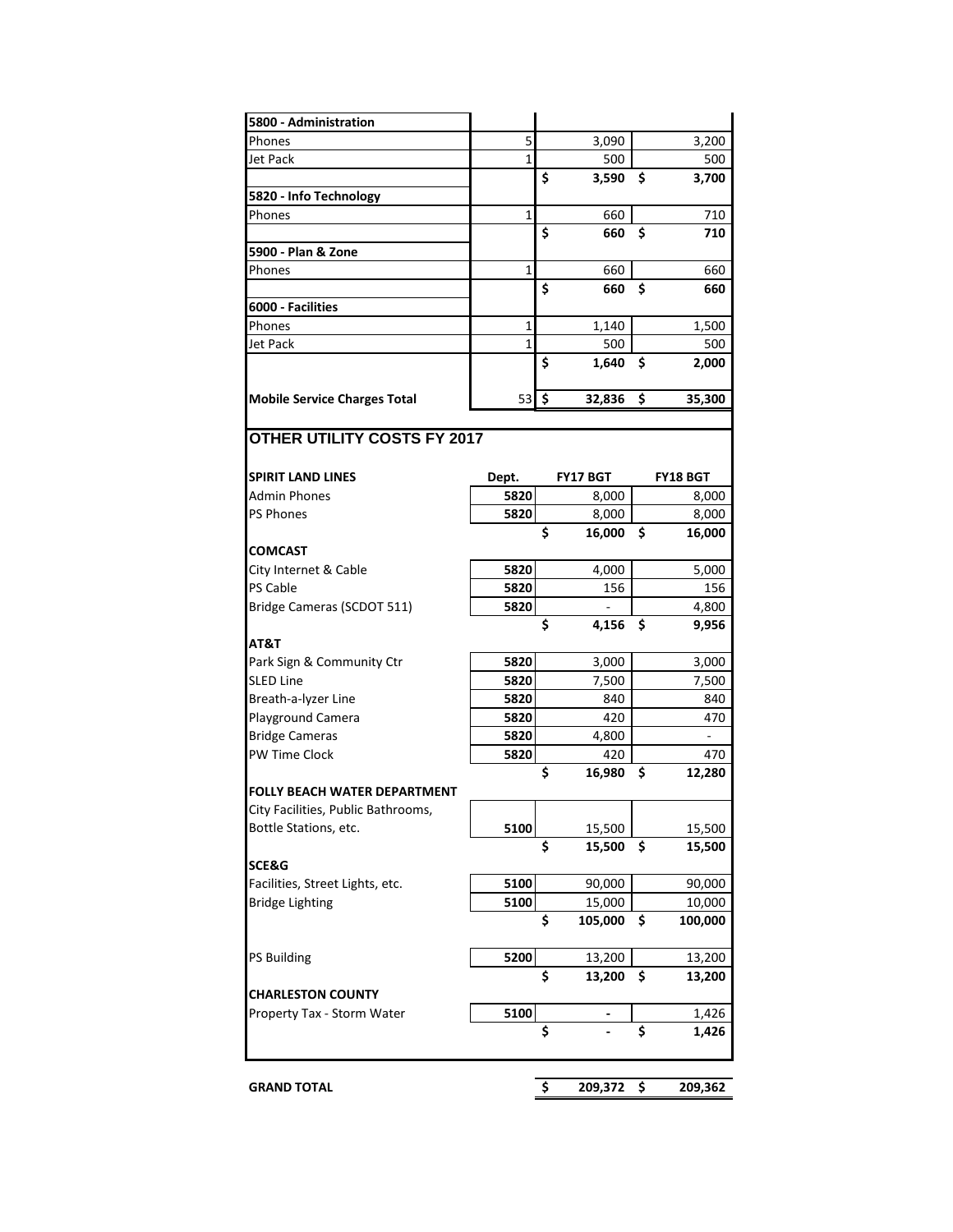| | | | |
|---|---|---|---|
| **5800 - Administration** | | | |
| Phones | 5 | 3,090 | 3,200 |
| Jet Pack | 1 | 500 | 500 |
| | | **$ 3,590** | **$ 3,700** |
| **5820 - Info Technology** | | | |
| Phones | 1 | 660 | 710 |
| | | **$ 660** | **$ 710** |
| **5900 - Plan & Zone** | | | |
| Phones | 1 | 660 | 660 |
| | | **$ 660** | **$ 660** |
| **6000 - Facilities** | | | |
| Phones | 1 | 1,140 | 1,500 |
| Jet Pack | 1 | 500 | 500 |
| | | **$ 1,640** | **$ 2,000** |
| **Mobile Service Charges Total** | 53 | **$ 32,836** | **$ 35,300** |

## OTHER UTILITY COSTS FY 2017

| **SPIRIT LAND LINES** | **Dept.** | **FY17 BGT** | **FY18 BGT** |
|---|---|---|---|
| Admin Phones | **5820** | 8,000 | 8,000 |
| PS Phones | **5820** | 8,000 | 8,000 |
| | | **$ 16,000** | **$ 16,000** |
| **COMCAST** | | | |
| City Internet & Cable | **5820** | 4,000 | 5,000 |
| PS Cable | **5820** | 156 | 156 |
| Bridge Cameras (SCDOT 511) | **5820** | - | 4,800 |
| | | **$ 4,156** | **$ 9,956** |
| **AT&T** | | | |
| Park Sign & Community Ctr | **5820** | 3,000 | 3,000 |
| SLED Line | **5820** | 7,500 | 7,500 |
| Breath-a-lyzer Line | **5820** | 840 | 840 |
| Playground Camera | **5820** | 420 | 470 |
| Bridge Cameras | **5820** | 4,800 | - |
| PW Time Clock | **5820** | 420 | 470 |
| | | **$ 16,980** | **$ 12,280** |
| **FOLLY BEACH WATER DEPARTMENT** | | | |
| City Facilities, Public Bathrooms, Bottle Stations, etc. | **5100** | 15,500 | 15,500 |
| | | **$ 15,500** | **$ 15,500** |
| **SCE&G** | | | |
| Facilities, Street Lights, etc. | **5100** | 90,000 | 90,000 |
| Bridge Lighting | **5100** | 15,000 | 10,000 |
| | | **$ 105,000** | **$ 100,000** |
| PS Building | **5200** | 13,200 | 13,200 |
| | | **$ 13,200** | **$ 13,200** |
| **CHARLESTON COUNTY** | | | |
| Property Tax - Storm Water | **5100** | - | 1,426 |
| | | **$ -** | **$ 1,426** |
| **GRAND TOTAL** | | **$ 209,372** | **$ 209,362** |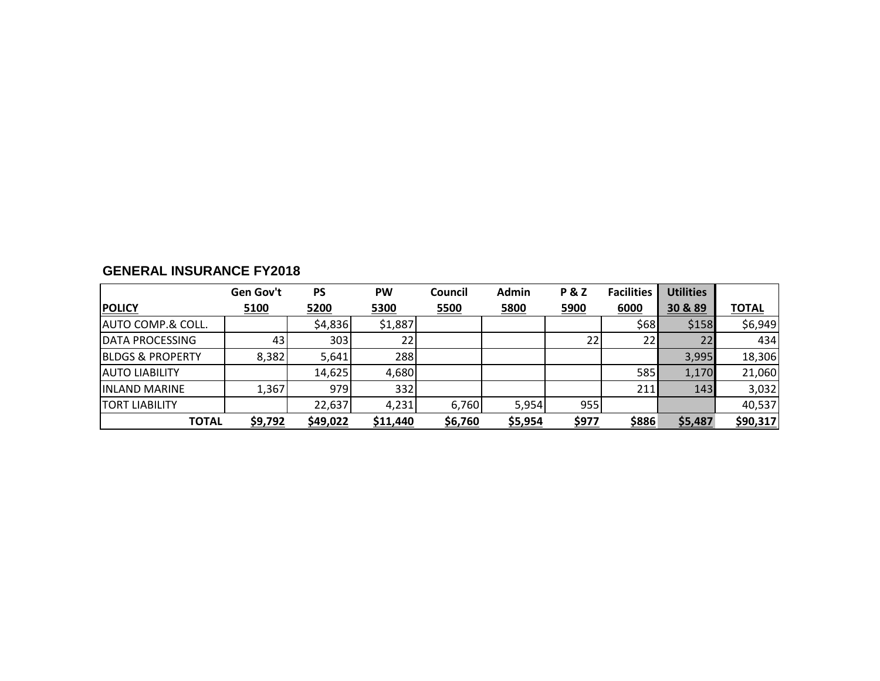## GENERAL INSURANCE FY2018

| POLICY | Gen Gov't 5100 | PS 5200 | PW 5300 | Council 5500 | Admin 5800 | P & Z 5900 | Facilities 6000 | Utilities 30 & 89 | TOTAL |
|---|---|---|---|---|---|---|---|---|---|
| AUTO COMP.& COLL. | | $4,836 | $1,887 | | | | $68 | $158 | $6,949 |
| DATA PROCESSING | 43 | 303 | 22 | | | 22 | 22 | 22 | 434 |
| BLDGS & PROPERTY | 8,382 | 5,641 | 288 | | | | | 3,995 | 18,306 |
| AUTO LIABILITY | | 14,625 | 4,680 | | | | 585 | 1,170 | 21,060 |
| INLAND MARINE | 1,367 | 979 | 332 | | | | 211 | 143 | 3,032 |
| TORT LIABILITY | | 22,637 | 4,231 | 6,760 | 5,954 | 955 | | | 40,537 |
| **TOTAL** | **$9,792** | **$49,022** | **$11,440** | **$6,760** | **$5,954** | **$977** | **$886** | **$5,487** | **$90,317** |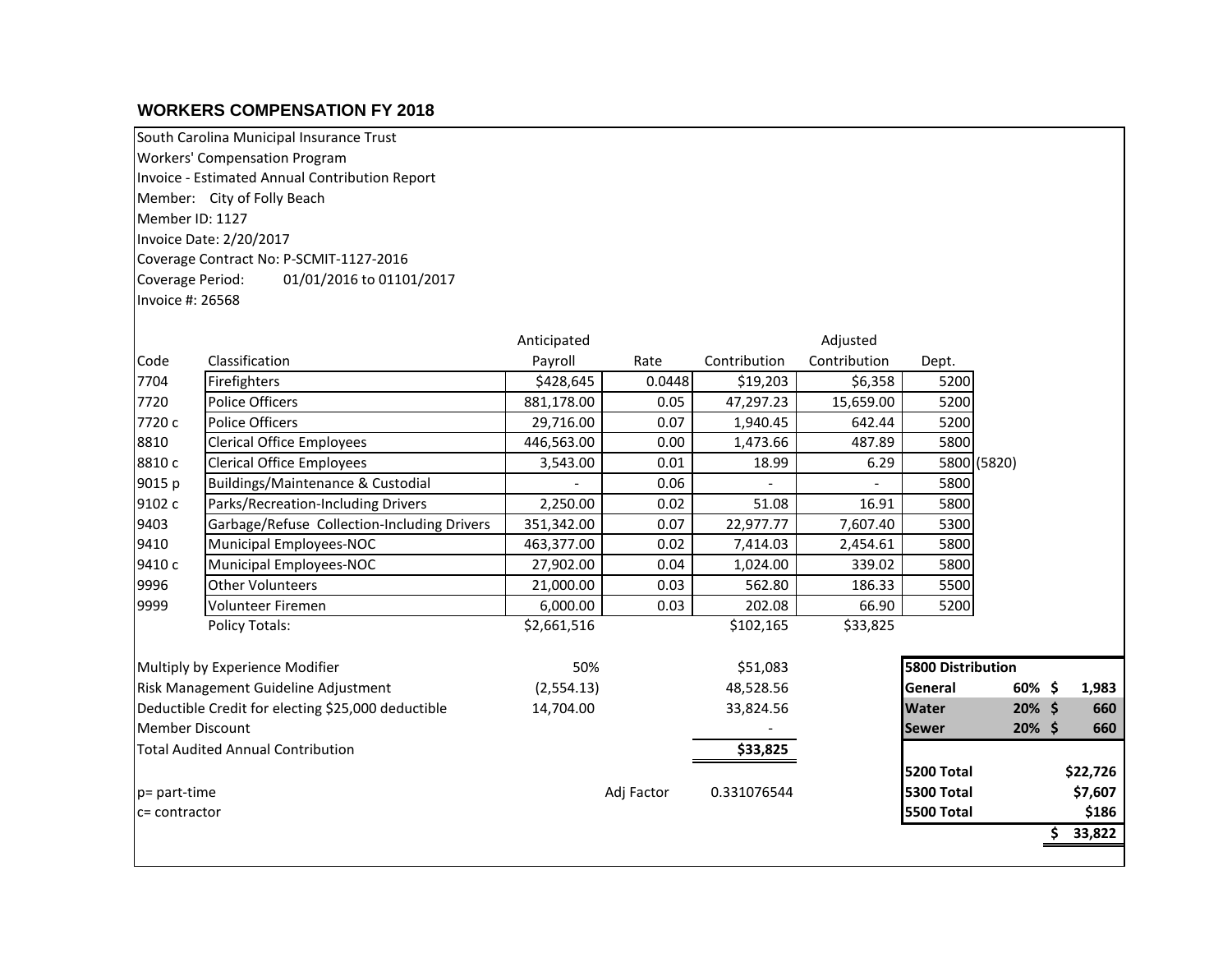## WORKERS COMPENSATION FY 2018

South Carolina Municipal Insurance Trust
Workers' Compensation Program
Invoice - Estimated Annual Contribution Report
Member: City of Folly Beach
Member ID: 1127
Invoice Date: 2/20/2017
Coverage Contract No: P-SCMIT-1127-2016
Coverage Period: 01/01/2016 to 01101/2017
Invoice #: 26568

| Code | Classification | Anticipated Payroll | Rate | Contribution | Adjusted Contribution | Dept. | |
|---|---|---|---|---|---|---|---|
| 7704 | Firefighters | $428,645 | 0.0448 | $19,203 | $6,358 | 5200 | |
| 7720 | Police Officers | 881,178.00 | 0.05 | 47,297.23 | 15,659.00 | 5200 | |
| 7720 c | Police Officers | 29,716.00 | 0.07 | 1,940.45 | 642.44 | 5200 | |
| 8810 | Clerical Office Employees | 446,563.00 | 0.00 | 1,473.66 | 487.89 | 5800 | |
| 8810 c | Clerical Office Employees | 3,543.00 | 0.01 | 18.99 | 6.29 | 5800 | (5820) |
| 9015 p | Buildings/Maintenance & Custodial | - | 0.06 | - | - | 5800 | |
| 9102 c | Parks/Recreation-Including Drivers | 2,250.00 | 0.02 | 51.08 | 16.91 | 5800 | |
| 9403 | Garbage/Refuse Collection-Including Drivers | 351,342.00 | 0.07 | 22,977.77 | 7,607.40 | 5300 | |
| 9410 | Municipal Employees-NOC | 463,377.00 | 0.02 | 7,414.03 | 2,454.61 | 5800 | |
| 9410 c | Municipal Employees-NOC | 27,902.00 | 0.04 | 1,024.00 | 339.02 | 5800 | |
| 9996 | Other Volunteers | 21,000.00 | 0.03 | 562.80 | 186.33 | 5500 | |
| 9999 | Volunteer Firemen | 6,000.00 | 0.03 | 202.08 | 66.90 | 5200 | |
| | Policy Totals: | $2,661,516 | | $102,165 | $33,825 | | |

| | | |
|---|---|---|
| Multiply by Experience Modifier | 50% | $51,083 |
| Risk Management Guideline Adjustment | (2,554.13) | 48,528.56 |
| Deductible Credit for electing $25,000 deductible | 14,704.00 | 33,824.56 |
| Member Discount | | - |
| Total Audited Annual Contribution | | **$33,825** |

p= part-time
c= contractor

Adj Factor 0.331076544

| 5800 Distribution | | |
|---|---|---|
| General | 60% | $ 1,983 |
| Water | 20% | $ 660 |
| Sewer | 20% | $ 660 |
| 5200 Total | | $22,726 |
| 5300 Total | | $7,607 |
| 5500 Total | | $186 |
| | | $ 33,822 |